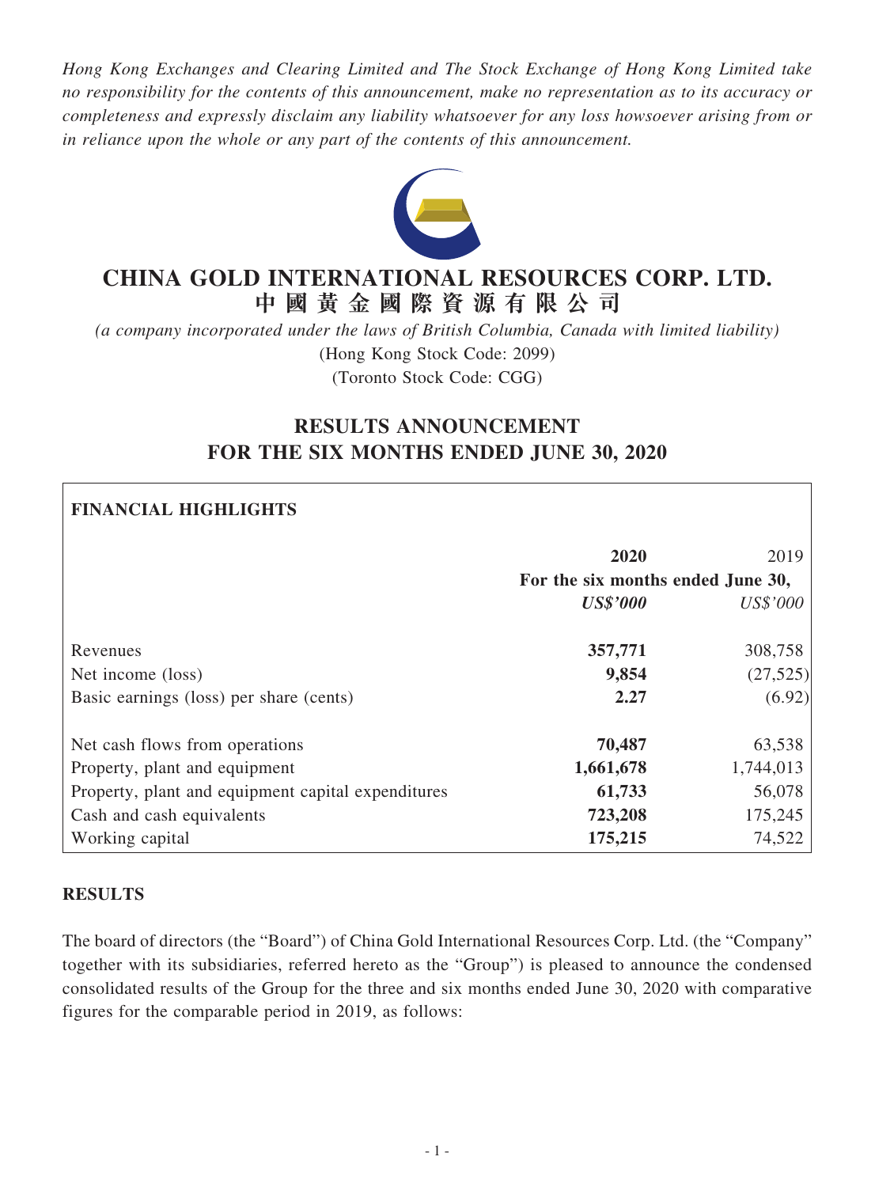*Hong Kong Exchanges and Clearing Limited and The Stock Exchange of Hong Kong Limited take no responsibility for the contents of this announcement, make no representation as to its accuracy or completeness and expressly disclaim any liability whatsoever for any loss howsoever arising from or in reliance upon the whole or any part of the contents of this announcement.*

# CHINA GOLD INTERNATIONAL RESOURCES CORP. LTD.
# 中國黃金國際資源有限公司

*(a company incorporated under the laws of British Columbia, Canada with limited liability)*
(Hong Kong Stock Code: 2099)
(Toronto Stock Code: CGG)

## RESULTS ANNOUNCEMENT FOR THE SIX MONTHS ENDED JUNE 30, 2020

**FINANCIAL HIGHLIGHTS**

| | **2020** | 2019 |
|---|---|---|
| | **For the six months ended June 30,** | |
| | ***US$'000*** | *US$'000* |
| Revenues | **357,771** | 308,758 |
| Net income (loss) | **9,854** | (27,525) |
| Basic earnings (loss) per share (cents) | **2.27** | (6.92) |
| Net cash flows from operations | **70,487** | 63,538 |
| Property, plant and equipment | **1,661,678** | 1,744,013 |
| Property, plant and equipment capital expenditures | **61,733** | 56,078 |
| Cash and cash equivalents | **723,208** | 175,245 |
| Working capital | **175,215** | 74,522 |

**RESULTS**

The board of directors (the "Board") of China Gold International Resources Corp. Ltd. (the "Company" together with its subsidiaries, referred hereto as the "Group") is pleased to announce the condensed consolidated results of the Group for the three and six months ended June 30, 2020 with comparative figures for the comparable period in 2019, as follows: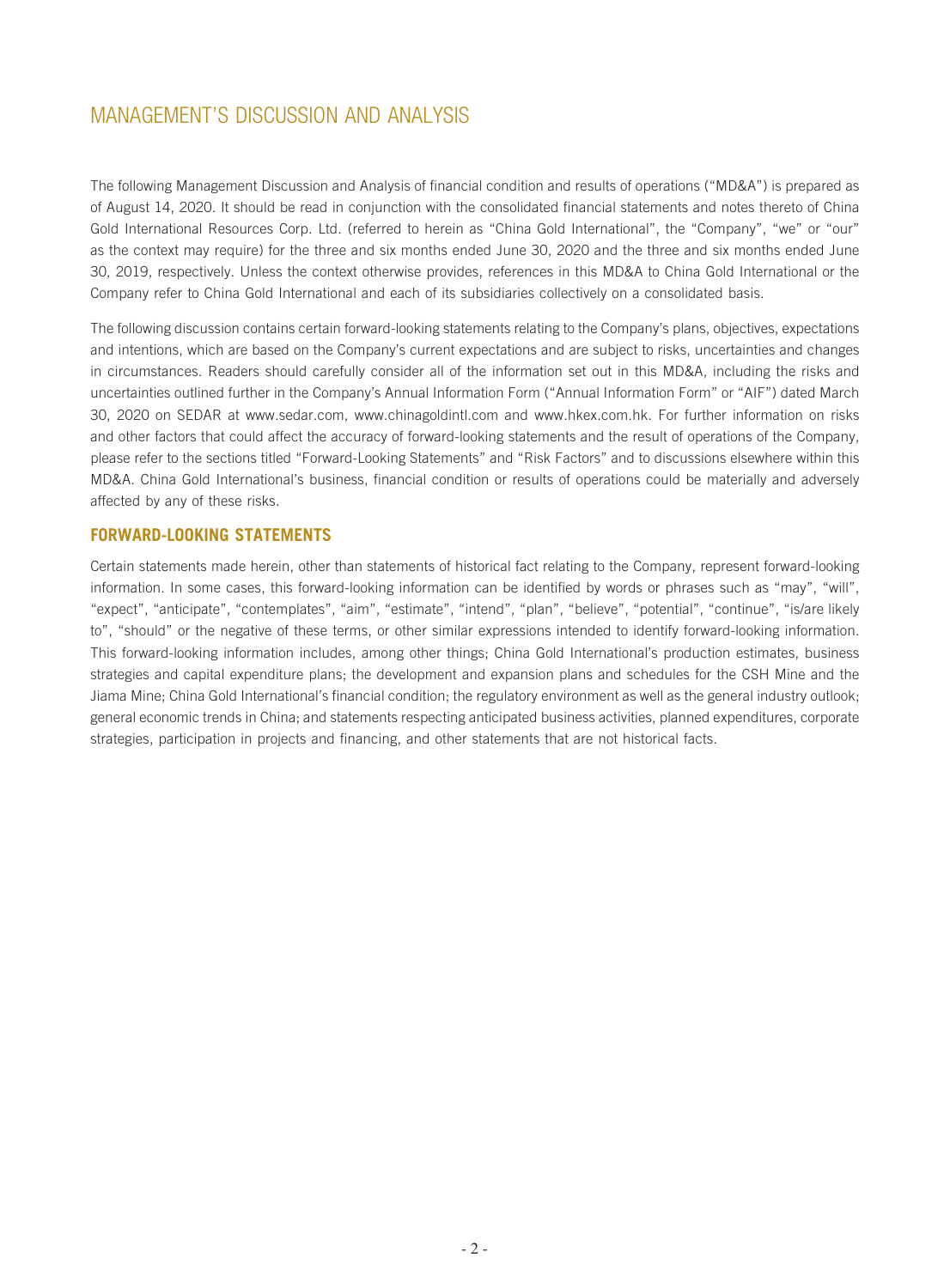# MANAGEMENT'S DISCUSSION AND ANALYSIS

The following Management Discussion and Analysis of financial condition and results of operations ("MD&A") is prepared as of August 14, 2020. It should be read in conjunction with the consolidated financial statements and notes thereto of China Gold International Resources Corp. Ltd. (referred to herein as "China Gold International", the "Company", "we" or "our" as the context may require) for the three and six months ended June 30, 2020 and the three and six months ended June 30, 2019, respectively. Unless the context otherwise provides, references in this MD&A to China Gold International or the Company refer to China Gold International and each of its subsidiaries collectively on a consolidated basis.

The following discussion contains certain forward-looking statements relating to the Company's plans, objectives, expectations and intentions, which are based on the Company's current expectations and are subject to risks, uncertainties and changes in circumstances. Readers should carefully consider all of the information set out in this MD&A, including the risks and uncertainties outlined further in the Company's Annual Information Form ("Annual Information Form" or "AIF") dated March 30, 2020 on SEDAR at www.sedar.com, www.chinagoldintl.com and www.hkex.com.hk. For further information on risks and other factors that could affect the accuracy of forward-looking statements and the result of operations of the Company, please refer to the sections titled "Forward-Looking Statements" and "Risk Factors" and to discussions elsewhere within this MD&A. China Gold International's business, financial condition or results of operations could be materially and adversely affected by any of these risks.

## FORWARD-LOOKING STATEMENTS

Certain statements made herein, other than statements of historical fact relating to the Company, represent forward-looking information. In some cases, this forward-looking information can be identified by words or phrases such as "may", "will", "expect", "anticipate", "contemplates", "aim", "estimate", "intend", "plan", "believe", "potential", "continue", "is/are likely to", "should" or the negative of these terms, or other similar expressions intended to identify forward-looking information. This forward-looking information includes, among other things; China Gold International's production estimates, business strategies and capital expenditure plans; the development and expansion plans and schedules for the CSH Mine and the Jiama Mine; China Gold International's financial condition; the regulatory environment as well as the general industry outlook; general economic trends in China; and statements respecting anticipated business activities, planned expenditures, corporate strategies, participation in projects and financing, and other statements that are not historical facts.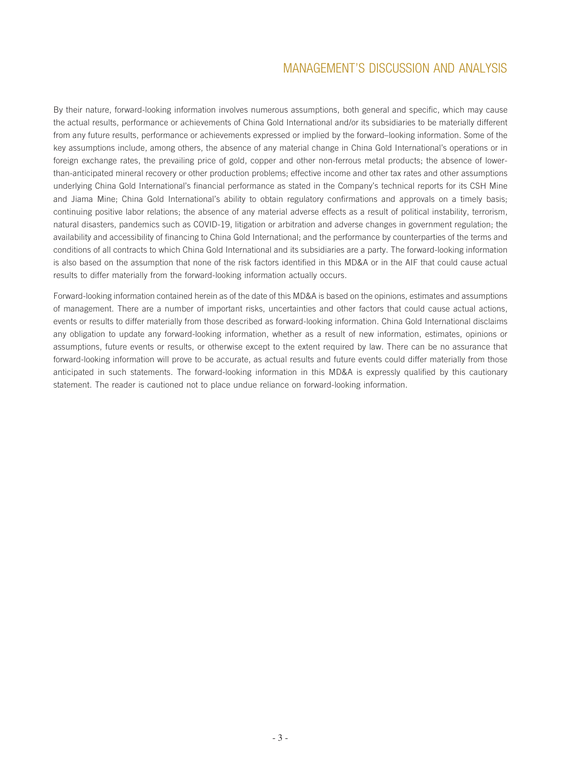By their nature, forward-looking information involves numerous assumptions, both general and specific, which may cause the actual results, performance or achievements of China Gold International and/or its subsidiaries to be materially different from any future results, performance or achievements expressed or implied by the forward–looking information. Some of the key assumptions include, among others, the absence of any material change in China Gold International's operations or in foreign exchange rates, the prevailing price of gold, copper and other non-ferrous metal products; the absence of lower-than-anticipated mineral recovery or other production problems; effective income and other tax rates and other assumptions underlying China Gold International's financial performance as stated in the Company's technical reports for its CSH Mine and Jiama Mine; China Gold International's ability to obtain regulatory confirmations and approvals on a timely basis; continuing positive labor relations; the absence of any material adverse effects as a result of political instability, terrorism, natural disasters, pandemics such as COVID-19, litigation or arbitration and adverse changes in government regulation; the availability and accessibility of financing to China Gold International; and the performance by counterparties of the terms and conditions of all contracts to which China Gold International and its subsidiaries are a party. The forward-looking information is also based on the assumption that none of the risk factors identified in this MD&A or in the AIF that could cause actual results to differ materially from the forward-looking information actually occurs.

Forward-looking information contained herein as of the date of this MD&A is based on the opinions, estimates and assumptions of management. There are a number of important risks, uncertainties and other factors that could cause actual actions, events or results to differ materially from those described as forward-looking information. China Gold International disclaims any obligation to update any forward-looking information, whether as a result of new information, estimates, opinions or assumptions, future events or results, or otherwise except to the extent required by law. There can be no assurance that forward-looking information will prove to be accurate, as actual results and future events could differ materially from those anticipated in such statements. The forward-looking information in this MD&A is expressly qualified by this cautionary statement. The reader is cautioned not to place undue reliance on forward-looking information.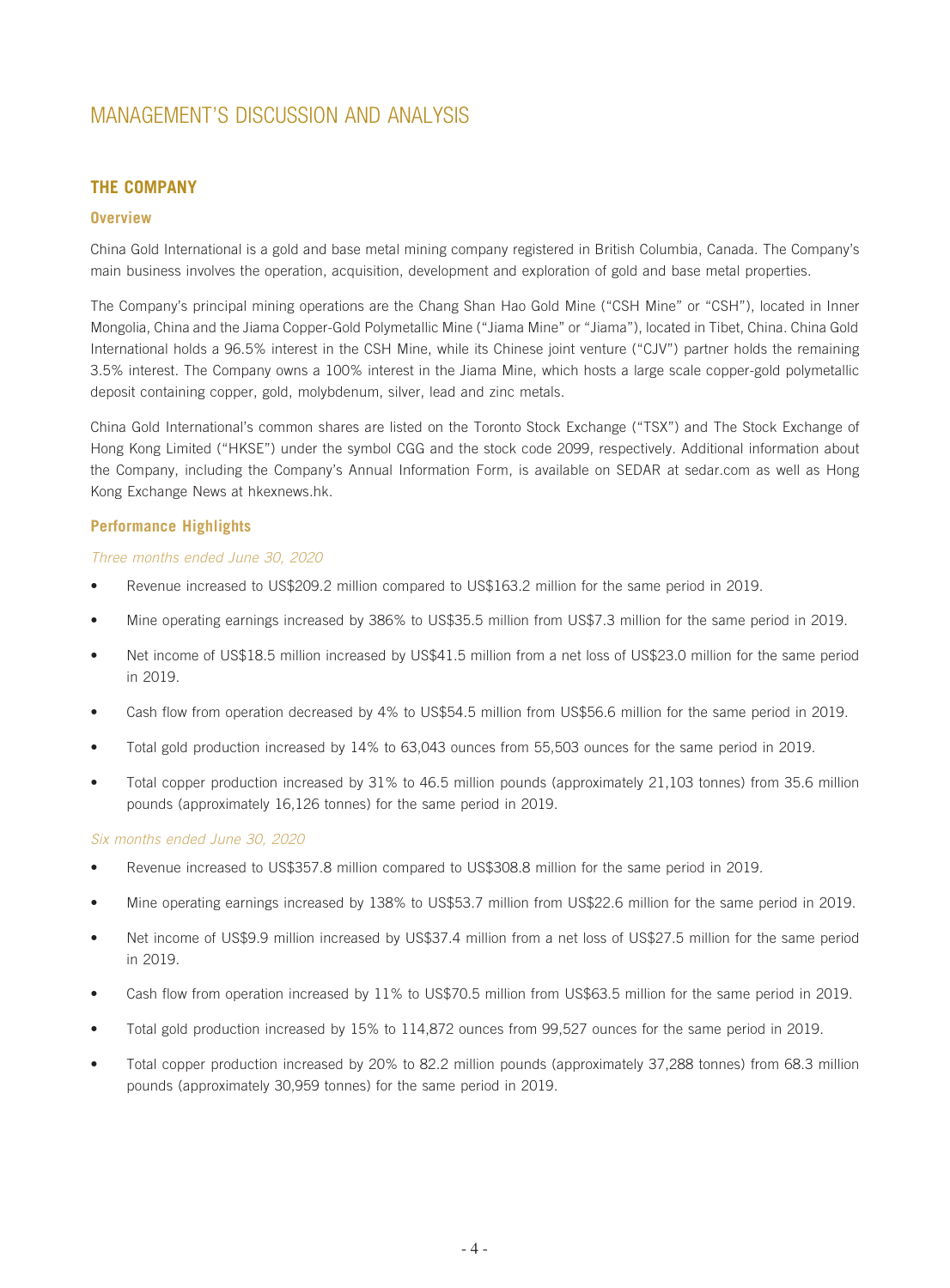# MANAGEMENT'S DISCUSSION AND ANALYSIS

## THE COMPANY

### Overview

China Gold International is a gold and base metal mining company registered in British Columbia, Canada. The Company's main business involves the operation, acquisition, development and exploration of gold and base metal properties.

The Company's principal mining operations are the Chang Shan Hao Gold Mine ("CSH Mine" or "CSH"), located in Inner Mongolia, China and the Jiama Copper-Gold Polymetallic Mine ("Jiama Mine" or "Jiama"), located in Tibet, China. China Gold International holds a 96.5% interest in the CSH Mine, while its Chinese joint venture ("CJV") partner holds the remaining 3.5% interest. The Company owns a 100% interest in the Jiama Mine, which hosts a large scale copper-gold polymetallic deposit containing copper, gold, molybdenum, silver, lead and zinc metals.

China Gold International's common shares are listed on the Toronto Stock Exchange ("TSX") and The Stock Exchange of Hong Kong Limited ("HKSE") under the symbol CGG and the stock code 2099, respectively. Additional information about the Company, including the Company's Annual Information Form, is available on SEDAR at sedar.com as well as Hong Kong Exchange News at hkexnews.hk.

### Performance Highlights

*Three months ended June 30, 2020*

- Revenue increased to US$209.2 million compared to US$163.2 million for the same period in 2019.
- Mine operating earnings increased by 386% to US$35.5 million from US$7.3 million for the same period in 2019.
- Net income of US$18.5 million increased by US$41.5 million from a net loss of US$23.0 million for the same period in 2019.
- Cash flow from operation decreased by 4% to US$54.5 million from US$56.6 million for the same period in 2019.
- Total gold production increased by 14% to 63,043 ounces from 55,503 ounces for the same period in 2019.
- Total copper production increased by 31% to 46.5 million pounds (approximately 21,103 tonnes) from 35.6 million pounds (approximately 16,126 tonnes) for the same period in 2019.

*Six months ended June 30, 2020*

- Revenue increased to US$357.8 million compared to US$308.8 million for the same period in 2019.
- Mine operating earnings increased by 138% to US$53.7 million from US$22.6 million for the same period in 2019.
- Net income of US$9.9 million increased by US$37.4 million from a net loss of US$27.5 million for the same period in 2019.
- Cash flow from operation increased by 11% to US$70.5 million from US$63.5 million for the same period in 2019.
- Total gold production increased by 15% to 114,872 ounces from 99,527 ounces for the same period in 2019.
- Total copper production increased by 20% to 82.2 million pounds (approximately 37,288 tonnes) from 68.3 million pounds (approximately 30,959 tonnes) for the same period in 2019.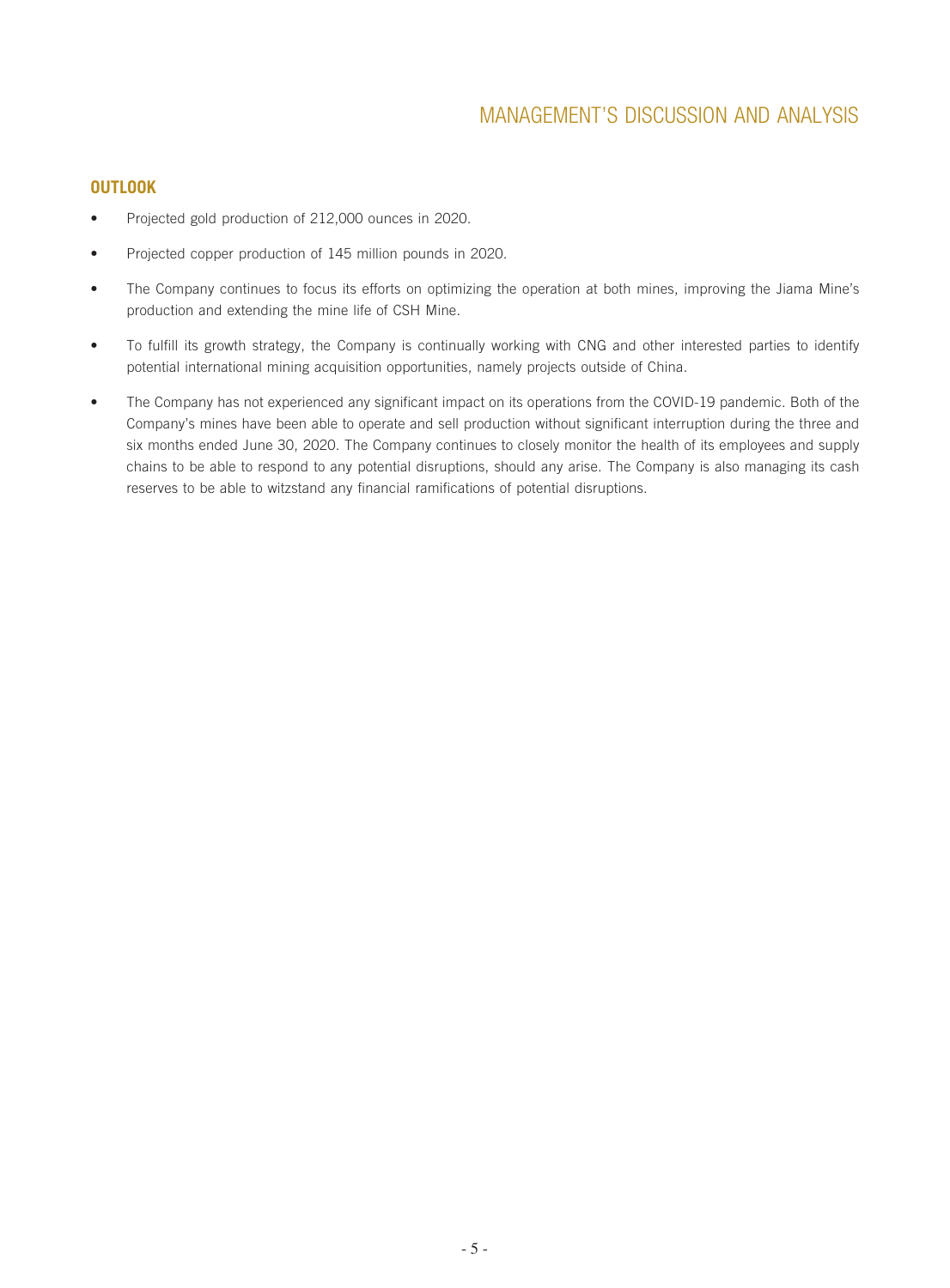## OUTLOOK

- Projected gold production of 212,000 ounces in 2020.
- Projected copper production of 145 million pounds in 2020.
- The Company continues to focus its efforts on optimizing the operation at both mines, improving the Jiama Mine's production and extending the mine life of CSH Mine.
- To fulfill its growth strategy, the Company is continually working with CNG and other interested parties to identify potential international mining acquisition opportunities, namely projects outside of China.
- The Company has not experienced any significant impact on its operations from the COVID-19 pandemic. Both of the Company's mines have been able to operate and sell production without significant interruption during the three and six months ended June 30, 2020. The Company continues to closely monitor the health of its employees and supply chains to be able to respond to any potential disruptions, should any arise. The Company is also managing its cash reserves to be able to witzstand any financial ramifications of potential disruptions.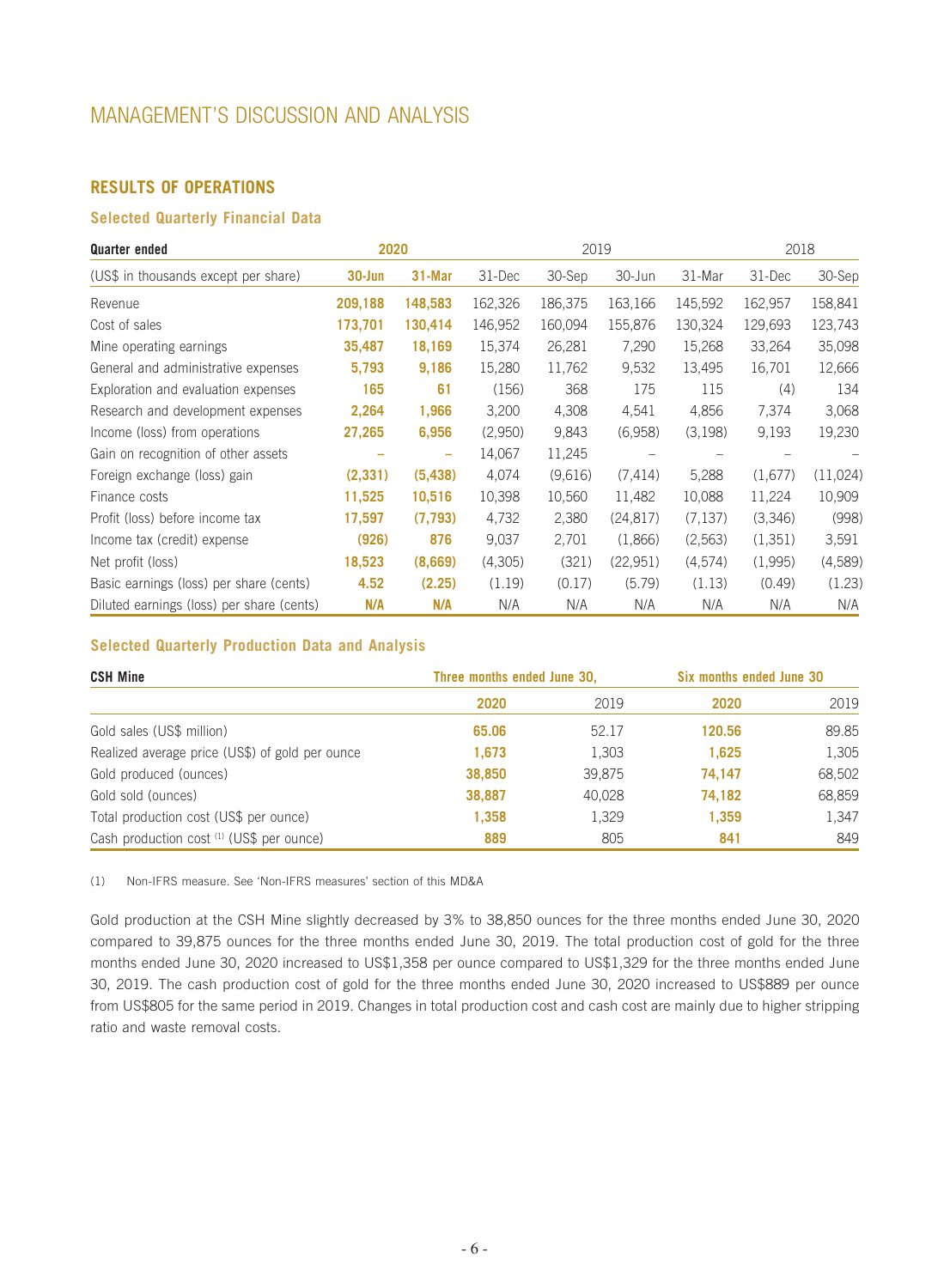# MANAGEMENT'S DISCUSSION AND ANALYSIS

## RESULTS OF OPERATIONS

### Selected Quarterly Financial Data

| Quarter ended | 2020 | | 2019 | | | | 2018 | |
|---|---|---|---|---|---|---|---|---|
| (US$ in thousands except per share) | **30-Jun** | **31-Mar** | 31-Dec | 30-Sep | 30-Jun | 31-Mar | 31-Dec | 30-Sep |
| Revenue | **209,188** | **148,583** | 162,326 | 186,375 | 163,166 | 145,592 | 162,957 | 158,841 |
| Cost of sales | **173,701** | **130,414** | 146,952 | 160,094 | 155,876 | 130,324 | 129,693 | 123,743 |
| Mine operating earnings | **35,487** | **18,169** | 15,374 | 26,281 | 7,290 | 15,268 | 33,264 | 35,098 |
| General and administrative expenses | **5,793** | **9,186** | 15,280 | 11,762 | 9,532 | 13,495 | 16,701 | 12,666 |
| Exploration and evaluation expenses | **165** | **61** | (156) | 368 | 175 | 115 | (4) | 134 |
| Research and development expenses | **2,264** | **1,966** | 3,200 | 4,308 | 4,541 | 4,856 | 7,374 | 3,068 |
| Income (loss) from operations | **27,265** | **6,956** | (2,950) | 9,843 | (6,958) | (3,198) | 9,193 | 19,230 |
| Gain on recognition of other assets | **–** | **–** | 14,067 | 11,245 | – | – | – | – |
| Foreign exchange (loss) gain | **(2,331)** | **(5,438)** | 4,074 | (9,616) | (7,414) | 5,288 | (1,677) | (11,024) |
| Finance costs | **11,525** | **10,516** | 10,398 | 10,560 | 11,482 | 10,088 | 11,224 | 10,909 |
| Profit (loss) before income tax | **17,597** | **(7,793)** | 4,732 | 2,380 | (24,817) | (7,137) | (3,346) | (998) |
| Income tax (credit) expense | **(926)** | **876** | 9,037 | 2,701 | (1,866) | (2,563) | (1,351) | 3,591 |
| Net profit (loss) | **18,523** | **(8,669)** | (4,305) | (321) | (22,951) | (4,574) | (1,995) | (4,589) |
| Basic earnings (loss) per share (cents) | **4.52** | **(2.25)** | (1.19) | (0.17) | (5.79) | (1.13) | (0.49) | (1.23) |
| Diluted earnings (loss) per share (cents) | **N/A** | **N/A** | N/A | N/A | N/A | N/A | N/A | N/A |

### Selected Quarterly Production Data and Analysis

| CSH Mine | Three months ended June 30, | | Six months ended June 30 | |
|---|---|---|---|---|
| | **2020** | 2019 | **2020** | 2019 |
| Gold sales (US$ million) | **65.06** | 52.17 | **120.56** | 89.85 |
| Realized average price (US$) of gold per ounce | **1,673** | 1,303 | **1,625** | 1,305 |
| Gold produced (ounces) | **38,850** | 39,875 | **74,147** | 68,502 |
| Gold sold (ounces) | **38,887** | 40,028 | **74,182** | 68,859 |
| Total production cost (US$ per ounce) | **1,358** | 1,329 | **1,359** | 1,347 |
| Cash production cost [(1)] (US$ per ounce) | **889** | 805 | **841** | 849 |

(1) Non-IFRS measure. See 'Non-IFRS measures' section of this MD&A

Gold production at the CSH Mine slightly decreased by 3% to 38,850 ounces for the three months ended June 30, 2020 compared to 39,875 ounces for the three months ended June 30, 2019. The total production cost of gold for the three months ended June 30, 2020 increased to US$1,358 per ounce compared to US$1,329 for the three months ended June 30, 2019. The cash production cost of gold for the three months ended June 30, 2020 increased to US$889 per ounce from US$805 for the same period in 2019. Changes in total production cost and cash cost are mainly due to higher stripping ratio and waste removal costs.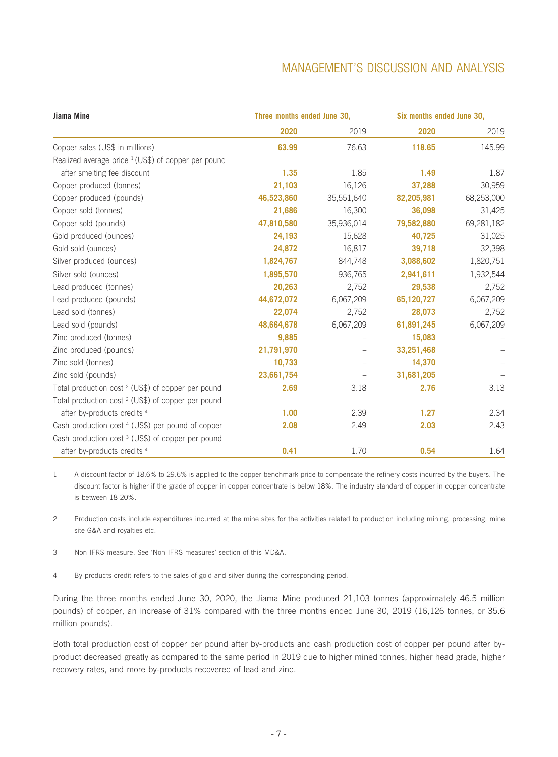| Jiama Mine | Three months ended June 30, | | Six months ended June 30, | |
|---|---|---|---|---|
| | **2020** | 2019 | **2020** | 2019 |
| Copper sales (US$ in millions) | **63.99** | 76.63 | **118.65** | 145.99 |
| Realized average price [1] (US$) of copper per pound after smelting fee discount | **1.35** | 1.85 | **1.49** | 1.87 |
| Copper produced (tonnes) | **21,103** | 16,126 | **37,288** | 30,959 |
| Copper produced (pounds) | **46,523,860** | 35,551,640 | **82,205,981** | 68,253,000 |
| Copper sold (tonnes) | **21,686** | 16,300 | **36,098** | 31,425 |
| Copper sold (pounds) | **47,810,580** | 35,936,014 | **79,582,880** | 69,281,182 |
| Gold produced (ounces) | **24,193** | 15,628 | **40,725** | 31,025 |
| Gold sold (ounces) | **24,872** | 16,817 | **39,718** | 32,398 |
| Silver produced (ounces) | **1,824,767** | 844,748 | **3,088,602** | 1,820,751 |
| Silver sold (ounces) | **1,895,570** | 936,765 | **2,941,611** | 1,932,544 |
| Lead produced (tonnes) | **20,263** | 2,752 | **29,538** | 2,752 |
| Lead produced (pounds) | **44,672,072** | 6,067,209 | **65,120,727** | 6,067,209 |
| Lead sold (tonnes) | **22,074** | 2,752 | **28,073** | 2,752 |
| Lead sold (pounds) | **48,664,678** | 6,067,209 | **61,891,245** | 6,067,209 |
| Zinc produced (tonnes) | **9,885** | – | **15,083** | – |
| Zinc produced (pounds) | **21,791,970** | – | **33,251,468** | – |
| Zinc sold (tonnes) | **10,733** | – | **14,370** | – |
| Zinc sold (pounds) | **23,661,754** | – | **31,681,205** | – |
| Total production cost [2] (US$) of copper per pound | **2.69** | 3.18 | **2.76** | 3.13 |
| Total production cost [2] (US$) of copper per pound after by-products credits [4] | **1.00** | 2.39 | **1.27** | 2.34 |
| Cash production cost [4] (US$) per pound of copper | **2.08** | 2.49 | **2.03** | 2.43 |
| Cash production cost [3] (US$) of copper per pound after by-products credits [4] | **0.41** | 1.70 | **0.54** | 1.64 |

1 A discount factor of 18.6% to 29.6% is applied to the copper benchmark price to compensate the refinery costs incurred by the buyers. The discount factor is higher if the grade of copper in copper concentrate is below 18%. The industry standard of copper in copper concentrate is between 18-20%.

2 Production costs include expenditures incurred at the mine sites for the activities related to production including mining, processing, mine site G&A and royalties etc.

3 Non-IFRS measure. See 'Non-IFRS measures' section of this MD&A.

4 By-products credit refers to the sales of gold and silver during the corresponding period.

During the three months ended June 30, 2020, the Jiama Mine produced 21,103 tonnes (approximately 46.5 million pounds) of copper, an increase of 31% compared with the three months ended June 30, 2019 (16,126 tonnes, or 35.6 million pounds).

Both total production cost of copper per pound after by-products and cash production cost of copper per pound after by-product decreased greatly as compared to the same period in 2019 due to higher mined tonnes, higher head grade, higher recovery rates, and more by-products recovered of lead and zinc.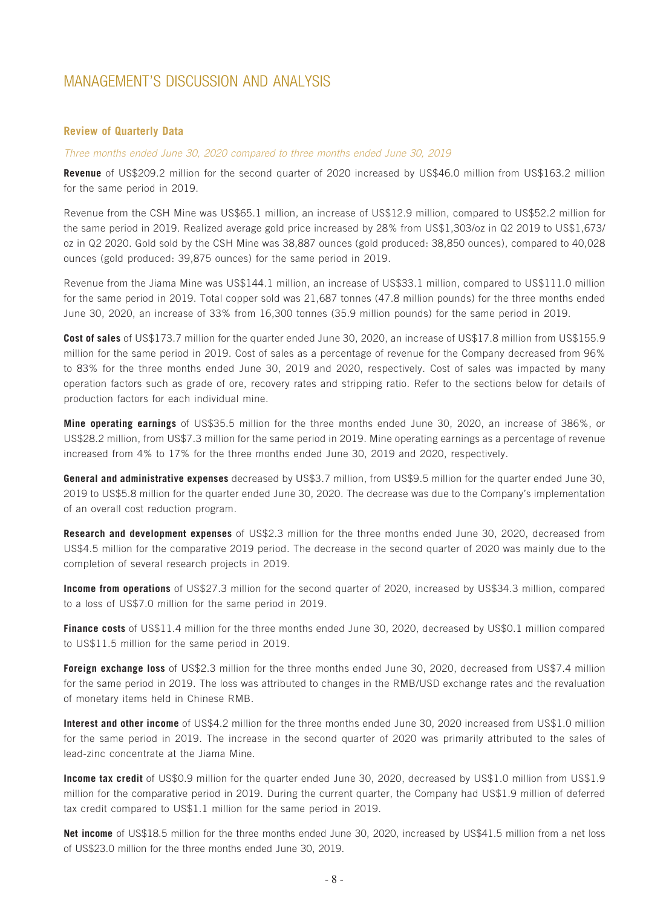# MANAGEMENT'S DISCUSSION AND ANALYSIS

## Review of Quarterly Data

*Three months ended June 30, 2020 compared to three months ended June 30, 2019*

**Revenue** of US$209.2 million for the second quarter of 2020 increased by US$46.0 million from US$163.2 million for the same period in 2019.

Revenue from the CSH Mine was US$65.1 million, an increase of US$12.9 million, compared to US$52.2 million for the same period in 2019. Realized average gold price increased by 28% from US$1,303/oz in Q2 2019 to US$1,673/oz in Q2 2020. Gold sold by the CSH Mine was 38,887 ounces (gold produced: 38,850 ounces), compared to 40,028 ounces (gold produced: 39,875 ounces) for the same period in 2019.

Revenue from the Jiama Mine was US$144.1 million, an increase of US$33.1 million, compared to US$111.0 million for the same period in 2019. Total copper sold was 21,687 tonnes (47.8 million pounds) for the three months ended June 30, 2020, an increase of 33% from 16,300 tonnes (35.9 million pounds) for the same period in 2019.

**Cost of sales** of US$173.7 million for the quarter ended June 30, 2020, an increase of US$17.8 million from US$155.9 million for the same period in 2019. Cost of sales as a percentage of revenue for the Company decreased from 96% to 83% for the three months ended June 30, 2019 and 2020, respectively. Cost of sales was impacted by many operation factors such as grade of ore, recovery rates and stripping ratio. Refer to the sections below for details of production factors for each individual mine.

**Mine operating earnings** of US$35.5 million for the three months ended June 30, 2020, an increase of 386%, or US$28.2 million, from US$7.3 million for the same period in 2019. Mine operating earnings as a percentage of revenue increased from 4% to 17% for the three months ended June 30, 2019 and 2020, respectively.

**General and administrative expenses** decreased by US$3.7 million, from US$9.5 million for the quarter ended June 30, 2019 to US$5.8 million for the quarter ended June 30, 2020. The decrease was due to the Company's implementation of an overall cost reduction program.

**Research and development expenses** of US$2.3 million for the three months ended June 30, 2020, decreased from US$4.5 million for the comparative 2019 period. The decrease in the second quarter of 2020 was mainly due to the completion of several research projects in 2019.

**Income from operations** of US$27.3 million for the second quarter of 2020, increased by US$34.3 million, compared to a loss of US$7.0 million for the same period in 2019.

**Finance costs** of US$11.4 million for the three months ended June 30, 2020, decreased by US$0.1 million compared to US$11.5 million for the same period in 2019.

**Foreign exchange loss** of US$2.3 million for the three months ended June 30, 2020, decreased from US$7.4 million for the same period in 2019. The loss was attributed to changes in the RMB/USD exchange rates and the revaluation of monetary items held in Chinese RMB.

**Interest and other income** of US$4.2 million for the three months ended June 30, 2020 increased from US$1.0 million for the same period in 2019. The increase in the second quarter of 2020 was primarily attributed to the sales of lead-zinc concentrate at the Jiama Mine.

**Income tax credit** of US$0.9 million for the quarter ended June 30, 2020, decreased by US$1.0 million from US$1.9 million for the comparative period in 2019. During the current quarter, the Company had US$1.9 million of deferred tax credit compared to US$1.1 million for the same period in 2019.

**Net income** of US$18.5 million for the three months ended June 30, 2020, increased by US$41.5 million from a net loss of US$23.0 million for the three months ended June 30, 2019.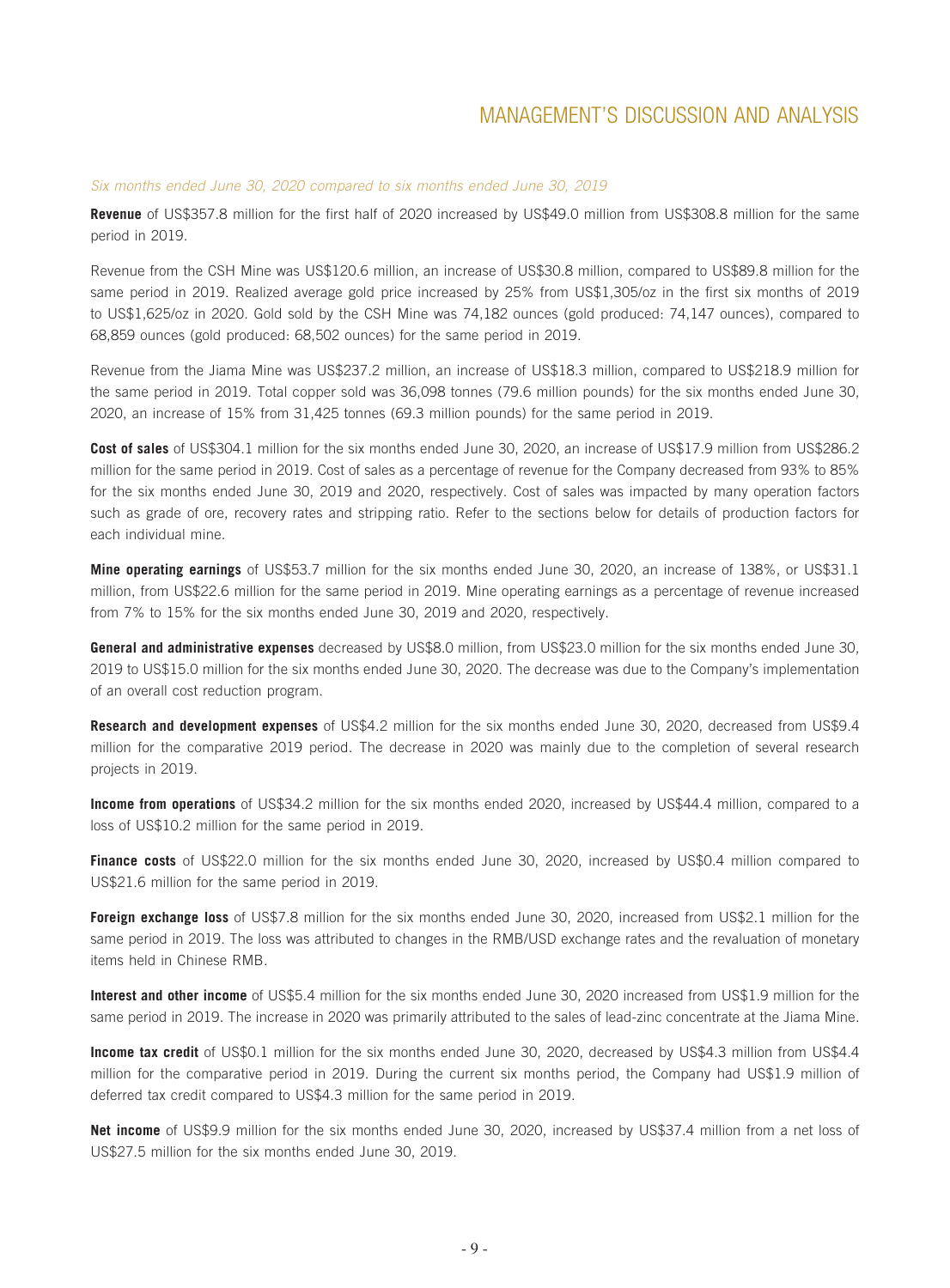*Six months ended June 30, 2020 compared to six months ended June 30, 2019*

**Revenue** of US$357.8 million for the first half of 2020 increased by US$49.0 million from US$308.8 million for the same period in 2019.

Revenue from the CSH Mine was US$120.6 million, an increase of US$30.8 million, compared to US$89.8 million for the same period in 2019. Realized average gold price increased by 25% from US$1,305/oz in the first six months of 2019 to US$1,625/oz in 2020. Gold sold by the CSH Mine was 74,182 ounces (gold produced: 74,147 ounces), compared to 68,859 ounces (gold produced: 68,502 ounces) for the same period in 2019.

Revenue from the Jiama Mine was US$237.2 million, an increase of US$18.3 million, compared to US$218.9 million for the same period in 2019. Total copper sold was 36,098 tonnes (79.6 million pounds) for the six months ended June 30, 2020, an increase of 15% from 31,425 tonnes (69.3 million pounds) for the same period in 2019.

**Cost of sales** of US$304.1 million for the six months ended June 30, 2020, an increase of US$17.9 million from US$286.2 million for the same period in 2019. Cost of sales as a percentage of revenue for the Company decreased from 93% to 85% for the six months ended June 30, 2019 and 2020, respectively. Cost of sales was impacted by many operation factors such as grade of ore, recovery rates and stripping ratio. Refer to the sections below for details of production factors for each individual mine.

**Mine operating earnings** of US$53.7 million for the six months ended June 30, 2020, an increase of 138%, or US$31.1 million, from US$22.6 million for the same period in 2019. Mine operating earnings as a percentage of revenue increased from 7% to 15% for the six months ended June 30, 2019 and 2020, respectively.

**General and administrative expenses** decreased by US$8.0 million, from US$23.0 million for the six months ended June 30, 2019 to US$15.0 million for the six months ended June 30, 2020. The decrease was due to the Company's implementation of an overall cost reduction program.

**Research and development expenses** of US$4.2 million for the six months ended June 30, 2020, decreased from US$9.4 million for the comparative 2019 period. The decrease in 2020 was mainly due to the completion of several research projects in 2019.

**Income from operations** of US$34.2 million for the six months ended 2020, increased by US$44.4 million, compared to a loss of US$10.2 million for the same period in 2019.

**Finance costs** of US$22.0 million for the six months ended June 30, 2020, increased by US$0.4 million compared to US$21.6 million for the same period in 2019.

**Foreign exchange loss** of US$7.8 million for the six months ended June 30, 2020, increased from US$2.1 million for the same period in 2019. The loss was attributed to changes in the RMB/USD exchange rates and the revaluation of monetary items held in Chinese RMB.

**Interest and other income** of US$5.4 million for the six months ended June 30, 2020 increased from US$1.9 million for the same period in 2019. The increase in 2020 was primarily attributed to the sales of lead-zinc concentrate at the Jiama Mine.

**Income tax credit** of US$0.1 million for the six months ended June 30, 2020, decreased by US$4.3 million from US$4.4 million for the comparative period in 2019. During the current six months period, the Company had US$1.9 million of deferred tax credit compared to US$4.3 million for the same period in 2019.

**Net income** of US$9.9 million for the six months ended June 30, 2020, increased by US$37.4 million from a net loss of US$27.5 million for the six months ended June 30, 2019.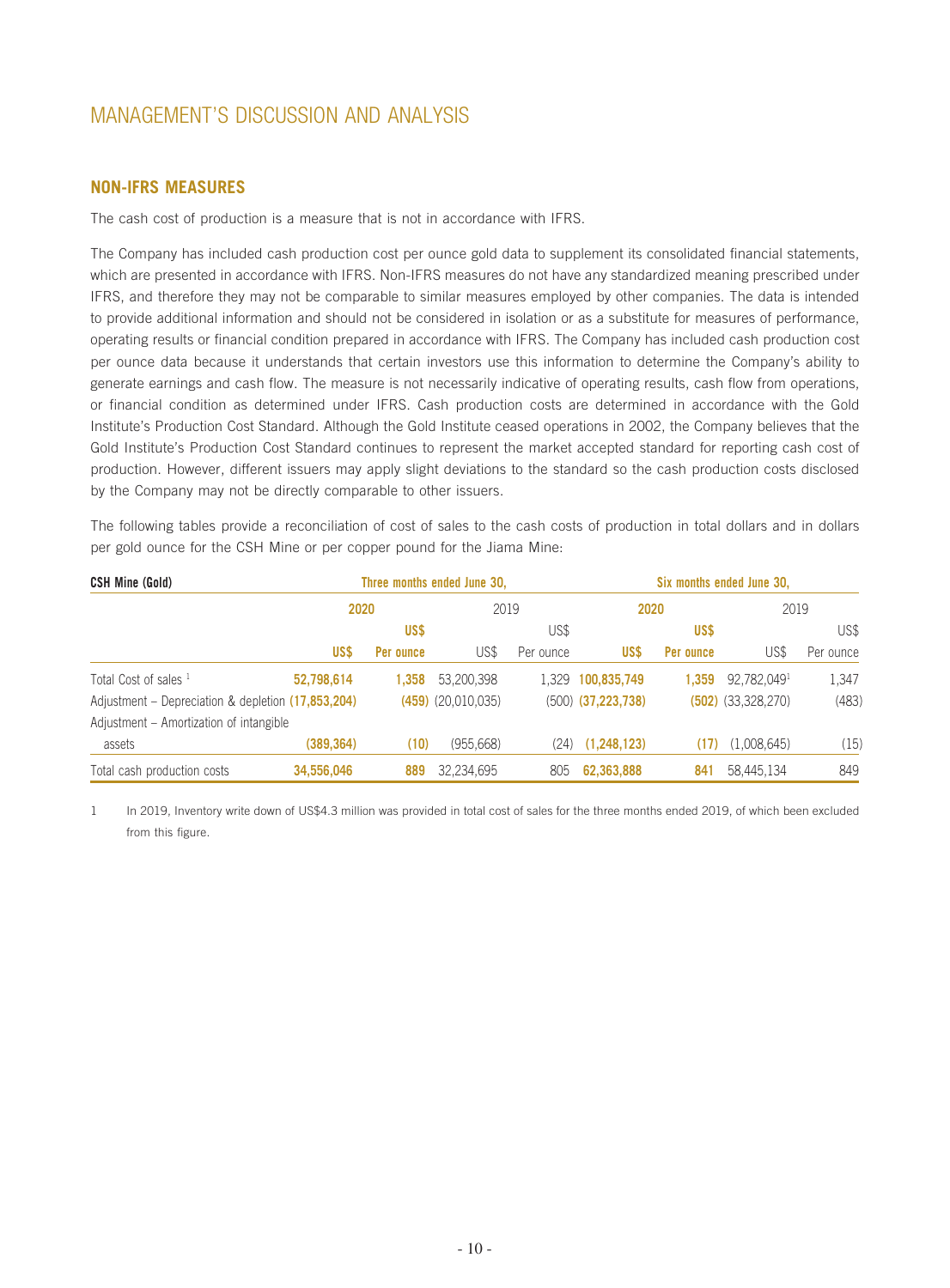# MANAGEMENT'S DISCUSSION AND ANALYSIS

## NON-IFRS MEASURES

The cash cost of production is a measure that is not in accordance with IFRS.

The Company has included cash production cost per ounce gold data to supplement its consolidated financial statements, which are presented in accordance with IFRS. Non-IFRS measures do not have any standardized meaning prescribed under IFRS, and therefore they may not be comparable to similar measures employed by other companies. The data is intended to provide additional information and should not be considered in isolation or as a substitute for measures of performance, operating results or financial condition prepared in accordance with IFRS. The Company has included cash production cost per ounce data because it understands that certain investors use this information to determine the Company's ability to generate earnings and cash flow. The measure is not necessarily indicative of operating results, cash flow from operations, or financial condition as determined under IFRS. Cash production costs are determined in accordance with the Gold Institute's Production Cost Standard. Although the Gold Institute ceased operations in 2002, the Company believes that the Gold Institute's Production Cost Standard continues to represent the market accepted standard for reporting cash cost of production. However, different issuers may apply slight deviations to the standard so the cash production costs disclosed by the Company may not be directly comparable to other issuers.

The following tables provide a reconciliation of cost of sales to the cash costs of production in total dollars and in dollars per gold ounce for the CSH Mine or per copper pound for the Jiama Mine:

| **CSH Mine (Gold)** | **Three months ended June 30,** | | | | **Six months ended June 30,** | | | |
|---|---|---|---|---|---|---|---|---|
| | **2020** | | 2019 | | **2020** | | 2019 | |
| | **US$** | **US$ Per ounce** | US$ | US$ Per ounce | **US$** | **US$ Per ounce** | US$ | US$ Per ounce |
| Total Cost of sales [1] | **52,798,614** | **1,358** | 53,200,398 | 1,329 | **100,835,749** | **1,359** | 92,782,049[1] | 1,347 |
| Adjustment – Depreciation & depletion | **(17,853,204)** | **(459)** | (20,010,035) | (500) | **(37,223,738)** | **(502)** | (33,328,270) | (483) |
| Adjustment – Amortization of intangible assets | **(389,364)** | **(10)** | (955,668) | (24) | **(1,248,123)** | **(17)** | (1,008,645) | (15) |
| Total cash production costs | **34,556,046** | **889** | 32,234,695 | 805 | **62,363,888** | **841** | 58,445,134 | 849 |

1 In 2019, Inventory write down of US$4.3 million was provided in total cost of sales for the three months ended 2019, of which been excluded from this figure.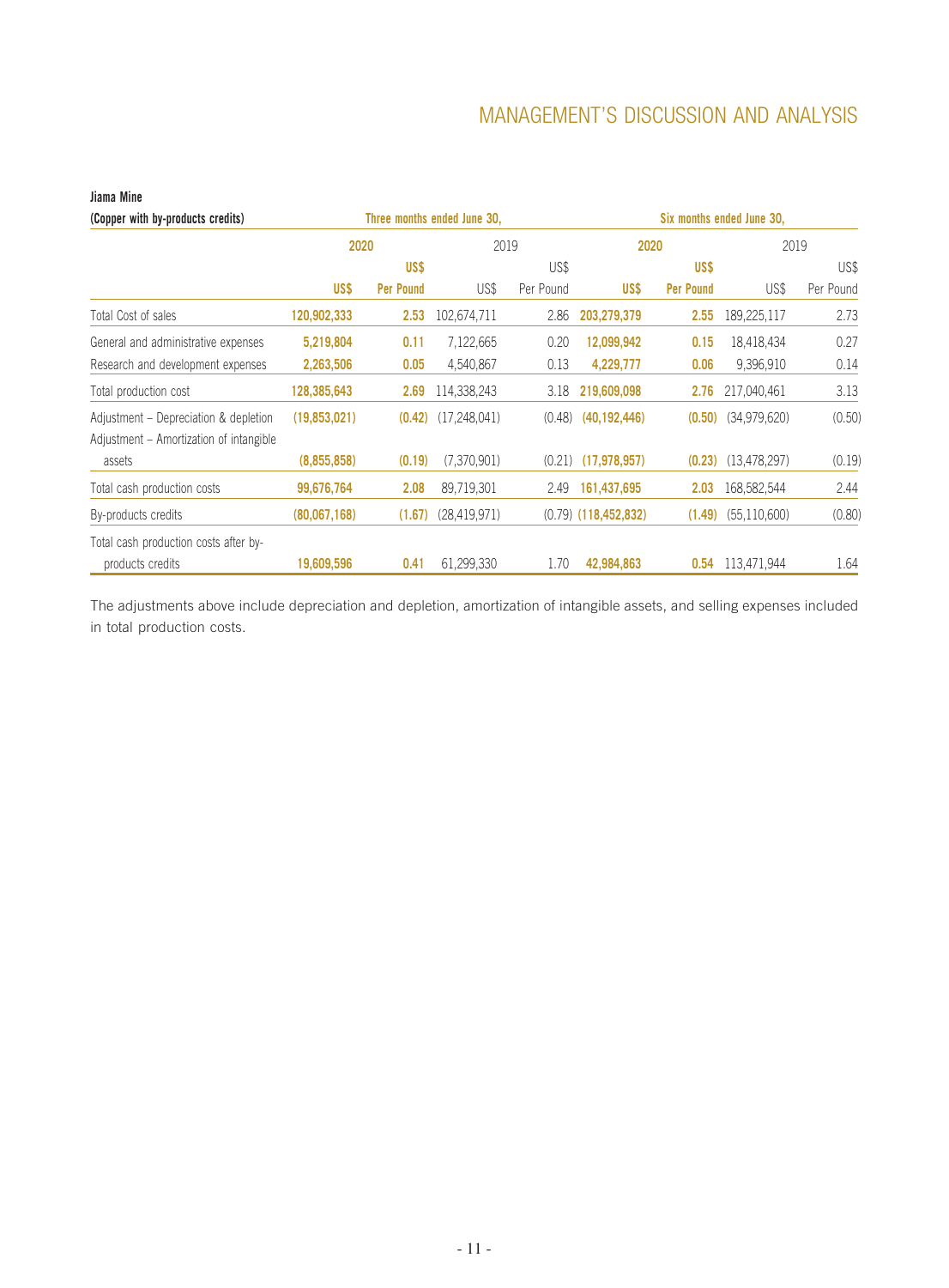**Jiama Mine**

| (Copper with by-products credits) | Three months ended June 30, | | | | Six months ended June 30, | | | |
|---|---|---|---|---|---|---|---|---|
| | 2020 | | 2019 | | 2020 | | 2019 | |
| | US$ | US$ Per Pound | US$ | US$ Per Pound | US$ | US$ Per Pound | US$ | US$ Per Pound |
| Total Cost of sales | **120,902,333** | **2.53** | 102,674,711 | 2.86 | **203,279,379** | **2.55** | 189,225,117 | 2.73 |
| General and administrative expenses | **5,219,804** | **0.11** | 7,122,665 | 0.20 | **12,099,942** | **0.15** | 18,418,434 | 0.27 |
| Research and development expenses | **2,263,506** | **0.05** | 4,540,867 | 0.13 | **4,229,777** | **0.06** | 9,396,910 | 0.14 |
| Total production cost | **128,385,643** | **2.69** | 114,338,243 | 3.18 | **219,609,098** | **2.76** | 217,040,461 | 3.13 |
| Adjustment – Depreciation & depletion | **(19,853,021)** | **(0.42)** | (17,248,041) | (0.48) | **(40,192,446)** | **(0.50)** | (34,979,620) | (0.50) |
| Adjustment – Amortization of intangible assets | **(8,855,858)** | **(0.19)** | (7,370,901) | (0.21) | **(17,978,957)** | **(0.23)** | (13,478,297) | (0.19) |
| Total cash production costs | **99,676,764** | **2.08** | 89,719,301 | 2.49 | **161,437,695** | **2.03** | 168,582,544 | 2.44 |
| By-products credits | **(80,067,168)** | **(1.67)** | (28,419,971) | (0.79) | **(118,452,832)** | **(1.49)** | (55,110,600) | (0.80) |
| Total cash production costs after by-products credits | **19,609,596** | **0.41** | 61,299,330 | 1.70 | **42,984,863** | **0.54** | 113,471,944 | 1.64 |

The adjustments above include depreciation and depletion, amortization of intangible assets, and selling expenses included in total production costs.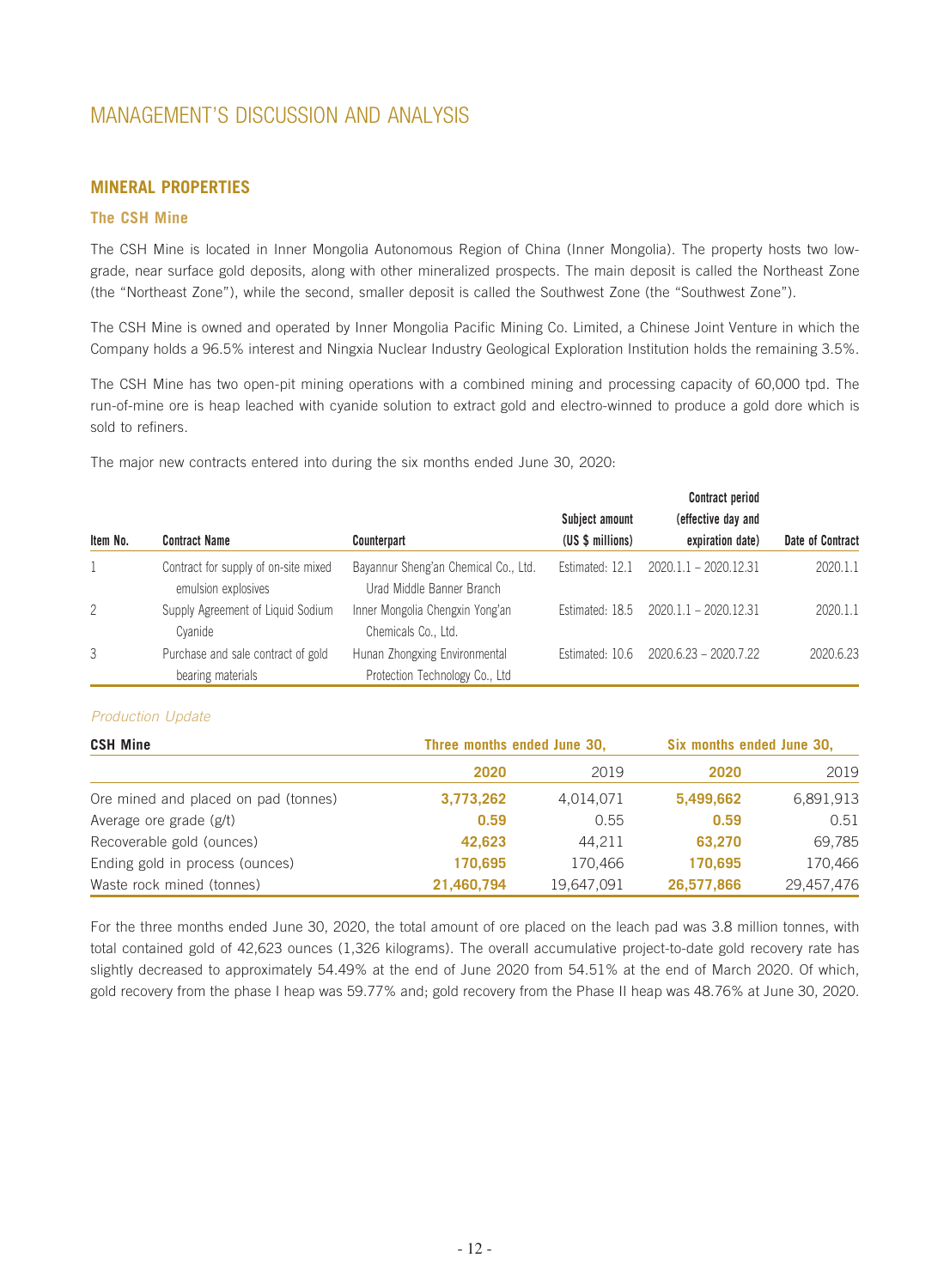# MANAGEMENT'S DISCUSSION AND ANALYSIS

## MINERAL PROPERTIES

### The CSH Mine

The CSH Mine is located in Inner Mongolia Autonomous Region of China (Inner Mongolia). The property hosts two low-grade, near surface gold deposits, along with other mineralized prospects. The main deposit is called the Northeast Zone (the "Northeast Zone"), while the second, smaller deposit is called the Southwest Zone (the "Southwest Zone").

The CSH Mine is owned and operated by Inner Mongolia Pacific Mining Co. Limited, a Chinese Joint Venture in which the Company holds a 96.5% interest and Ningxia Nuclear Industry Geological Exploration Institution holds the remaining 3.5%.

The CSH Mine has two open-pit mining operations with a combined mining and processing capacity of 60,000 tpd. The run-of-mine ore is heap leached with cyanide solution to extract gold and electro-winned to produce a gold dore which is sold to refiners.

The major new contracts entered into during the six months ended June 30, 2020:

| Item No. | Contract Name | Counterpart | Subject amount (US $ millions) | Contract period (effective day and expiration date) | Date of Contract |
|---|---|---|---|---|---|
| 1 | Contract for supply of on-site mixed emulsion explosives | Bayannur Sheng'an Chemical Co., Ltd. Urad Middle Banner Branch | Estimated: 12.1 | 2020.1.1 – 2020.12.31 | 2020.1.1 |
| 2 | Supply Agreement of Liquid Sodium Cyanide | Inner Mongolia Chengxin Yong'an Chemicals Co., Ltd. | Estimated: 18.5 | 2020.1.1 – 2020.12.31 | 2020.1.1 |
| 3 | Purchase and sale contract of gold bearing materials | Hunan Zhongxing Environmental Protection Technology Co., Ltd | Estimated: 10.6 | 2020.6.23 – 2020.7.22 | 2020.6.23 |

*Production Update*

| CSH Mine | Three months ended June 30, | | Six months ended June 30, | |
|---|---|---|---|---|
| | **2020** | 2019 | **2020** | 2019 |
| Ore mined and placed on pad (tonnes) | **3,773,262** | 4,014,071 | **5,499,662** | 6,891,913 |
| Average ore grade (g/t) | **0.59** | 0.55 | **0.59** | 0.51 |
| Recoverable gold (ounces) | **42,623** | 44,211 | **63,270** | 69,785 |
| Ending gold in process (ounces) | **170,695** | 170,466 | **170,695** | 170,466 |
| Waste rock mined (tonnes) | **21,460,794** | 19,647,091 | **26,577,866** | 29,457,476 |

For the three months ended June 30, 2020, the total amount of ore placed on the leach pad was 3.8 million tonnes, with total contained gold of 42,623 ounces (1,326 kilograms). The overall accumulative project-to-date gold recovery rate has slightly decreased to approximately 54.49% at the end of June 2020 from 54.51% at the end of March 2020. Of which, gold recovery from the phase I heap was 59.77% and; gold recovery from the Phase II heap was 48.76% at June 30, 2020.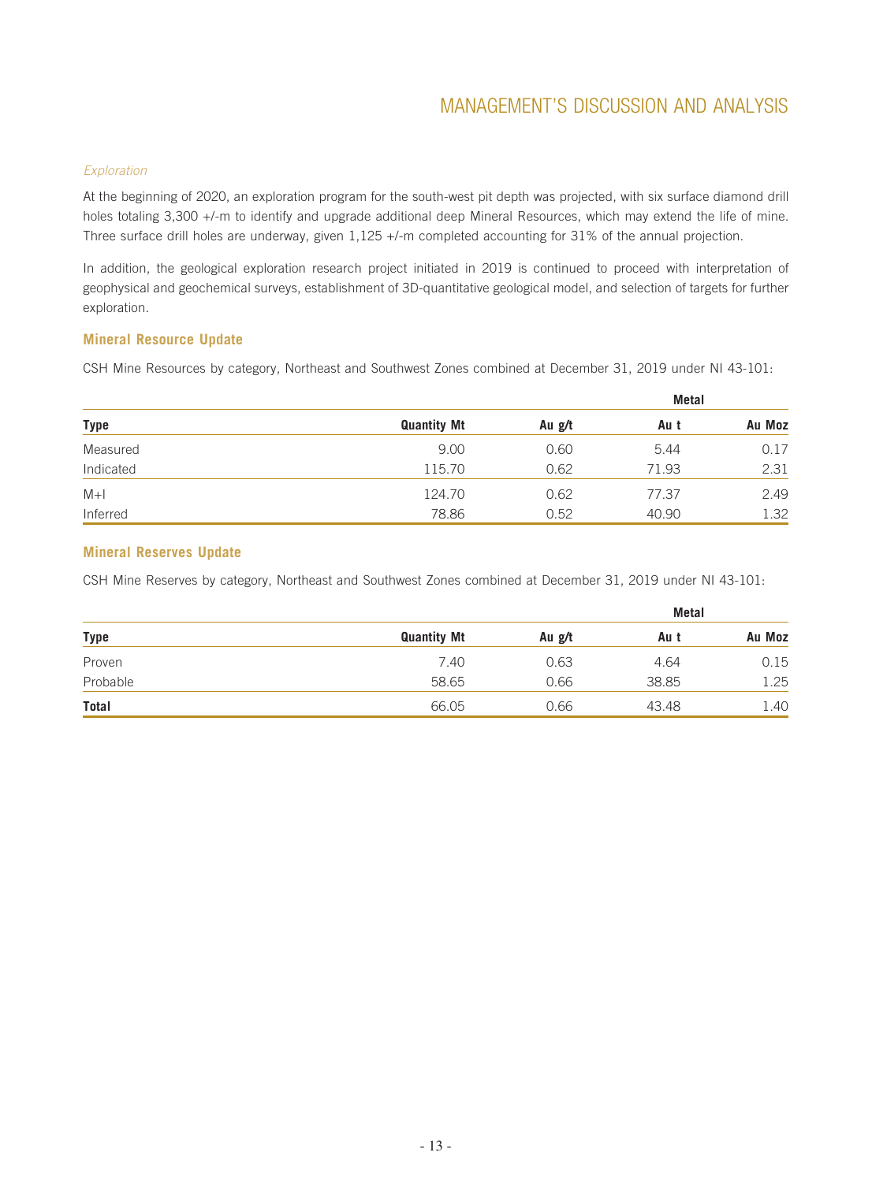*Exploration*

At the beginning of 2020, an exploration program for the south-west pit depth was projected, with six surface diamond drill holes totaling 3,300 +/-m to identify and upgrade additional deep Mineral Resources, which may extend the life of mine. Three surface drill holes are underway, given 1,125 +/-m completed accounting for 31% of the annual projection.

In addition, the geological exploration research project initiated in 2019 is continued to proceed with interpretation of geophysical and geochemical surveys, establishment of 3D-quantitative geological model, and selection of targets for further exploration.

## Mineral Resource Update

CSH Mine Resources by category, Northeast and Southwest Zones combined at December 31, 2019 under NI 43-101:

| | | | Metal | |
|---|---|---|---|---|
| **Type** | **Quantity Mt** | **Au g/t** | **Au t** | **Au Moz** |
| Measured | 9.00 | 0.60 | 5.44 | 0.17 |
| Indicated | 115.70 | 0.62 | 71.93 | 2.31 |
| M+I | 124.70 | 0.62 | 77.37 | 2.49 |
| Inferred | 78.86 | 0.52 | 40.90 | 1.32 |

## Mineral Reserves Update

CSH Mine Reserves by category, Northeast and Southwest Zones combined at December 31, 2019 under NI 43-101:

| | | | Metal | |
|---|---|---|---|---|
| **Type** | **Quantity Mt** | **Au g/t** | **Au t** | **Au Moz** |
| Proven | 7.40 | 0.63 | 4.64 | 0.15 |
| Probable | 58.65 | 0.66 | 38.85 | 1.25 |
| **Total** | 66.05 | 0.66 | 43.48 | 1.40 |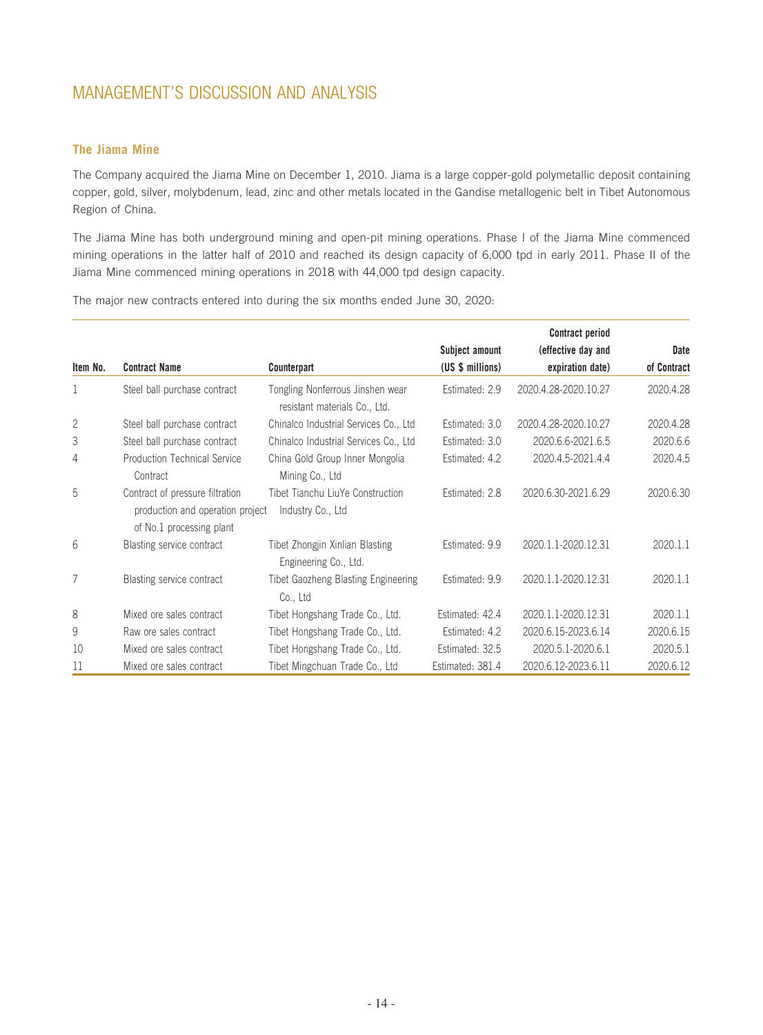# MANAGEMENT'S DISCUSSION AND ANALYSIS

### The Jiama Mine

The Company acquired the Jiama Mine on December 1, 2010. Jiama is a large copper-gold polymetallic deposit containing copper, gold, silver, molybdenum, lead, zinc and other metals located in the Gandise metallogenic belt in Tibet Autonomous Region of China.

The Jiama Mine has both underground mining and open-pit mining operations. Phase I of the Jiama Mine commenced mining operations in the latter half of 2010 and reached its design capacity of 6,000 tpd in early 2011. Phase II of the Jiama Mine commenced mining operations in 2018 with 44,000 tpd design capacity.

The major new contracts entered into during the six months ended June 30, 2020:

| Item No. | Contract Name | Counterpart | Subject amount (US $ millions) | Contract period (effective day and expiration date) | Date of Contract |
|---|---|---|---|---|---|
| 1 | Steel ball purchase contract | Tongling Nonferrous Jinshen wear resistant materials Co., Ltd. | Estimated: 2.9 | 2020.4.28-2020.10.27 | 2020.4.28 |
| 2 | Steel ball purchase contract | Chinalco Industrial Services Co., Ltd | Estimated: 3.0 | 2020.4.28-2020.10.27 | 2020.4.28 |
| 3 | Steel ball purchase contract | Chinalco Industrial Services Co., Ltd | Estimated: 3.0 | 2020.6.6-2021.6.5 | 2020.6.6 |
| 4 | Production Technical Service Contract | China Gold Group Inner Mongolia Mining Co., Ltd | Estimated: 4.2 | 2020.4.5-2021.4.4 | 2020.4.5 |
| 5 | Contract of pressure filtration production and operation project of No.1 processing plant | Tibet Tianchu LiuYe Construction Industry Co., Ltd | Estimated: 2.8 | 2020.6.30-2021.6.29 | 2020.6.30 |
| 6 | Blasting service contract | Tibet Zhongjin Xinlian Blasting Engineering Co., Ltd. | Estimated: 9.9 | 2020.1.1-2020.12.31 | 2020.1.1 |
| 7 | Blasting service contract | Tibet Gaozheng Blasting Engineering Co., Ltd | Estimated: 9.9 | 2020.1.1-2020.12.31 | 2020.1.1 |
| 8 | Mixed ore sales contract | Tibet Hongshang Trade Co., Ltd. | Estimated: 42.4 | 2020.1.1-2020.12.31 | 2020.1.1 |
| 9 | Raw ore sales contract | Tibet Hongshang Trade Co., Ltd. | Estimated: 4.2 | 2020.6.15-2023.6.14 | 2020.6.15 |
| 10 | Mixed ore sales contract | Tibet Hongshang Trade Co., Ltd. | Estimated: 32.5 | 2020.5.1-2020.6.1 | 2020.5.1 |
| 11 | Mixed ore sales contract | Tibet Mingchuan Trade Co., Ltd | Estimated: 381.4 | 2020.6.12-2023.6.11 | 2020.6.12 |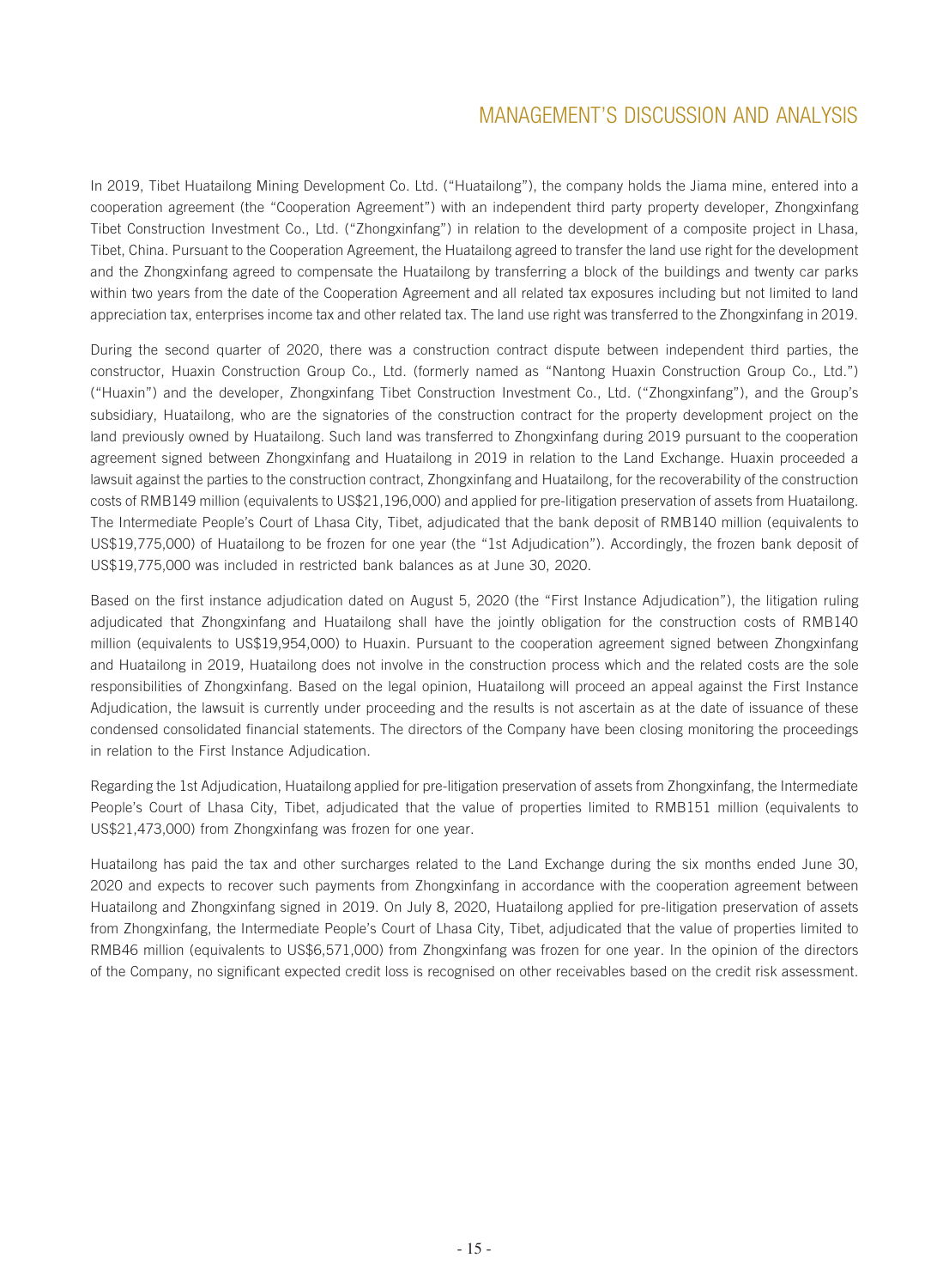In 2019, Tibet Huatailong Mining Development Co. Ltd. ("Huatailong"), the company holds the Jiama mine, entered into a cooperation agreement (the "Cooperation Agreement") with an independent third party property developer, Zhongxinfang Tibet Construction Investment Co., Ltd. ("Zhongxinfang") in relation to the development of a composite project in Lhasa, Tibet, China. Pursuant to the Cooperation Agreement, the Huatailong agreed to transfer the land use right for the development and the Zhongxinfang agreed to compensate the Huatailong by transferring a block of the buildings and twenty car parks within two years from the date of the Cooperation Agreement and all related tax exposures including but not limited to land appreciation tax, enterprises income tax and other related tax. The land use right was transferred to the Zhongxinfang in 2019.

During the second quarter of 2020, there was a construction contract dispute between independent third parties, the constructor, Huaxin Construction Group Co., Ltd. (formerly named as "Nantong Huaxin Construction Group Co., Ltd.") ("Huaxin") and the developer, Zhongxinfang Tibet Construction Investment Co., Ltd. ("Zhongxinfang"), and the Group's subsidiary, Huatailong, who are the signatories of the construction contract for the property development project on the land previously owned by Huatailong. Such land was transferred to Zhongxinfang during 2019 pursuant to the cooperation agreement signed between Zhongxinfang and Huatailong in 2019 in relation to the Land Exchange. Huaxin proceeded a lawsuit against the parties to the construction contract, Zhongxinfang and Huatailong, for the recoverability of the construction costs of RMB149 million (equivalents to US$21,196,000) and applied for pre-litigation preservation of assets from Huatailong. The Intermediate People's Court of Lhasa City, Tibet, adjudicated that the bank deposit of RMB140 million (equivalents to US$19,775,000) of Huatailong to be frozen for one year (the "1st Adjudication"). Accordingly, the frozen bank deposit of US$19,775,000 was included in restricted bank balances as at June 30, 2020.

Based on the first instance adjudication dated on August 5, 2020 (the "First Instance Adjudication"), the litigation ruling adjudicated that Zhongxinfang and Huatailong shall have the jointly obligation for the construction costs of RMB140 million (equivalents to US$19,954,000) to Huaxin. Pursuant to the cooperation agreement signed between Zhongxinfang and Huatailong in 2019, Huatailong does not involve in the construction process which and the related costs are the sole responsibilities of Zhongxinfang. Based on the legal opinion, Huatailong will proceed an appeal against the First Instance Adjudication, the lawsuit is currently under proceeding and the results is not ascertain as at the date of issuance of these condensed consolidated financial statements. The directors of the Company have been closing monitoring the proceedings in relation to the First Instance Adjudication.

Regarding the 1st Adjudication, Huatailong applied for pre-litigation preservation of assets from Zhongxinfang, the Intermediate People's Court of Lhasa City, Tibet, adjudicated that the value of properties limited to RMB151 million (equivalents to US$21,473,000) from Zhongxinfang was frozen for one year.

Huatailong has paid the tax and other surcharges related to the Land Exchange during the six months ended June 30, 2020 and expects to recover such payments from Zhongxinfang in accordance with the cooperation agreement between Huatailong and Zhongxinfang signed in 2019. On July 8, 2020, Huatailong applied for pre-litigation preservation of assets from Zhongxinfang, the Intermediate People's Court of Lhasa City, Tibet, adjudicated that the value of properties limited to RMB46 million (equivalents to US$6,571,000) from Zhongxinfang was frozen for one year. In the opinion of the directors of the Company, no significant expected credit loss is recognised on other receivables based on the credit risk assessment.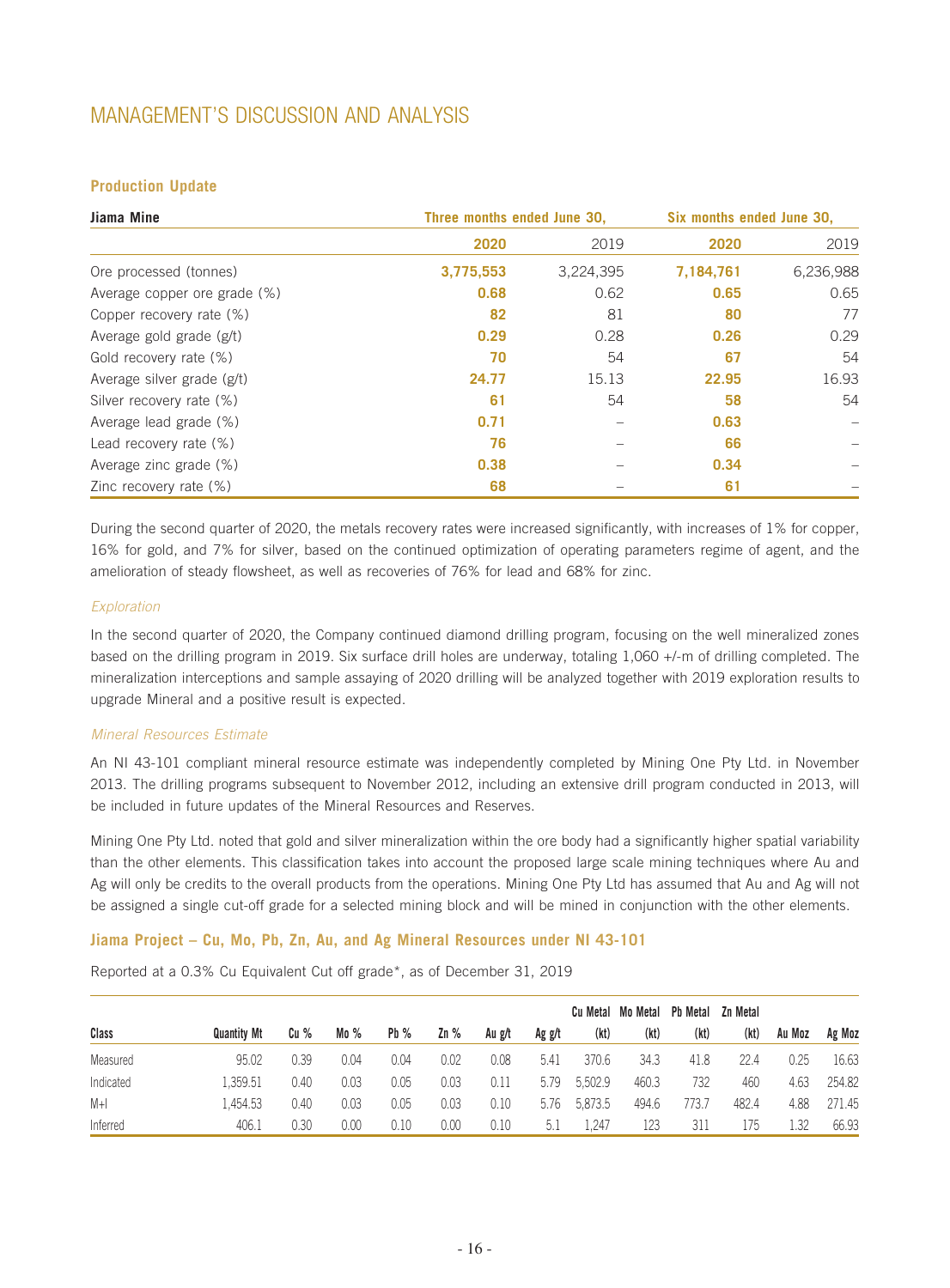# MANAGEMENT'S DISCUSSION AND ANALYSIS

### Production Update

| Jiama Mine | Three months ended June 30, | | Six months ended June 30, | |
|---|---|---|---|---|
| | **2020** | 2019 | **2020** | 2019 |
| Ore processed (tonnes) | **3,775,553** | 3,224,395 | **7,184,761** | 6,236,988 |
| Average copper ore grade (%) | **0.68** | 0.62 | **0.65** | 0.65 |
| Copper recovery rate (%) | **82** | 81 | **80** | 77 |
| Average gold grade (g/t) | **0.29** | 0.28 | **0.26** | 0.29 |
| Gold recovery rate (%) | **70** | 54 | **67** | 54 |
| Average silver grade (g/t) | **24.77** | 15.13 | **22.95** | 16.93 |
| Silver recovery rate (%) | **61** | 54 | **58** | 54 |
| Average lead grade (%) | **0.71** | – | **0.63** | – |
| Lead recovery rate (%) | **76** | – | **66** | – |
| Average zinc grade (%) | **0.38** | – | **0.34** | – |
| Zinc recovery rate (%) | **68** | – | **61** | – |

During the second quarter of 2020, the metals recovery rates were increased significantly, with increases of 1% for copper, 16% for gold, and 7% for silver, based on the continued optimization of operating parameters regime of agent, and the amelioration of steady flowsheet, as well as recoveries of 76% for lead and 68% for zinc.

*Exploration*

In the second quarter of 2020, the Company continued diamond drilling program, focusing on the well mineralized zones based on the drilling program in 2019. Six surface drill holes are underway, totaling 1,060 +/-m of drilling completed. The mineralization interceptions and sample assaying of 2020 drilling will be analyzed together with 2019 exploration results to upgrade Mineral and a positive result is expected.

*Mineral Resources Estimate*

An NI 43-101 compliant mineral resource estimate was independently completed by Mining One Pty Ltd. in November 2013. The drilling programs subsequent to November 2012, including an extensive drill program conducted in 2013, will be included in future updates of the Mineral Resources and Reserves.

Mining One Pty Ltd. noted that gold and silver mineralization within the ore body had a significantly higher spatial variability than the other elements. This classification takes into account the proposed large scale mining techniques where Au and Ag will only be credits to the overall products from the operations. Mining One Pty Ltd has assumed that Au and Ag will not be assigned a single cut-off grade for a selected mining block and will be mined in conjunction with the other elements.

### Jiama Project – Cu, Mo, Pb, Zn, Au, and Ag Mineral Resources under NI 43-101

Reported at a 0.3% Cu Equivalent Cut off grade*, as of December 31, 2019

| Class | Quantity Mt | Cu % | Mo % | Pb % | Zn % | Au g/t | Ag g/t | Cu Metal (kt) | Mo Metal (kt) | Pb Metal (kt) | Zn Metal (kt) | Au Moz | Ag Moz |
|---|---|---|---|---|---|---|---|---|---|---|---|---|---|
| Measured | 95.02 | 0.39 | 0.04 | 0.04 | 0.02 | 0.08 | 5.41 | 370.6 | 34.3 | 41.8 | 22.4 | 0.25 | 16.63 |
| Indicated | 1,359.51 | 0.40 | 0.03 | 0.05 | 0.03 | 0.11 | 5.79 | 5,502.9 | 460.3 | 732 | 460 | 4.63 | 254.82 |
| M+I | 1,454.53 | 0.40 | 0.03 | 0.05 | 0.03 | 0.10 | 5.76 | 5,873.5 | 494.6 | 773.7 | 482.4 | 4.88 | 271.45 |
| Inferred | 406.1 | 0.30 | 0.00 | 0.10 | 0.00 | 0.10 | 5.1 | 1,247 | 123 | 311 | 175 | 1.32 | 66.93 |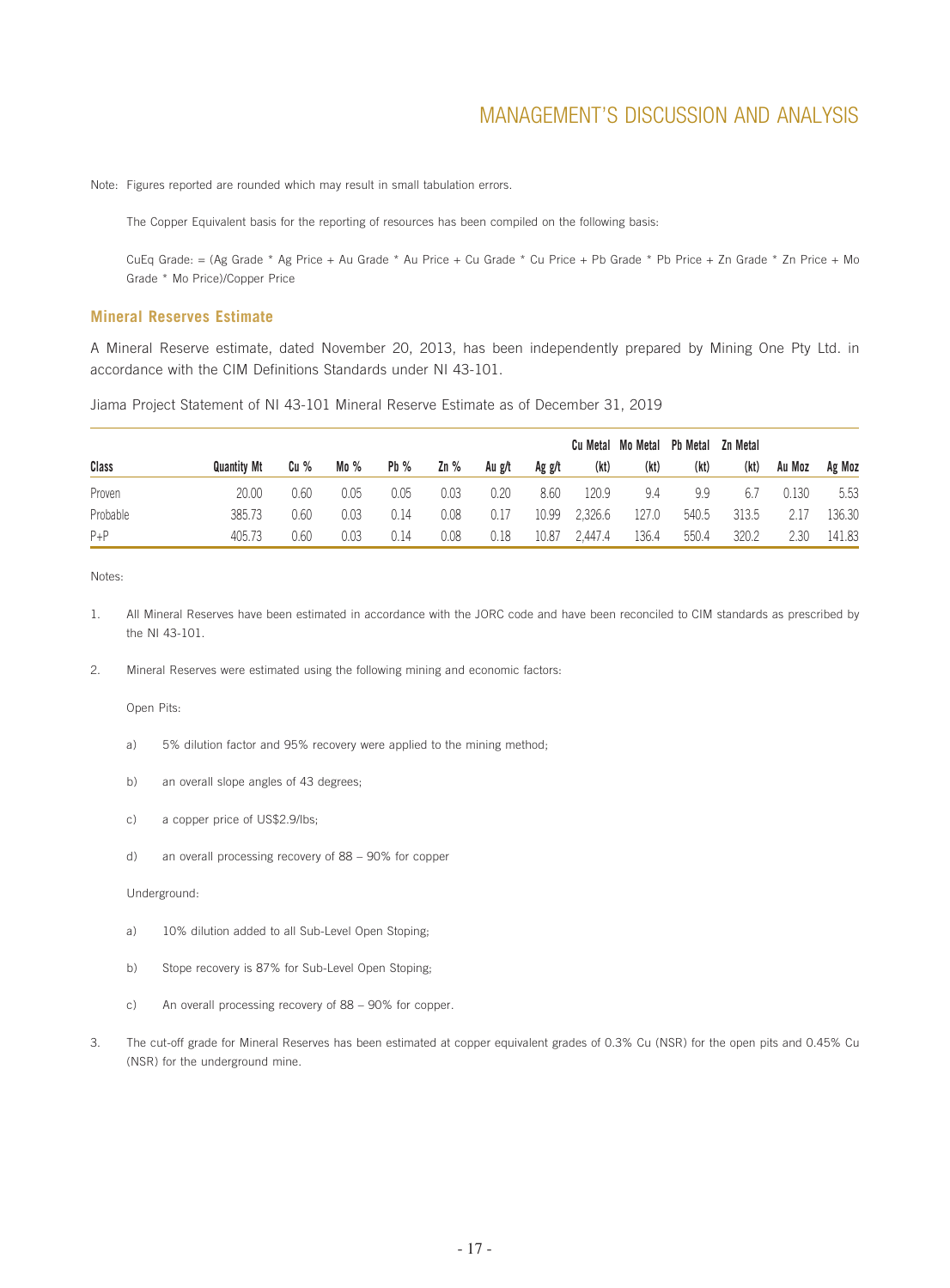Note: Figures reported are rounded which may result in small tabulation errors.

The Copper Equivalent basis for the reporting of resources has been compiled on the following basis:

CuEq Grade: = (Ag Grade * Ag Price + Au Grade * Au Price + Cu Grade * Cu Price + Pb Grade * Pb Price + Zn Grade * Zn Price + Mo Grade * Mo Price)/Copper Price

### Mineral Reserves Estimate

A Mineral Reserve estimate, dated November 20, 2013, has been independently prepared by Mining One Pty Ltd. in accordance with the CIM Definitions Standards under NI 43-101.

Jiama Project Statement of NI 43-101 Mineral Reserve Estimate as of December 31, 2019

| Class | Quantity Mt | Cu % | Mo % | Pb % | Zn % | Au g/t | Ag g/t | Cu Metal (kt) | Mo Metal (kt) | Pb Metal (kt) | Zn Metal (kt) | Au Moz | Ag Moz |
|---|---|---|---|---|---|---|---|---|---|---|---|---|---|
| Proven | 20.00 | 0.60 | 0.05 | 0.05 | 0.03 | 0.20 | 8.60 | 120.9 | 9.4 | 9.9 | 6.7 | 0.130 | 5.53 |
| Probable | 385.73 | 0.60 | 0.03 | 0.14 | 0.08 | 0.17 | 10.99 | 2,326.6 | 127.0 | 540.5 | 313.5 | 2.17 | 136.30 |
| P+P | 405.73 | 0.60 | 0.03 | 0.14 | 0.08 | 0.18 | 10.87 | 2,447.4 | 136.4 | 550.4 | 320.2 | 2.30 | 141.83 |

Notes:

1. All Mineral Reserves have been estimated in accordance with the JORC code and have been reconciled to CIM standards as prescribed by the NI 43-101.

2. Mineral Reserves were estimated using the following mining and economic factors:

   Open Pits:

   a) 5% dilution factor and 95% recovery were applied to the mining method;

   b) an overall slope angles of 43 degrees;

   c) a copper price of US$2.9/lbs;

   d) an overall processing recovery of 88 – 90% for copper

   Underground:

   a) 10% dilution added to all Sub-Level Open Stoping;

   b) Stope recovery is 87% for Sub-Level Open Stoping;

   c) An overall processing recovery of 88 – 90% for copper.

3. The cut-off grade for Mineral Reserves has been estimated at copper equivalent grades of 0.3% Cu (NSR) for the open pits and 0.45% Cu (NSR) for the underground mine.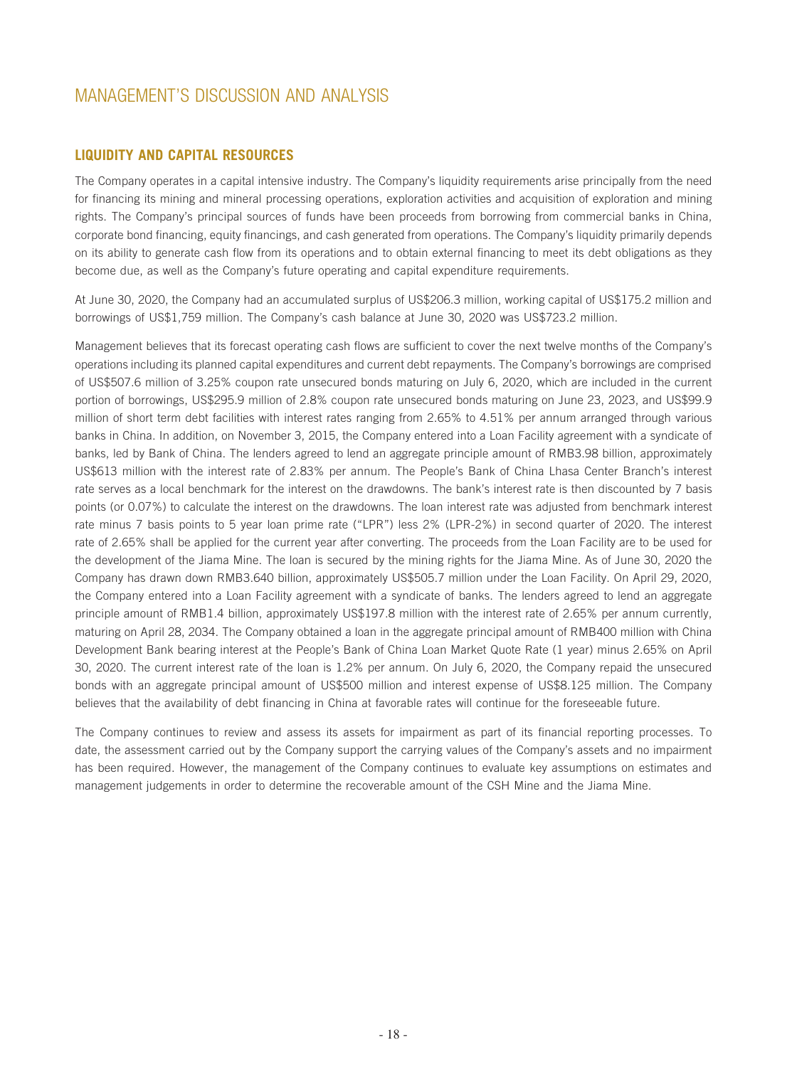# MANAGEMENT'S DISCUSSION AND ANALYSIS

## LIQUIDITY AND CAPITAL RESOURCES

The Company operates in a capital intensive industry. The Company's liquidity requirements arise principally from the need for financing its mining and mineral processing operations, exploration activities and acquisition of exploration and mining rights. The Company's principal sources of funds have been proceeds from borrowing from commercial banks in China, corporate bond financing, equity financings, and cash generated from operations. The Company's liquidity primarily depends on its ability to generate cash flow from its operations and to obtain external financing to meet its debt obligations as they become due, as well as the Company's future operating and capital expenditure requirements.

At June 30, 2020, the Company had an accumulated surplus of US$206.3 million, working capital of US$175.2 million and borrowings of US$1,759 million. The Company's cash balance at June 30, 2020 was US$723.2 million.

Management believes that its forecast operating cash flows are sufficient to cover the next twelve months of the Company's operations including its planned capital expenditures and current debt repayments. The Company's borrowings are comprised of US$507.6 million of 3.25% coupon rate unsecured bonds maturing on July 6, 2020, which are included in the current portion of borrowings, US$295.9 million of 2.8% coupon rate unsecured bonds maturing on June 23, 2023, and US$99.9 million of short term debt facilities with interest rates ranging from 2.65% to 4.51% per annum arranged through various banks in China. In addition, on November 3, 2015, the Company entered into a Loan Facility agreement with a syndicate of banks, led by Bank of China. The lenders agreed to lend an aggregate principle amount of RMB3.98 billion, approximately US$613 million with the interest rate of 2.83% per annum. The People's Bank of China Lhasa Center Branch's interest rate serves as a local benchmark for the interest on the drawdowns. The bank's interest rate is then discounted by 7 basis points (or 0.07%) to calculate the interest on the drawdowns. The loan interest rate was adjusted from benchmark interest rate minus 7 basis points to 5 year loan prime rate ("LPR") less 2% (LPR-2%) in second quarter of 2020. The interest rate of 2.65% shall be applied for the current year after converting. The proceeds from the Loan Facility are to be used for the development of the Jiama Mine. The loan is secured by the mining rights for the Jiama Mine. As of June 30, 2020 the Company has drawn down RMB3.640 billion, approximately US$505.7 million under the Loan Facility. On April 29, 2020, the Company entered into a Loan Facility agreement with a syndicate of banks. The lenders agreed to lend an aggregate principle amount of RMB1.4 billion, approximately US$197.8 million with the interest rate of 2.65% per annum currently, maturing on April 28, 2034. The Company obtained a loan in the aggregate principal amount of RMB400 million with China Development Bank bearing interest at the People's Bank of China Loan Market Quote Rate (1 year) minus 2.65% on April 30, 2020. The current interest rate of the loan is 1.2% per annum. On July 6, 2020, the Company repaid the unsecured bonds with an aggregate principal amount of US$500 million and interest expense of US$8.125 million. The Company believes that the availability of debt financing in China at favorable rates will continue for the foreseeable future.

The Company continues to review and assess its assets for impairment as part of its financial reporting processes. To date, the assessment carried out by the Company support the carrying values of the Company's assets and no impairment has been required. However, the management of the Company continues to evaluate key assumptions on estimates and management judgements in order to determine the recoverable amount of the CSH Mine and the Jiama Mine.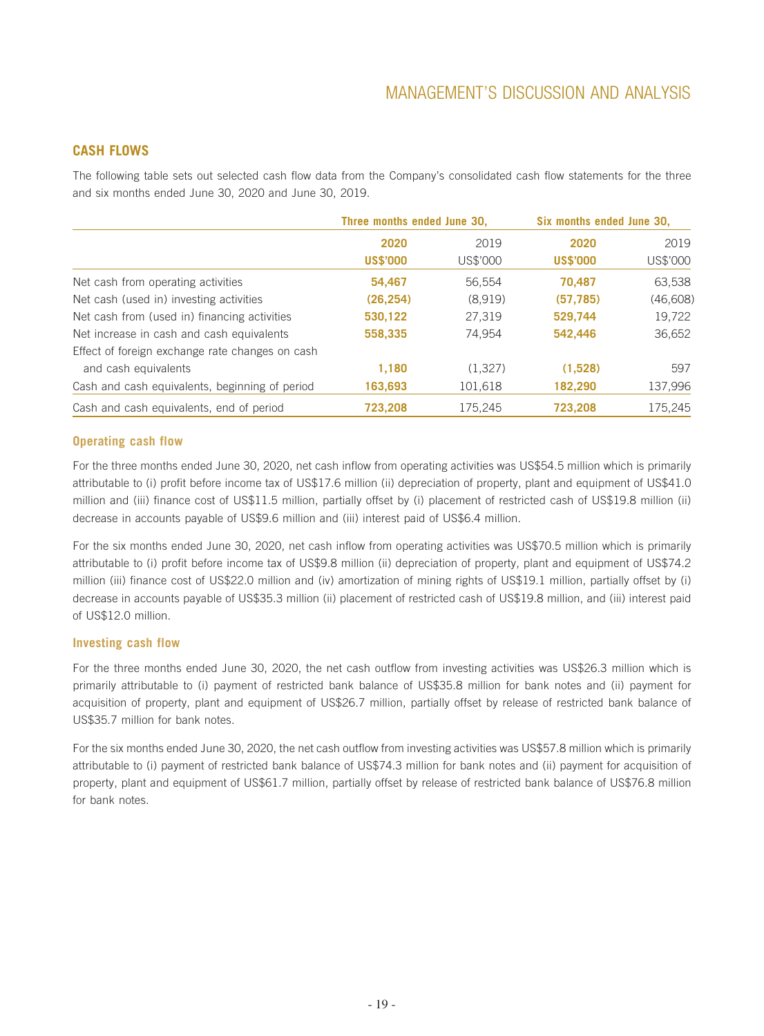## CASH FLOWS

The following table sets out selected cash flow data from the Company's consolidated cash flow statements for the three and six months ended June 30, 2020 and June 30, 2019.

| | Three months ended June 30, | | Six months ended June 30, | |
|---|---|---|---|---|
| | **2020** | 2019 | **2020** | 2019 |
| | **US$'000** | US$'000 | **US$'000** | US$'000 |
| Net cash from operating activities | **54,467** | 56,554 | **70,487** | 63,538 |
| Net cash (used in) investing activities | **(26,254)** | (8,919) | **(57,785)** | (46,608) |
| Net cash from (used in) financing activities | **530,122** | 27,319 | **529,744** | 19,722 |
| Net increase in cash and cash equivalents | **558,335** | 74,954 | **542,446** | 36,652 |
| Effect of foreign exchange rate changes on cash and cash equivalents | **1,180** | (1,327) | **(1,528)** | 597 |
| Cash and cash equivalents, beginning of period | **163,693** | 101,618 | **182,290** | 137,996 |
| Cash and cash equivalents, end of period | **723,208** | 175,245 | **723,208** | 175,245 |

### Operating cash flow

For the three months ended June 30, 2020, net cash inflow from operating activities was US$54.5 million which is primarily attributable to (i) profit before income tax of US$17.6 million (ii) depreciation of property, plant and equipment of US$41.0 million and (iii) finance cost of US$11.5 million, partially offset by (i) placement of restricted cash of US$19.8 million (ii) decrease in accounts payable of US$9.6 million and (iii) interest paid of US$6.4 million.

For the six months ended June 30, 2020, net cash inflow from operating activities was US$70.5 million which is primarily attributable to (i) profit before income tax of US$9.8 million (ii) depreciation of property, plant and equipment of US$74.2 million (iii) finance cost of US$22.0 million and (iv) amortization of mining rights of US$19.1 million, partially offset by (i) decrease in accounts payable of US$35.3 million (ii) placement of restricted cash of US$19.8 million, and (iii) interest paid of US$12.0 million.

### Investing cash flow

For the three months ended June 30, 2020, the net cash outflow from investing activities was US$26.3 million which is primarily attributable to (i) payment of restricted bank balance of US$35.8 million for bank notes and (ii) payment for acquisition of property, plant and equipment of US$26.7 million, partially offset by release of restricted bank balance of US$35.7 million for bank notes.

For the six months ended June 30, 2020, the net cash outflow from investing activities was US$57.8 million which is primarily attributable to (i) payment of restricted bank balance of US$74.3 million for bank notes and (ii) payment for acquisition of property, plant and equipment of US$61.7 million, partially offset by release of restricted bank balance of US$76.8 million for bank notes.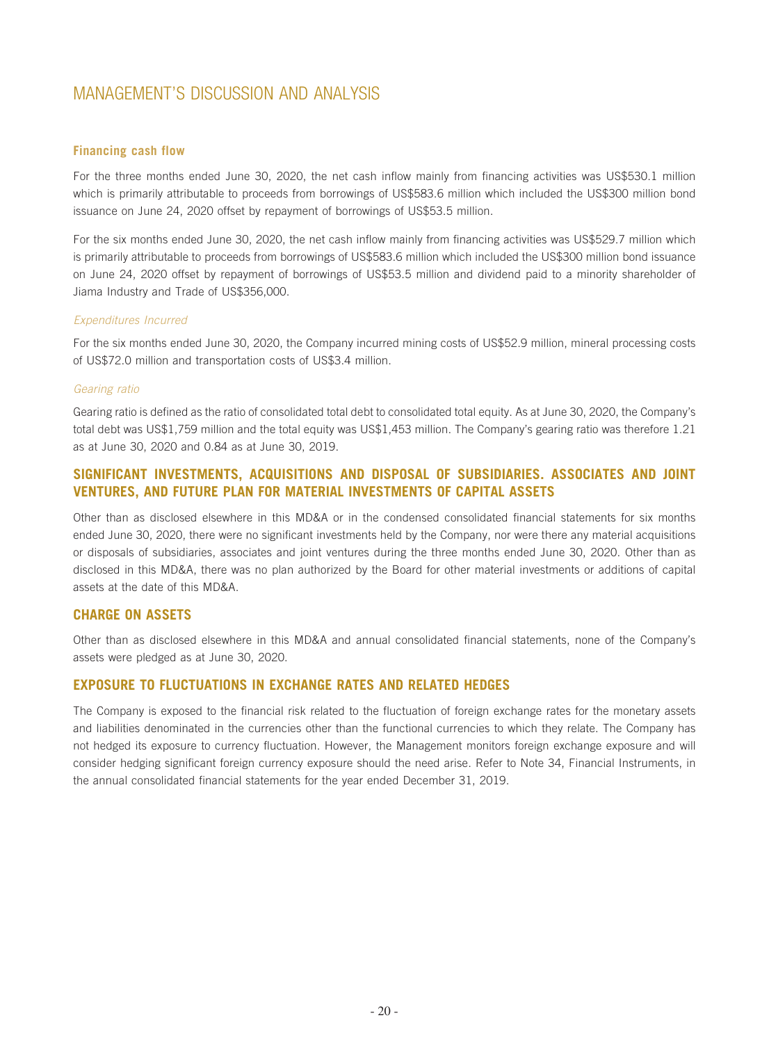# MANAGEMENT'S DISCUSSION AND ANALYSIS

### Financing cash flow

For the three months ended June 30, 2020, the net cash inflow mainly from financing activities was US$530.1 million which is primarily attributable to proceeds from borrowings of US$583.6 million which included the US$300 million bond issuance on June 24, 2020 offset by repayment of borrowings of US$53.5 million.

For the six months ended June 30, 2020, the net cash inflow mainly from financing activities was US$529.7 million which is primarily attributable to proceeds from borrowings of US$583.6 million which included the US$300 million bond issuance on June 24, 2020 offset by repayment of borrowings of US$53.5 million and dividend paid to a minority shareholder of Jiama Industry and Trade of US$356,000.

*Expenditures Incurred*

For the six months ended June 30, 2020, the Company incurred mining costs of US$52.9 million, mineral processing costs of US$72.0 million and transportation costs of US$3.4 million.

*Gearing ratio*

Gearing ratio is defined as the ratio of consolidated total debt to consolidated total equity. As at June 30, 2020, the Company's total debt was US$1,759 million and the total equity was US$1,453 million. The Company's gearing ratio was therefore 1.21 as at June 30, 2020 and 0.84 as at June 30, 2019.

## SIGNIFICANT INVESTMENTS, ACQUISITIONS AND DISPOSAL OF SUBSIDIARIES. ASSOCIATES AND JOINT VENTURES, AND FUTURE PLAN FOR MATERIAL INVESTMENTS OF CAPITAL ASSETS

Other than as disclosed elsewhere in this MD&A or in the condensed consolidated financial statements for six months ended June 30, 2020, there were no significant investments held by the Company, nor were there any material acquisitions or disposals of subsidiaries, associates and joint ventures during the three months ended June 30, 2020. Other than as disclosed in this MD&A, there was no plan authorized by the Board for other material investments or additions of capital assets at the date of this MD&A.

## CHARGE ON ASSETS

Other than as disclosed elsewhere in this MD&A and annual consolidated financial statements, none of the Company's assets were pledged as at June 30, 2020.

## EXPOSURE TO FLUCTUATIONS IN EXCHANGE RATES AND RELATED HEDGES

The Company is exposed to the financial risk related to the fluctuation of foreign exchange rates for the monetary assets and liabilities denominated in the currencies other than the functional currencies to which they relate. The Company has not hedged its exposure to currency fluctuation. However, the Management monitors foreign exchange exposure and will consider hedging significant foreign currency exposure should the need arise. Refer to Note 34, Financial Instruments, in the annual consolidated financial statements for the year ended December 31, 2019.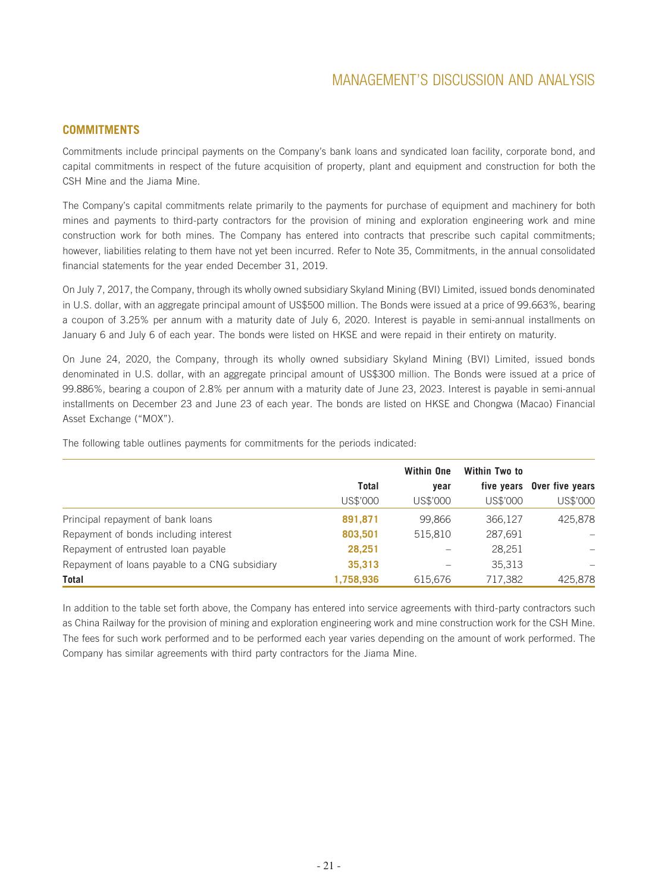## COMMITMENTS

Commitments include principal payments on the Company's bank loans and syndicated loan facility, corporate bond, and capital commitments in respect of the future acquisition of property, plant and equipment and construction for both the CSH Mine and the Jiama Mine.

The Company's capital commitments relate primarily to the payments for purchase of equipment and machinery for both mines and payments to third-party contractors for the provision of mining and exploration engineering work and mine construction work for both mines. The Company has entered into contracts that prescribe such capital commitments; however, liabilities relating to them have not yet been incurred. Refer to Note 35, Commitments, in the annual consolidated financial statements for the year ended December 31, 2019.

On July 7, 2017, the Company, through its wholly owned subsidiary Skyland Mining (BVI) Limited, issued bonds denominated in U.S. dollar, with an aggregate principal amount of US$500 million. The Bonds were issued at a price of 99.663%, bearing a coupon of 3.25% per annum with a maturity date of July 6, 2020. Interest is payable in semi-annual installments on January 6 and July 6 of each year. The bonds were listed on HKSE and were repaid in their entirety on maturity.

On June 24, 2020, the Company, through its wholly owned subsidiary Skyland Mining (BVI) Limited, issued bonds denominated in U.S. dollar, with an aggregate principal amount of US$300 million. The Bonds were issued at a price of 99.886%, bearing a coupon of 2.8% per annum with a maturity date of June 23, 2023. Interest is payable in semi-annual installments on December 23 and June 23 of each year. The bonds are listed on HKSE and Chongwa (Macao) Financial Asset Exchange ("MOX").

The following table outlines payments for commitments for the periods indicated:

| | Total | Within One year | Within Two to five years | Over five years |
|---|---|---|---|---|
| | US$'000 | US$'000 | US$'000 | US$'000 |
| Principal repayment of bank loans | **891,871** | 99,866 | 366,127 | 425,878 |
| Repayment of bonds including interest | **803,501** | 515,810 | 287,691 | – |
| Repayment of entrusted loan payable | **28,251** | – | 28,251 | – |
| Repayment of loans payable to a CNG subsidiary | **35,313** | – | 35,313 | – |
| **Total** | **1,758,936** | 615,676 | 717,382 | 425,878 |

In addition to the table set forth above, the Company has entered into service agreements with third-party contractors such as China Railway for the provision of mining and exploration engineering work and mine construction work for the CSH Mine. The fees for such work performed and to be performed each year varies depending on the amount of work performed. The Company has similar agreements with third party contractors for the Jiama Mine.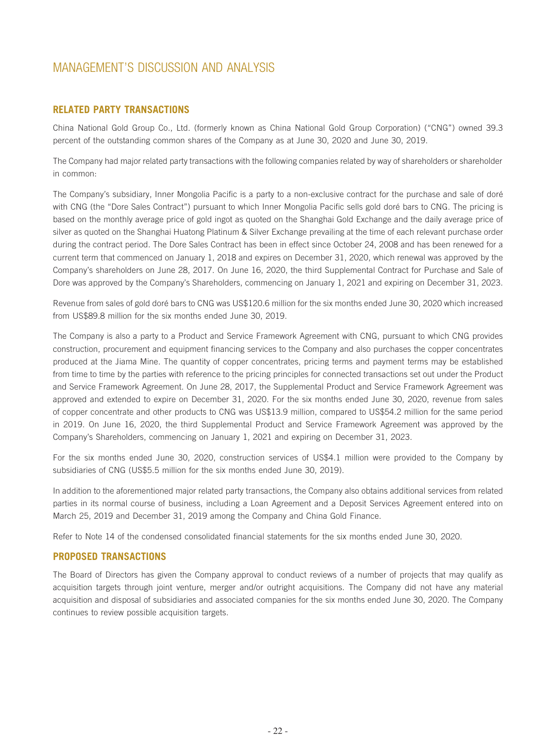# MANAGEMENT'S DISCUSSION AND ANALYSIS

## RELATED PARTY TRANSACTIONS

China National Gold Group Co., Ltd. (formerly known as China National Gold Group Corporation) ("CNG") owned 39.3 percent of the outstanding common shares of the Company as at June 30, 2020 and June 30, 2019.

The Company had major related party transactions with the following companies related by way of shareholders or shareholder in common:

The Company's subsidiary, Inner Mongolia Pacific is a party to a non-exclusive contract for the purchase and sale of doré with CNG (the "Dore Sales Contract") pursuant to which Inner Mongolia Pacific sells gold doré bars to CNG. The pricing is based on the monthly average price of gold ingot as quoted on the Shanghai Gold Exchange and the daily average price of silver as quoted on the Shanghai Huatong Platinum & Silver Exchange prevailing at the time of each relevant purchase order during the contract period. The Dore Sales Contract has been in effect since October 24, 2008 and has been renewed for a current term that commenced on January 1, 2018 and expires on December 31, 2020, which renewal was approved by the Company's shareholders on June 28, 2017. On June 16, 2020, the third Supplemental Contract for Purchase and Sale of Dore was approved by the Company's Shareholders, commencing on January 1, 2021 and expiring on December 31, 2023.

Revenue from sales of gold doré bars to CNG was US$120.6 million for the six months ended June 30, 2020 which increased from US$89.8 million for the six months ended June 30, 2019.

The Company is also a party to a Product and Service Framework Agreement with CNG, pursuant to which CNG provides construction, procurement and equipment financing services to the Company and also purchases the copper concentrates produced at the Jiama Mine. The quantity of copper concentrates, pricing terms and payment terms may be established from time to time by the parties with reference to the pricing principles for connected transactions set out under the Product and Service Framework Agreement. On June 28, 2017, the Supplemental Product and Service Framework Agreement was approved and extended to expire on December 31, 2020. For the six months ended June 30, 2020, revenue from sales of copper concentrate and other products to CNG was US$13.9 million, compared to US$54.2 million for the same period in 2019. On June 16, 2020, the third Supplemental Product and Service Framework Agreement was approved by the Company's Shareholders, commencing on January 1, 2021 and expiring on December 31, 2023.

For the six months ended June 30, 2020, construction services of US$4.1 million were provided to the Company by subsidiaries of CNG (US$5.5 million for the six months ended June 30, 2019).

In addition to the aforementioned major related party transactions, the Company also obtains additional services from related parties in its normal course of business, including a Loan Agreement and a Deposit Services Agreement entered into on March 25, 2019 and December 31, 2019 among the Company and China Gold Finance.

Refer to Note 14 of the condensed consolidated financial statements for the six months ended June 30, 2020.

## PROPOSED TRANSACTIONS

The Board of Directors has given the Company approval to conduct reviews of a number of projects that may qualify as acquisition targets through joint venture, merger and/or outright acquisitions. The Company did not have any material acquisition and disposal of subsidiaries and associated companies for the six months ended June 30, 2020. The Company continues to review possible acquisition targets.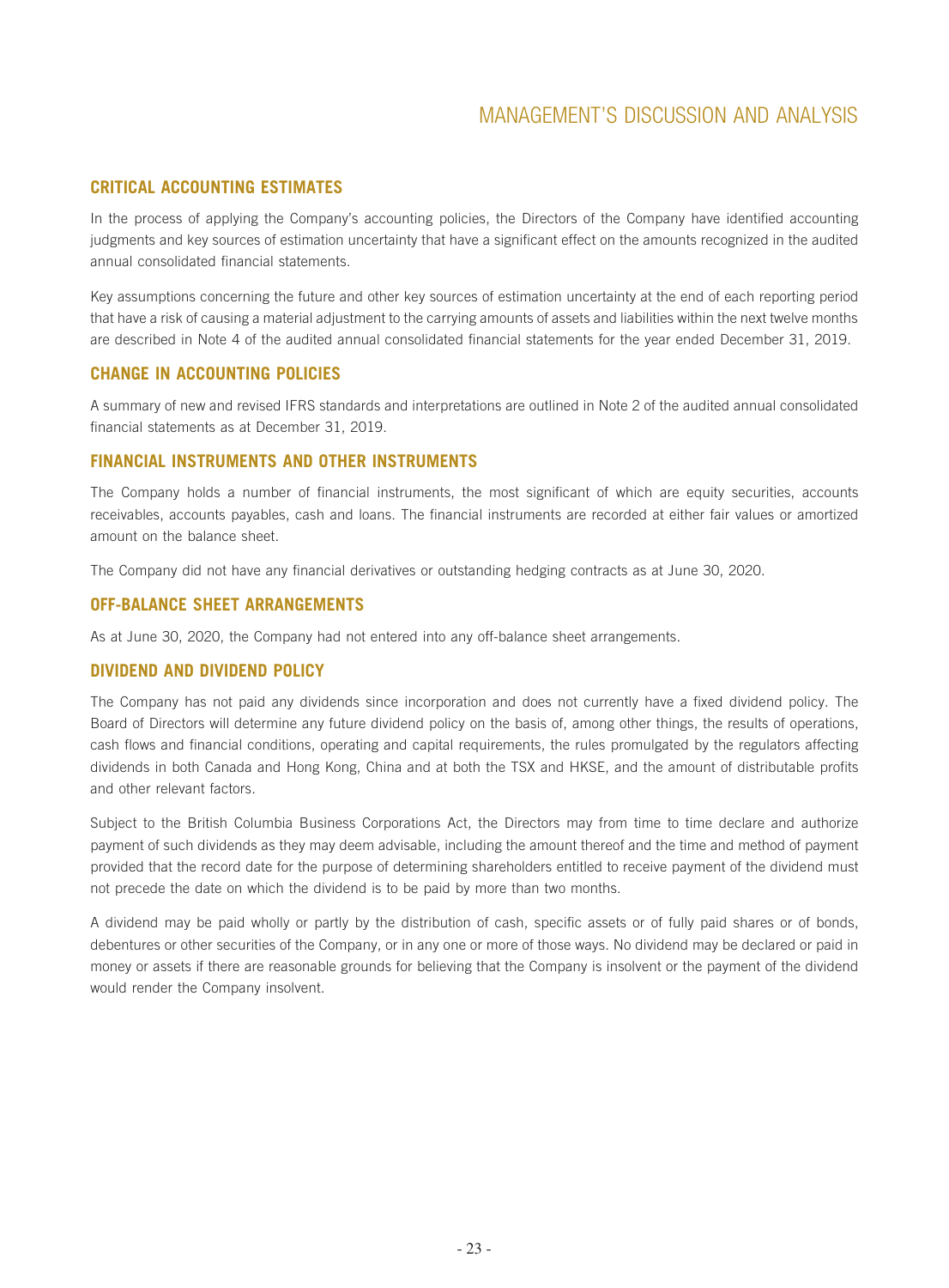## CRITICAL ACCOUNTING ESTIMATES

In the process of applying the Company's accounting policies, the Directors of the Company have identified accounting judgments and key sources of estimation uncertainty that have a significant effect on the amounts recognized in the audited annual consolidated financial statements.

Key assumptions concerning the future and other key sources of estimation uncertainty at the end of each reporting period that have a risk of causing a material adjustment to the carrying amounts of assets and liabilities within the next twelve months are described in Note 4 of the audited annual consolidated financial statements for the year ended December 31, 2019.

## CHANGE IN ACCOUNTING POLICIES

A summary of new and revised IFRS standards and interpretations are outlined in Note 2 of the audited annual consolidated financial statements as at December 31, 2019.

## FINANCIAL INSTRUMENTS AND OTHER INSTRUMENTS

The Company holds a number of financial instruments, the most significant of which are equity securities, accounts receivables, accounts payables, cash and loans. The financial instruments are recorded at either fair values or amortized amount on the balance sheet.

The Company did not have any financial derivatives or outstanding hedging contracts as at June 30, 2020.

## OFF-BALANCE SHEET ARRANGEMENTS

As at June 30, 2020, the Company had not entered into any off-balance sheet arrangements.

## DIVIDEND AND DIVIDEND POLICY

The Company has not paid any dividends since incorporation and does not currently have a fixed dividend policy. The Board of Directors will determine any future dividend policy on the basis of, among other things, the results of operations, cash flows and financial conditions, operating and capital requirements, the rules promulgated by the regulators affecting dividends in both Canada and Hong Kong, China and at both the TSX and HKSE, and the amount of distributable profits and other relevant factors.

Subject to the British Columbia Business Corporations Act, the Directors may from time to time declare and authorize payment of such dividends as they may deem advisable, including the amount thereof and the time and method of payment provided that the record date for the purpose of determining shareholders entitled to receive payment of the dividend must not precede the date on which the dividend is to be paid by more than two months.

A dividend may be paid wholly or partly by the distribution of cash, specific assets or of fully paid shares or of bonds, debentures or other securities of the Company, or in any one or more of those ways. No dividend may be declared or paid in money or assets if there are reasonable grounds for believing that the Company is insolvent or the payment of the dividend would render the Company insolvent.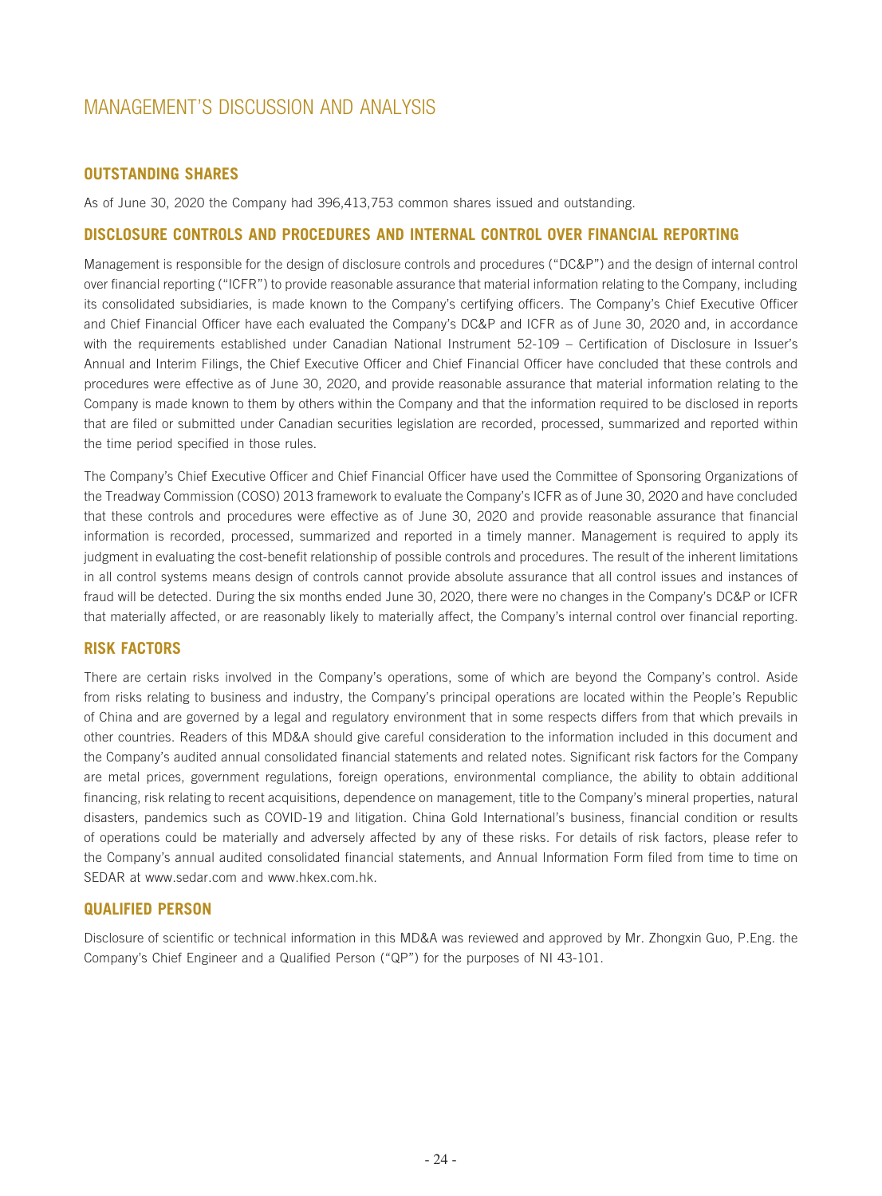# MANAGEMENT'S DISCUSSION AND ANALYSIS

## OUTSTANDING SHARES

As of June 30, 2020 the Company had 396,413,753 common shares issued and outstanding.

## DISCLOSURE CONTROLS AND PROCEDURES AND INTERNAL CONTROL OVER FINANCIAL REPORTING

Management is responsible for the design of disclosure controls and procedures ("DC&P") and the design of internal control over financial reporting ("ICFR") to provide reasonable assurance that material information relating to the Company, including its consolidated subsidiaries, is made known to the Company's certifying officers. The Company's Chief Executive Officer and Chief Financial Officer have each evaluated the Company's DC&P and ICFR as of June 30, 2020 and, in accordance with the requirements established under Canadian National Instrument 52-109 – Certification of Disclosure in Issuer's Annual and Interim Filings, the Chief Executive Officer and Chief Financial Officer have concluded that these controls and procedures were effective as of June 30, 2020, and provide reasonable assurance that material information relating to the Company is made known to them by others within the Company and that the information required to be disclosed in reports that are filed or submitted under Canadian securities legislation are recorded, processed, summarized and reported within the time period specified in those rules.

The Company's Chief Executive Officer and Chief Financial Officer have used the Committee of Sponsoring Organizations of the Treadway Commission (COSO) 2013 framework to evaluate the Company's ICFR as of June 30, 2020 and have concluded that these controls and procedures were effective as of June 30, 2020 and provide reasonable assurance that financial information is recorded, processed, summarized and reported in a timely manner. Management is required to apply its judgment in evaluating the cost-benefit relationship of possible controls and procedures. The result of the inherent limitations in all control systems means design of controls cannot provide absolute assurance that all control issues and instances of fraud will be detected. During the six months ended June 30, 2020, there were no changes in the Company's DC&P or ICFR that materially affected, or are reasonably likely to materially affect, the Company's internal control over financial reporting.

## RISK FACTORS

There are certain risks involved in the Company's operations, some of which are beyond the Company's control. Aside from risks relating to business and industry, the Company's principal operations are located within the People's Republic of China and are governed by a legal and regulatory environment that in some respects differs from that which prevails in other countries. Readers of this MD&A should give careful consideration to the information included in this document and the Company's audited annual consolidated financial statements and related notes. Significant risk factors for the Company are metal prices, government regulations, foreign operations, environmental compliance, the ability to obtain additional financing, risk relating to recent acquisitions, dependence on management, title to the Company's mineral properties, natural disasters, pandemics such as COVID-19 and litigation. China Gold International's business, financial condition or results of operations could be materially and adversely affected by any of these risks. For details of risk factors, please refer to the Company's annual audited consolidated financial statements, and Annual Information Form filed from time to time on SEDAR at www.sedar.com and www.hkex.com.hk.

## QUALIFIED PERSON

Disclosure of scientific or technical information in this MD&A was reviewed and approved by Mr. Zhongxin Guo, P.Eng. the Company's Chief Engineer and a Qualified Person ("QP") for the purposes of NI 43-101.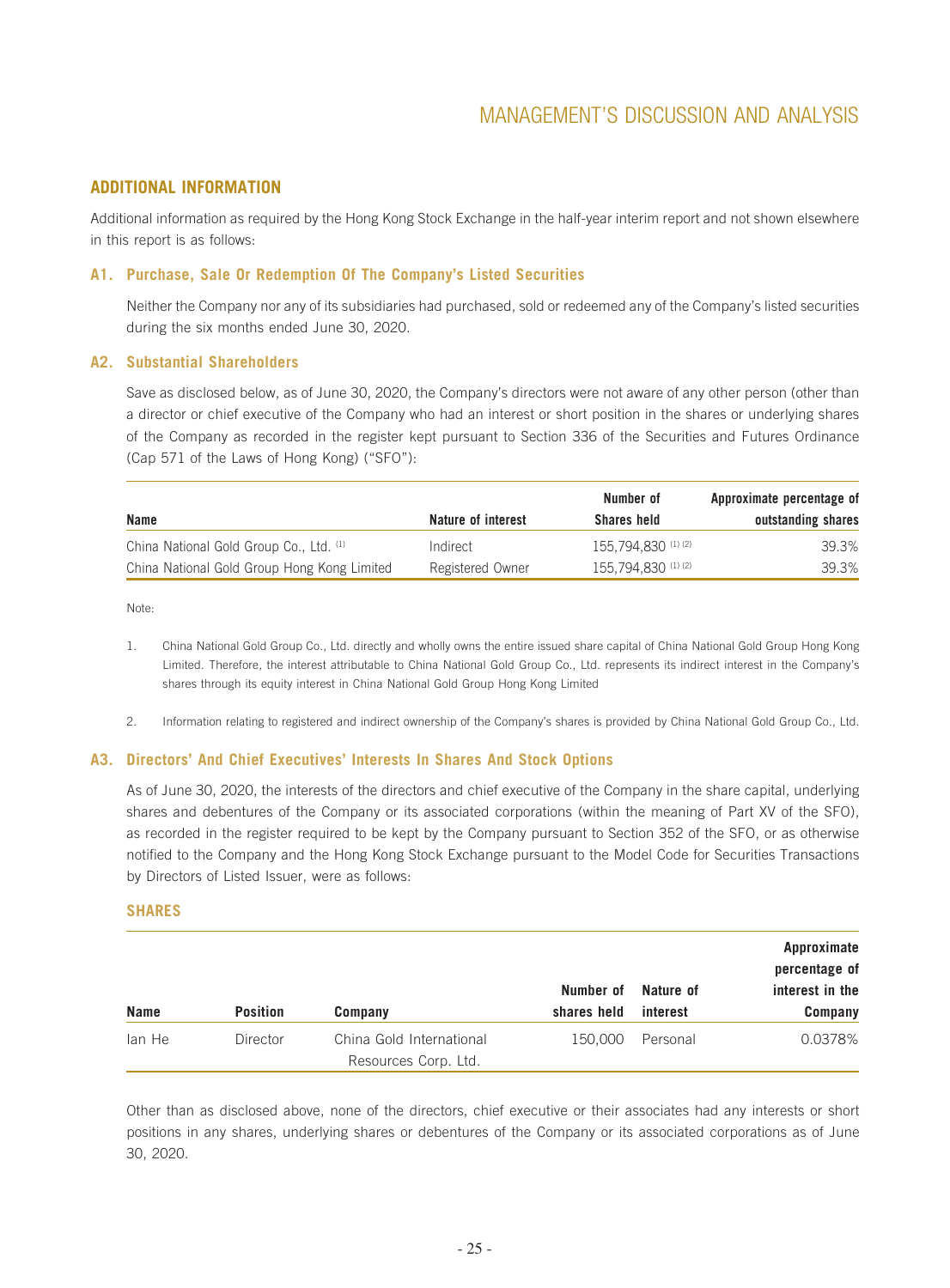## ADDITIONAL INFORMATION

Additional information as required by the Hong Kong Stock Exchange in the half-year interim report and not shown elsewhere in this report is as follows:

### A1. Purchase, Sale Or Redemption Of The Company's Listed Securities

Neither the Company nor any of its subsidiaries had purchased, sold or redeemed any of the Company's listed securities during the six months ended June 30, 2020.

### A2. Substantial Shareholders

Save as disclosed below, as of June 30, 2020, the Company's directors were not aware of any other person (other than a director or chief executive of the Company who had an interest or short position in the shares or underlying shares of the Company as recorded in the register kept pursuant to Section 336 of the Securities and Futures Ordinance (Cap 571 of the Laws of Hong Kong) ("SFO"):

| Name | Nature of interest | Number of Shares held | Approximate percentage of outstanding shares |
|---|---|---|---|
| China National Gold Group Co., Ltd. (1) | Indirect | 155,794,830 (1) (2) | 39.3% |
| China National Gold Group Hong Kong Limited | Registered Owner | 155,794,830 (1) (2) | 39.3% |

Note:

1. China National Gold Group Co., Ltd. directly and wholly owns the entire issued share capital of China National Gold Group Hong Kong Limited. Therefore, the interest attributable to China National Gold Group Co., Ltd. represents its indirect interest in the Company's shares through its equity interest in China National Gold Group Hong Kong Limited

2. Information relating to registered and indirect ownership of the Company's shares is provided by China National Gold Group Co., Ltd.

### A3. Directors' And Chief Executives' Interests In Shares And Stock Options

As of June 30, 2020, the interests of the directors and chief executive of the Company in the share capital, underlying shares and debentures of the Company or its associated corporations (within the meaning of Part XV of the SFO), as recorded in the register required to be kept by the Company pursuant to Section 352 of the SFO, or as otherwise notified to the Company and the Hong Kong Stock Exchange pursuant to the Model Code for Securities Transactions by Directors of Listed Issuer, were as follows:

#### SHARES

| Name | Position | Company | Number of shares held | Nature of interest | Approximate percentage of interest in the Company |
|---|---|---|---|---|---|
| Ian He | Director | China Gold International Resources Corp. Ltd. | 150,000 | Personal | 0.0378% |

Other than as disclosed above, none of the directors, chief executive or their associates had any interests or short positions in any shares, underlying shares or debentures of the Company or its associated corporations as of June 30, 2020.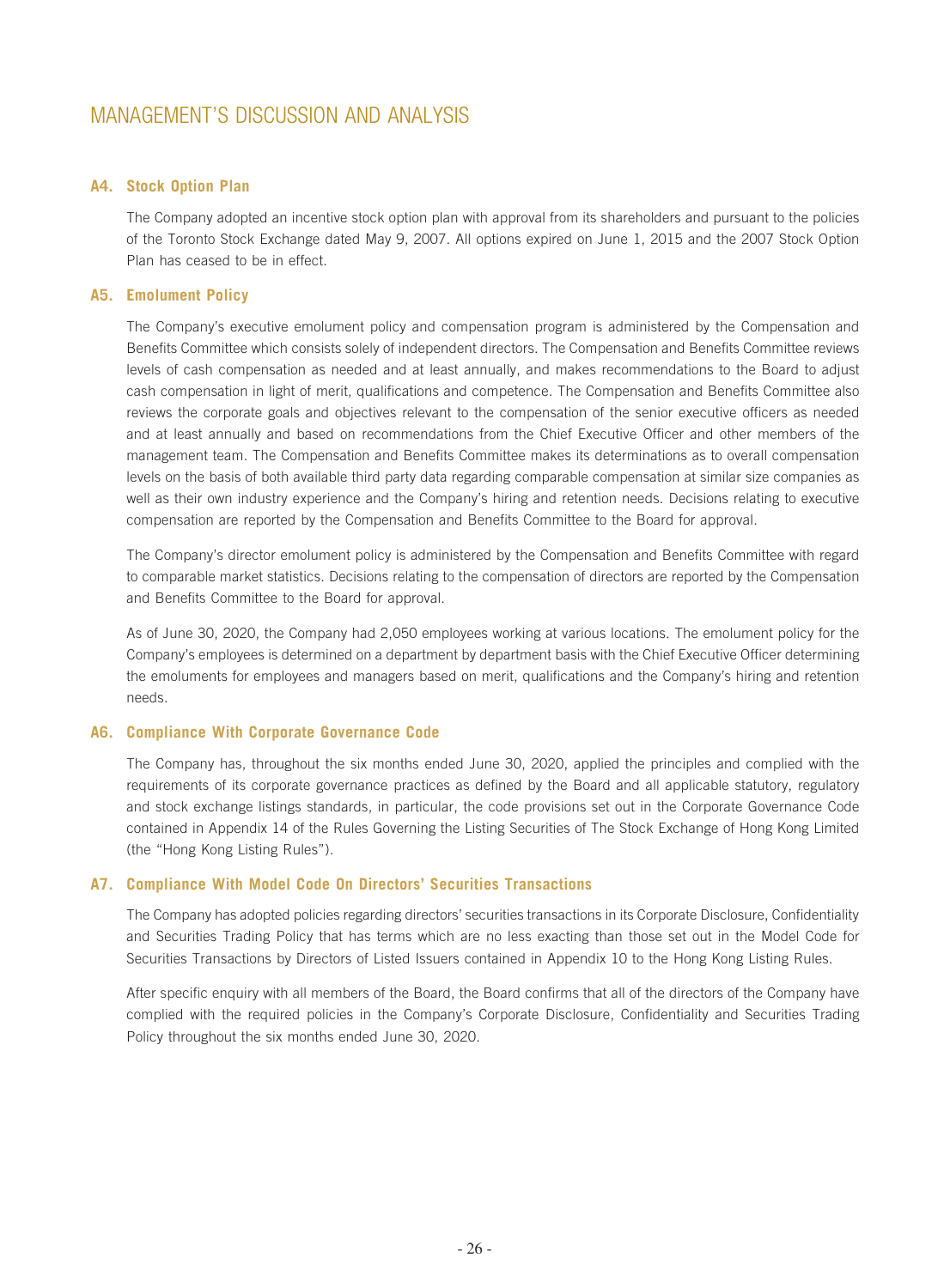## A4. Stock Option Plan

The Company adopted an incentive stock option plan with approval from its shareholders and pursuant to the policies of the Toronto Stock Exchange dated May 9, 2007. All options expired on June 1, 2015 and the 2007 Stock Option Plan has ceased to be in effect.

## A5. Emolument Policy

The Company's executive emolument policy and compensation program is administered by the Compensation and Benefits Committee which consists solely of independent directors. The Compensation and Benefits Committee reviews levels of cash compensation as needed and at least annually, and makes recommendations to the Board to adjust cash compensation in light of merit, qualifications and competence. The Compensation and Benefits Committee also reviews the corporate goals and objectives relevant to the compensation of the senior executive officers as needed and at least annually and based on recommendations from the Chief Executive Officer and other members of the management team. The Compensation and Benefits Committee makes its determinations as to overall compensation levels on the basis of both available third party data regarding comparable compensation at similar size companies as well as their own industry experience and the Company's hiring and retention needs. Decisions relating to executive compensation are reported by the Compensation and Benefits Committee to the Board for approval.

The Company's director emolument policy is administered by the Compensation and Benefits Committee with regard to comparable market statistics. Decisions relating to the compensation of directors are reported by the Compensation and Benefits Committee to the Board for approval.

As of June 30, 2020, the Company had 2,050 employees working at various locations. The emolument policy for the Company's employees is determined on a department by department basis with the Chief Executive Officer determining the emoluments for employees and managers based on merit, qualifications and the Company's hiring and retention needs.

## A6. Compliance With Corporate Governance Code

The Company has, throughout the six months ended June 30, 2020, applied the principles and complied with the requirements of its corporate governance practices as defined by the Board and all applicable statutory, regulatory and stock exchange listings standards, in particular, the code provisions set out in the Corporate Governance Code contained in Appendix 14 of the Rules Governing the Listing Securities of The Stock Exchange of Hong Kong Limited (the "Hong Kong Listing Rules").

## A7. Compliance With Model Code On Directors' Securities Transactions

The Company has adopted policies regarding directors' securities transactions in its Corporate Disclosure, Confidentiality and Securities Trading Policy that has terms which are no less exacting than those set out in the Model Code for Securities Transactions by Directors of Listed Issuers contained in Appendix 10 to the Hong Kong Listing Rules.

After specific enquiry with all members of the Board, the Board confirms that all of the directors of the Company have complied with the required policies in the Company's Corporate Disclosure, Confidentiality and Securities Trading Policy throughout the six months ended June 30, 2020.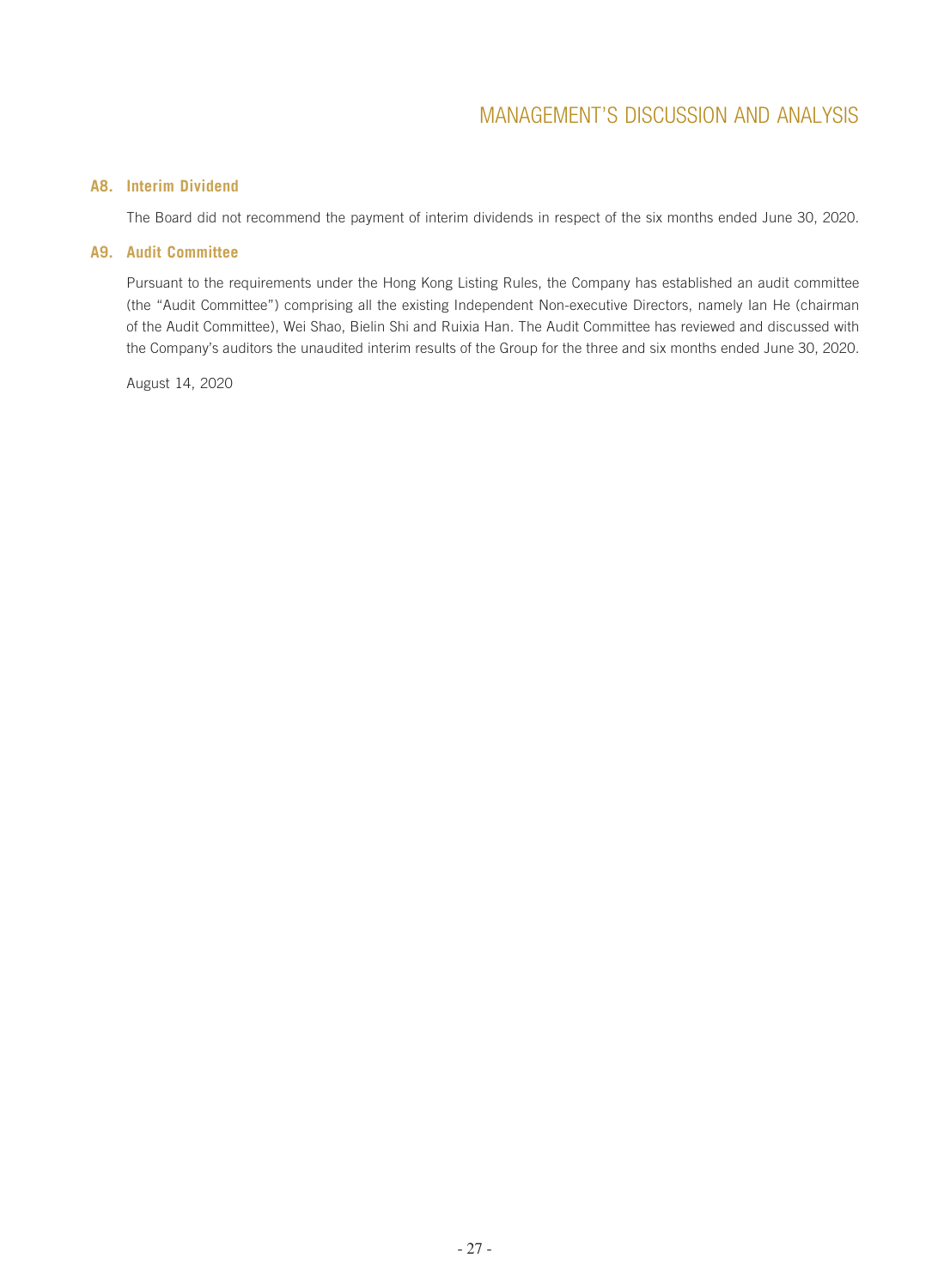### A8. Interim Dividend

The Board did not recommend the payment of interim dividends in respect of the six months ended June 30, 2020.

### A9. Audit Committee

Pursuant to the requirements under the Hong Kong Listing Rules, the Company has established an audit committee (the "Audit Committee") comprising all the existing Independent Non-executive Directors, namely Ian He (chairman of the Audit Committee), Wei Shao, Bielin Shi and Ruixia Han. The Audit Committee has reviewed and discussed with the Company's auditors the unaudited interim results of the Group for the three and six months ended June 30, 2020.

August 14, 2020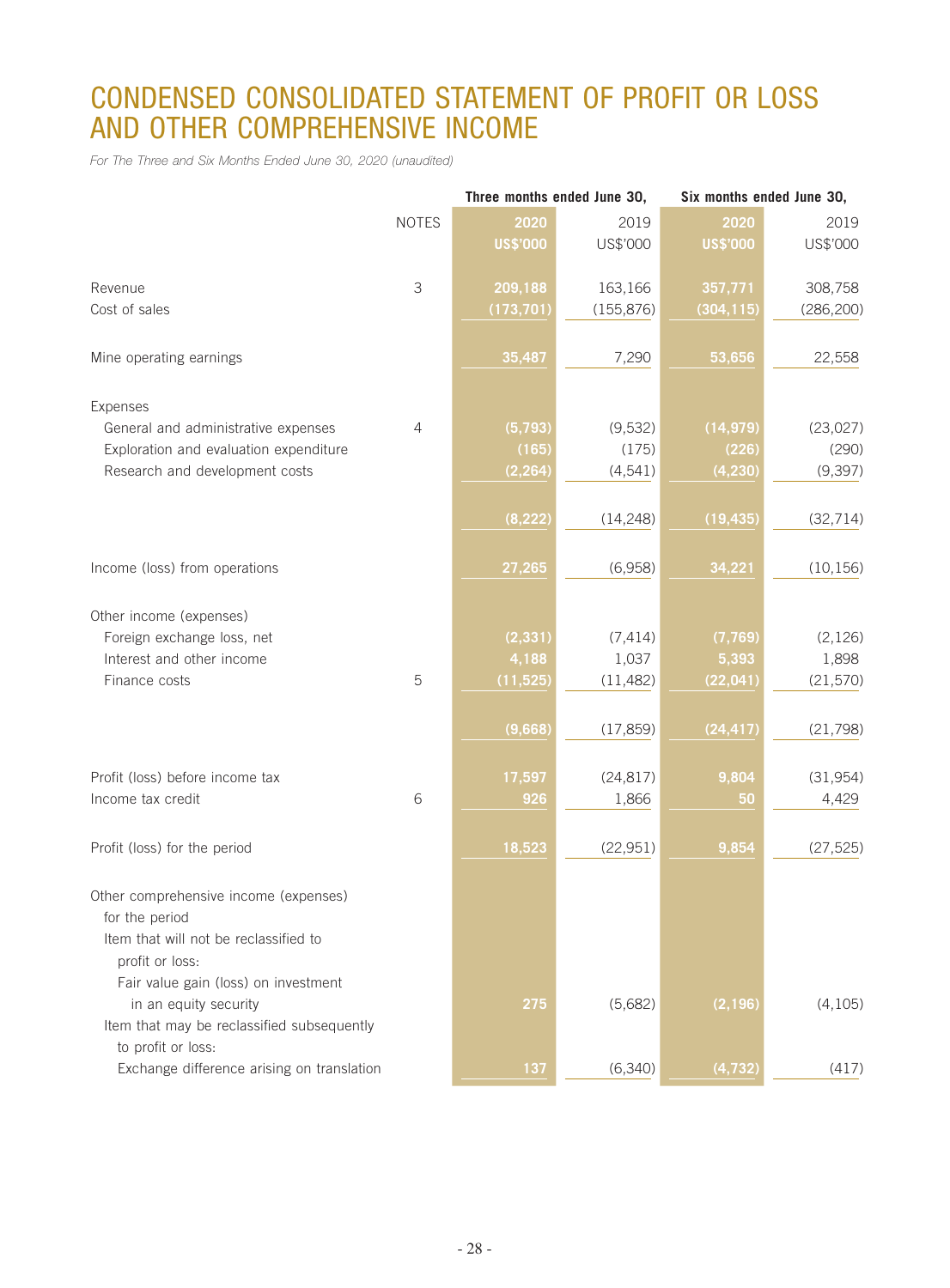# CONDENSED CONSOLIDATED STATEMENT OF PROFIT OR LOSS AND OTHER COMPREHENSIVE INCOME

*For The Three and Six Months Ended June 30, 2020 (unaudited)*

| | NOTES | Three months ended June 30, | | Six months ended June 30, | |
|---|---|---|---|---|---|
| | | **2020** | 2019 | **2020** | 2019 |
| | | **US$'000** | US$'000 | **US$'000** | US$'000 |
| Revenue | 3 | **209,188** | 163,166 | **357,771** | 308,758 |
| Cost of sales | | **(173,701)** | (155,876) | **(304,115)** | (286,200) |
| Mine operating earnings | | **35,487** | 7,290 | **53,656** | 22,558 |
| Expenses | | | | | |
| General and administrative expenses | 4 | **(5,793)** | (9,532) | **(14,979)** | (23,027) |
| Exploration and evaluation expenditure | | **(165)** | (175) | **(226)** | (290) |
| Research and development costs | | **(2,264)** | (4,541) | **(4,230)** | (9,397) |
| | | **(8,222)** | (14,248) | **(19,435)** | (32,714) |
| Income (loss) from operations | | **27,265** | (6,958) | **34,221** | (10,156) |
| Other income (expenses) | | | | | |
| Foreign exchange loss, net | | **(2,331)** | (7,414) | **(7,769)** | (2,126) |
| Interest and other income | | **4,188** | 1,037 | **5,393** | 1,898 |
| Finance costs | 5 | **(11,525)** | (11,482) | **(22,041)** | (21,570) |
| | | **(9,668)** | (17,859) | **(24,417)** | (21,798) |
| Profit (loss) before income tax | | **17,597** | (24,817) | **9,804** | (31,954) |
| Income tax credit | 6 | **926** | 1,866 | **50** | 4,429 |
| Profit (loss) for the period | | **18,523** | (22,951) | **9,854** | (27,525) |
| Other comprehensive income (expenses) for the period | | | | | |
| Item that will not be reclassified to profit or loss: | | | | | |
| Fair value gain (loss) on investment in an equity security | | **275** | (5,682) | **(2,196)** | (4,105) |
| Item that may be reclassified subsequently to profit or loss: | | | | | |
| Exchange difference arising on translation | | **137** | (6,340) | **(4,732)** | (417) |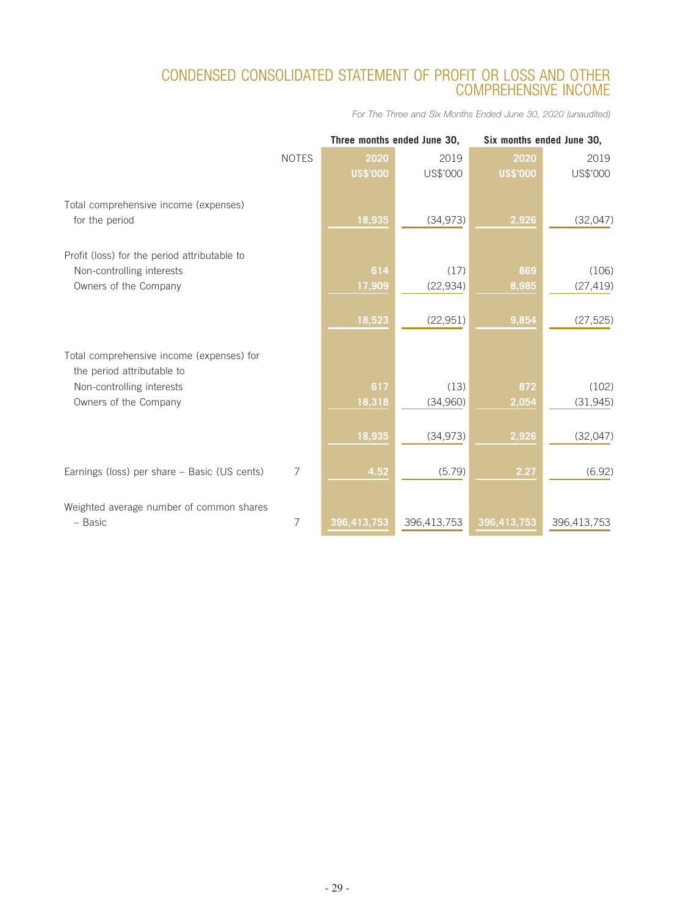## CONDENSED CONSOLIDATED STATEMENT OF PROFIT OR LOSS AND OTHER COMPREHENSIVE INCOME

*For The Three and Six Months Ended June 30, 2020 (unaudited)*

| | | Three months ended June 30, | | Six months ended June 30, | |
|---|---|---|---|---|---|
| | NOTES | **2020** | 2019 | **2020** | 2019 |
| | | **US$'000** | US$'000 | **US$'000** | US$'000 |
| Total comprehensive income (expenses) for the period | | **18,935** | (34,973) | **2,926** | (32,047) |
| Profit (loss) for the period attributable to | | | | | |
| Non-controlling interests | | **614** | (17) | **869** | (106) |
| Owners of the Company | | **17,909** | (22,934) | **8,985** | (27,419) |
| | | **18,523** | (22,951) | **9,854** | (27,525) |
| Total comprehensive income (expenses) for the period attributable to | | | | | |
| Non-controlling interests | | **617** | (13) | **872** | (102) |
| Owners of the Company | | **18,318** | (34,960) | **2,054** | (31,945) |
| | | **18,935** | (34,973) | **2,926** | (32,047) |
| Earnings (loss) per share – Basic (US cents) | 7 | **4.52** | (5.79) | **2.27** | (6.92) |
| Weighted average number of common shares – Basic | 7 | **396,413,753** | 396,413,753 | **396,413,753** | 396,413,753 |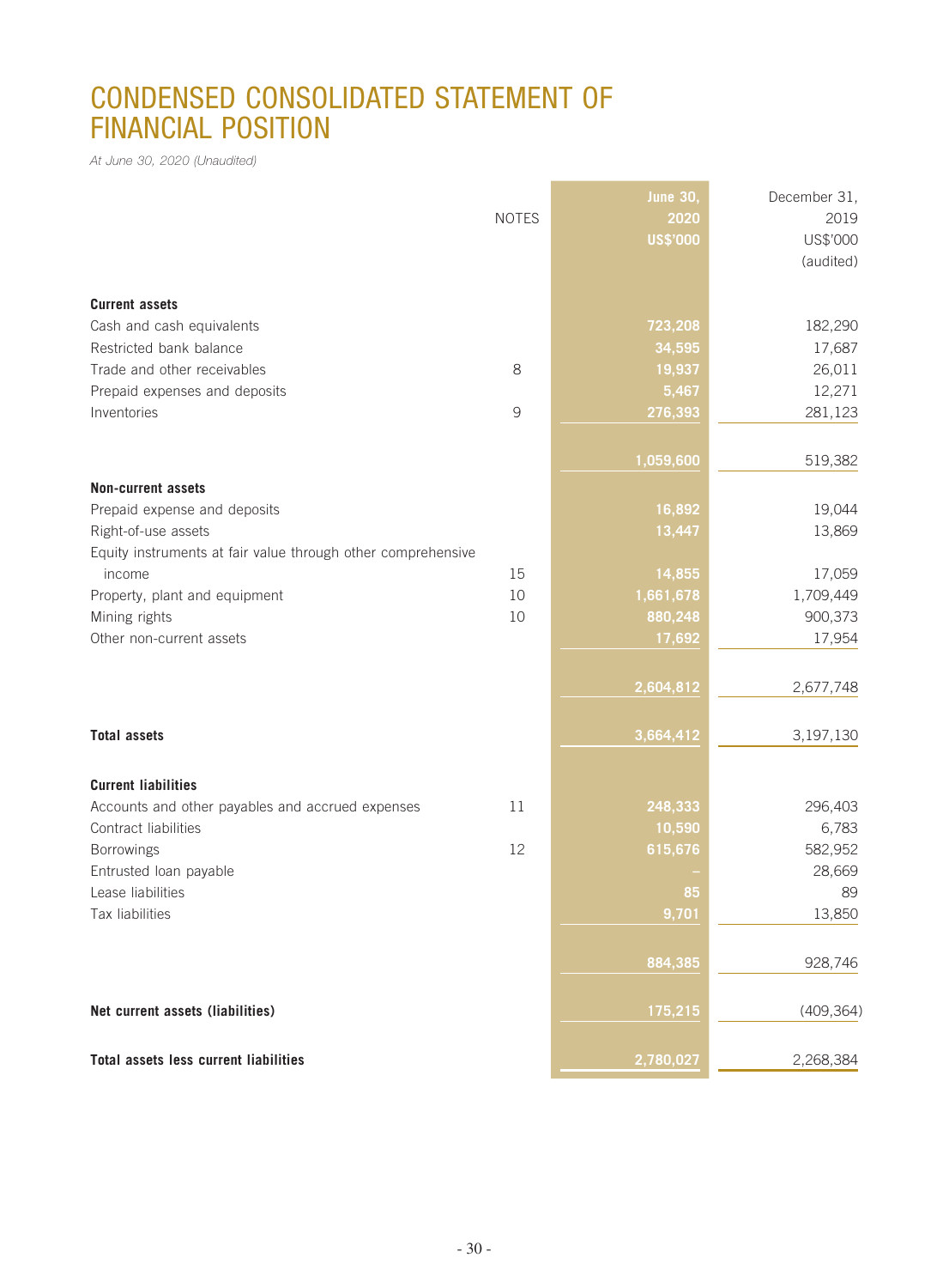# CONDENSED CONSOLIDATED STATEMENT OF FINANCIAL POSITION

*At June 30, 2020 (Unaudited)*

| | NOTES | June 30, 2020 US$'000 | December 31, 2019 US$'000 (audited) |
|---|---|---|---|
| **Current assets** | | | |
| Cash and cash equivalents | | 723,208 | 182,290 |
| Restricted bank balance | | 34,595 | 17,687 |
| Trade and other receivables | 8 | 19,937 | 26,011 |
| Prepaid expenses and deposits | | 5,467 | 12,271 |
| Inventories | 9 | 276,393 | 281,123 |
| | | 1,059,600 | 519,382 |
| **Non-current assets** | | | |
| Prepaid expense and deposits | | 16,892 | 19,044 |
| Right-of-use assets | | 13,447 | 13,869 |
| Equity instruments at fair value through other comprehensive income | 15 | 14,855 | 17,059 |
| Property, plant and equipment | 10 | 1,661,678 | 1,709,449 |
| Mining rights | 10 | 880,248 | 900,373 |
| Other non-current assets | | 17,692 | 17,954 |
| | | 2,604,812 | 2,677,748 |
| **Total assets** | | 3,664,412 | 3,197,130 |
| **Current liabilities** | | | |
| Accounts and other payables and accrued expenses | 11 | 248,333 | 296,403 |
| Contract liabilities | | 10,590 | 6,783 |
| Borrowings | 12 | 615,676 | 582,952 |
| Entrusted loan payable | | – | 28,669 |
| Lease liabilities | | 85 | 89 |
| Tax liabilities | | 9,701 | 13,850 |
| | | 884,385 | 928,746 |
| **Net current assets (liabilities)** | | 175,215 | (409,364) |
| **Total assets less current liabilities** | | 2,780,027 | 2,268,384 |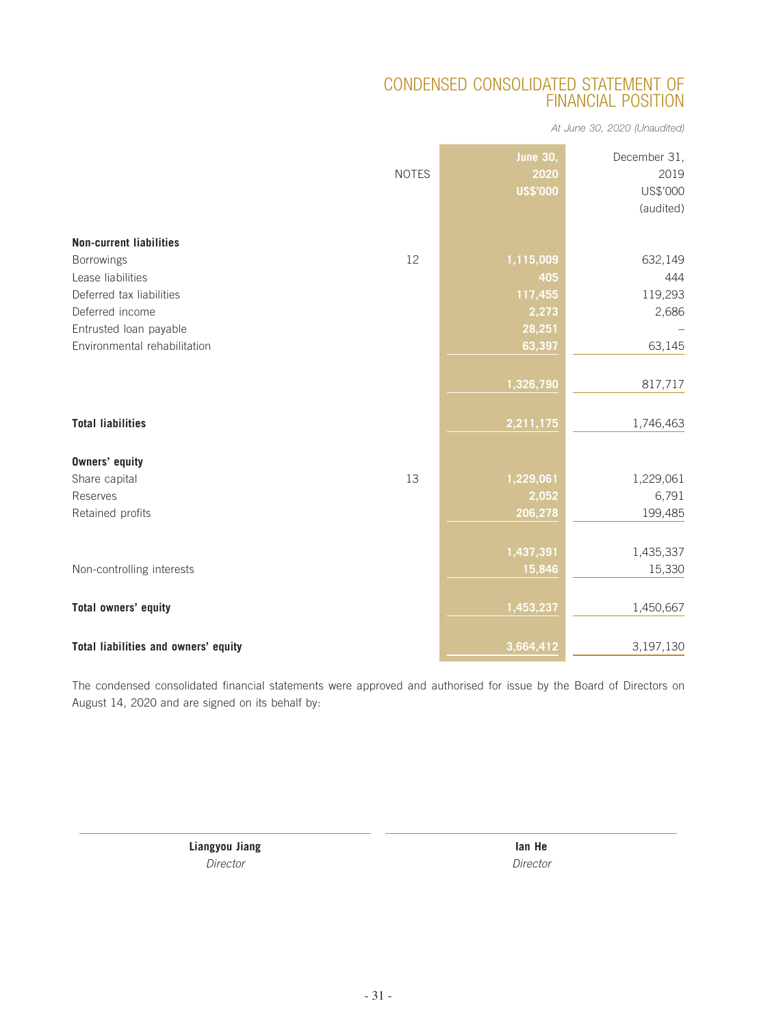# CONDENSED CONSOLIDATED STATEMENT OF FINANCIAL POSITION

*At June 30, 2020 (Unaudited)*

| | NOTES | June 30, 2020 US$'000 | December 31, 2019 US$'000 (audited) |
|---|---|---|---|
| **Non-current liabilities** | | | |
| Borrowings | 12 | 1,115,009 | 632,149 |
| Lease liabilities | | 405 | 444 |
| Deferred tax liabilities | | 117,455 | 119,293 |
| Deferred income | | 2,273 | 2,686 |
| Entrusted loan payable | | 28,251 | – |
| Environmental rehabilitation | | 63,397 | 63,145 |
| | | 1,326,790 | 817,717 |
| **Total liabilities** | | 2,211,175 | 1,746,463 |
| **Owners' equity** | | | |
| Share capital | 13 | 1,229,061 | 1,229,061 |
| Reserves | | 2,052 | 6,791 |
| Retained profits | | 206,278 | 199,485 |
| | | 1,437,391 | 1,435,337 |
| Non-controlling interests | | 15,846 | 15,330 |
| **Total owners' equity** | | 1,453,237 | 1,450,667 |
| **Total liabilities and owners' equity** | | 3,664,412 | 3,197,130 |

The condensed consolidated financial statements were approved and authorised for issue by the Board of Directors on August 14, 2020 and are signed on its behalf by:

**Liangyou Jiang**
*Director*

**Ian He**
*Director*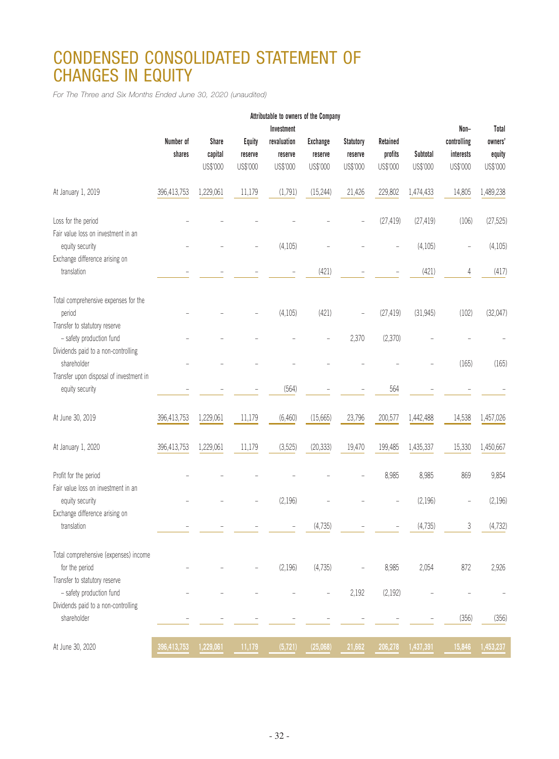# CONDENSED CONSOLIDATED STATEMENT OF CHANGES IN EQUITY

*For The Three and Six Months Ended June 30, 2020 (unaudited)*

| | Attributable to owners of the Company | | | | | | | | | | |
|---|---|---|---|---|---|---|---|---|---|---|---|
| | Number of shares | Share capital US$'000 | Equity reserve US$'000 | Investment revaluation reserve US$'000 | Exchange reserve US$'000 | Statutory reserve US$'000 | Retained profits US$'000 | Subtotal US$'000 | Non–controlling interests US$'000 | Total owners' equity US$'000 |
| At January 1, 2019 | 396,413,753 | 1,229,061 | 11,179 | (1,791) | (15,244) | 21,426 | 229,802 | 1,474,433 | 14,805 | 1,489,238 |
| Loss for the period | – | – | – | – | – | – | (27,419) | (27,419) | (106) | (27,525) |
| Fair value loss on investment in an equity security | – | – | – | (4,105) | – | – | – | (4,105) | – | (4,105) |
| Exchange difference arising on translation | – | – | – | – | (421) | – | – | (421) | 4 | (417) |
| Total comprehensive expenses for the period | – | – | – | (4,105) | (421) | – | (27,419) | (31,945) | (102) | (32,047) |
| Transfer to statutory reserve – safety production fund | – | – | – | – | – | 2,370 | (2,370) | – | – | – |
| Dividends paid to a non-controlling shareholder | – | – | – | – | – | – | – | – | (165) | (165) |
| Transfer upon disposal of investment in equity security | – | – | – | (564) | – | – | 564 | – | – | – |
| At June 30, 2019 | 396,413,753 | 1,229,061 | 11,179 | (6,460) | (15,665) | 23,796 | 200,577 | 1,442,488 | 14,538 | 1,457,026 |
| At January 1, 2020 | 396,413,753 | 1,229,061 | 11,179 | (3,525) | (20,333) | 19,470 | 199,485 | 1,435,337 | 15,330 | 1,450,667 |
| Profit for the period | – | – | – | – | – | – | 8,985 | 8,985 | 869 | 9,854 |
| Fair value loss on investment in an equity security | – | – | – | (2,196) | – | – | – | (2,196) | – | (2,196) |
| Exchange difference arising on translation | – | – | – | – | (4,735) | – | – | (4,735) | 3 | (4,732) |
| Total comprehensive (expenses) income for the period | – | – | – | (2,196) | (4,735) | – | 8,985 | 2,054 | 872 | 2,926 |
| Transfer to statutory reserve – safety production fund | – | – | – | – | – | 2,192 | (2,192) | – | – | – |
| Dividends paid to a non-controlling shareholder | – | – | – | – | – | – | – | – | (356) | (356) |
| At June 30, 2020 | 396,413,753 | 1,229,061 | 11,179 | (5,721) | (25,068) | 21,662 | 206,278 | 1,437,391 | 15,846 | 1,453,237 |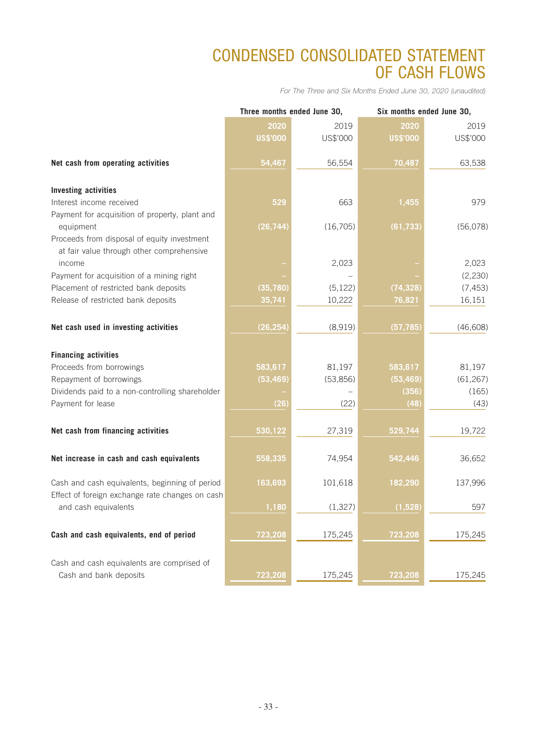# CONDENSED CONSOLIDATED STATEMENT OF CASH FLOWS

*For The Three and Six Months Ended June 30, 2020 (unaudited)*

| | Three months ended June 30, | | Six months ended June 30, | |
|---|---|---|---|---|
| | 2020 | 2019 | 2020 | 2019 |
| | US$'000 | US$'000 | US$'000 | US$'000 |
| **Net cash from operating activities** | 54,467 | 56,554 | 70,487 | 63,538 |
| **Investing activities** | | | | |
| Interest income received | 529 | 663 | 1,455 | 979 |
| Payment for acquisition of property, plant and equipment | (26,744) | (16,705) | (61,733) | (56,078) |
| Proceeds from disposal of equity investment at fair value through other comprehensive income | – | 2,023 | – | 2,023 |
| Payment for acquisition of a mining right | – | – | – | (2,230) |
| Placement of restricted bank deposits | (35,780) | (5,122) | (74,328) | (7,453) |
| Release of restricted bank deposits | 35,741 | 10,222 | 76,821 | 16,151 |
| **Net cash used in investing activities** | (26,254) | (8,919) | (57,785) | (46,608) |
| **Financing activities** | | | | |
| Proceeds from borrowings | 583,617 | 81,197 | 583,617 | 81,197 |
| Repayment of borrowings | (53,469) | (53,856) | (53,469) | (61,267) |
| Dividends paid to a non-controlling shareholder | – | – | (356) | (165) |
| Payment for lease | (26) | (22) | (48) | (43) |
| **Net cash from financing activities** | 530,122 | 27,319 | 529,744 | 19,722 |
| **Net increase in cash and cash equivalents** | 558,335 | 74,954 | 542,446 | 36,652 |
| Cash and cash equivalents, beginning of period | 163,693 | 101,618 | 182,290 | 137,996 |
| Effect of foreign exchange rate changes on cash and cash equivalents | 1,180 | (1,327) | (1,528) | 597 |
| **Cash and cash equivalents, end of period** | 723,208 | 175,245 | 723,208 | 175,245 |
| Cash and cash equivalents are comprised of Cash and bank deposits | 723,208 | 175,245 | 723,208 | 175,245 |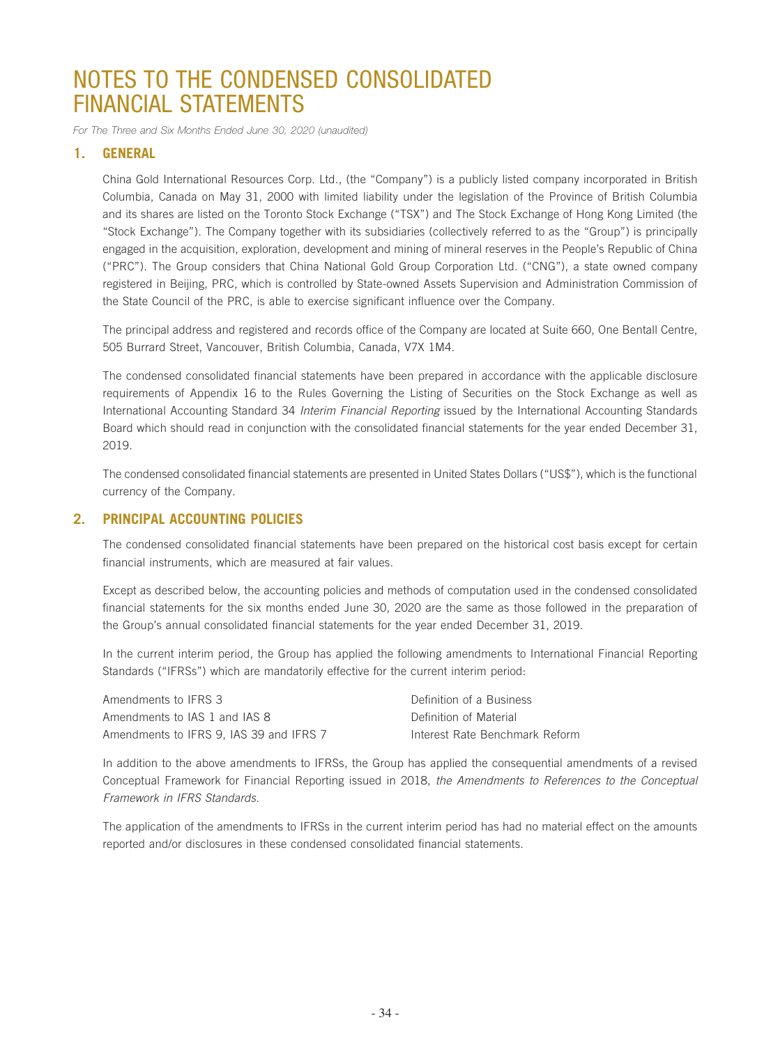# NOTES TO THE CONDENSED CONSOLIDATED FINANCIAL STATEMENTS

*For The Three and Six Months Ended June 30, 2020 (unaudited)*

## 1. GENERAL

China Gold International Resources Corp. Ltd., (the "Company") is a publicly listed company incorporated in British Columbia, Canada on May 31, 2000 with limited liability under the legislation of the Province of British Columbia and its shares are listed on the Toronto Stock Exchange ("TSX") and The Stock Exchange of Hong Kong Limited (the "Stock Exchange"). The Company together with its subsidiaries (collectively referred to as the "Group") is principally engaged in the acquisition, exploration, development and mining of mineral reserves in the People's Republic of China ("PRC"). The Group considers that China National Gold Group Corporation Ltd. ("CNG"), a state owned company registered in Beijing, PRC, which is controlled by State-owned Assets Supervision and Administration Commission of the State Council of the PRC, is able to exercise significant influence over the Company.

The principal address and registered and records office of the Company are located at Suite 660, One Bentall Centre, 505 Burrard Street, Vancouver, British Columbia, Canada, V7X 1M4.

The condensed consolidated financial statements have been prepared in accordance with the applicable disclosure requirements of Appendix 16 to the Rules Governing the Listing of Securities on the Stock Exchange as well as International Accounting Standard 34 *Interim Financial Reporting* issued by the International Accounting Standards Board which should read in conjunction with the consolidated financial statements for the year ended December 31, 2019.

The condensed consolidated financial statements are presented in United States Dollars ("US$"), which is the functional currency of the Company.

## 2. PRINCIPAL ACCOUNTING POLICIES

The condensed consolidated financial statements have been prepared on the historical cost basis except for certain financial instruments, which are measured at fair values.

Except as described below, the accounting policies and methods of computation used in the condensed consolidated financial statements for the six months ended June 30, 2020 are the same as those followed in the preparation of the Group's annual consolidated financial statements for the year ended December 31, 2019.

In the current interim period, the Group has applied the following amendments to International Financial Reporting Standards ("IFRSs") which are mandatorily effective for the current interim period:

| | |
|---|---|
| Amendments to IFRS 3 | Definition of a Business |
| Amendments to IAS 1 and IAS 8 | Definition of Material |
| Amendments to IFRS 9, IAS 39 and IFRS 7 | Interest Rate Benchmark Reform |

In addition to the above amendments to IFRSs, the Group has applied the consequential amendments of a revised Conceptual Framework for Financial Reporting issued in 2018, *the Amendments to References to the Conceptual Framework in IFRS Standards*.

The application of the amendments to IFRSs in the current interim period has had no material effect on the amounts reported and/or disclosures in these condensed consolidated financial statements.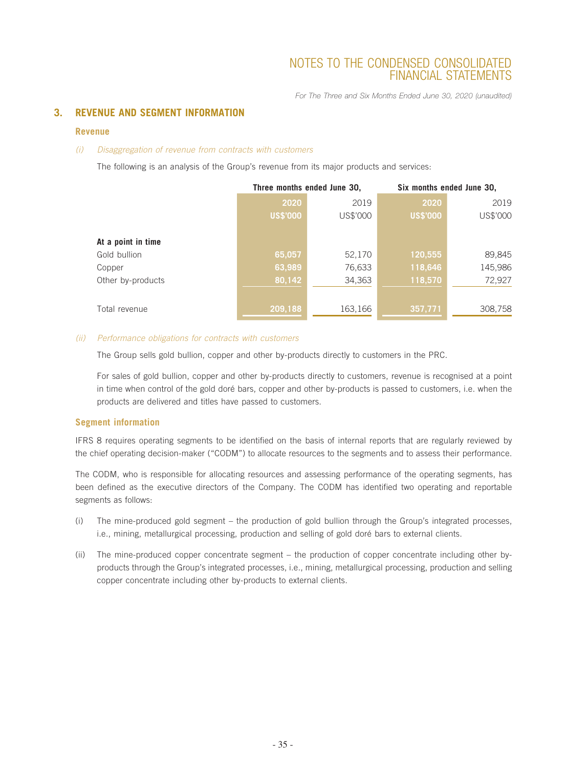## 3. REVENUE AND SEGMENT INFORMATION

### Revenue

*(i) Disaggregation of revenue from contracts with customers*

The following is an analysis of the Group's revenue from its major products and services:

| | Three months ended June 30, | | Six months ended June 30, | |
|---|---|---|---|---|
| | **2020** | 2019 | **2020** | 2019 |
| | **US$'000** | US$'000 | **US$'000** | US$'000 |
| **At a point in time** | | | | |
| Gold bullion | **65,057** | 52,170 | **120,555** | 89,845 |
| Copper | **63,989** | 76,633 | **118,646** | 145,986 |
| Other by-products | **80,142** | 34,363 | **118,570** | 72,927 |
| Total revenue | **209,188** | 163,166 | **357,771** | 308,758 |

*(ii) Performance obligations for contracts with customers*

The Group sells gold bullion, copper and other by-products directly to customers in the PRC.

For sales of gold bullion, copper and other by-products directly to customers, revenue is recognised at a point in time when control of the gold doré bars, copper and other by-products is passed to customers, i.e. when the products are delivered and titles have passed to customers.

### Segment information

IFRS 8 requires operating segments to be identified on the basis of internal reports that are regularly reviewed by the chief operating decision-maker ("CODM") to allocate resources to the segments and to assess their performance.

The CODM, who is responsible for allocating resources and assessing performance of the operating segments, has been defined as the executive directors of the Company. The CODM has identified two operating and reportable segments as follows:

(i) The mine-produced gold segment – the production of gold bullion through the Group's integrated processes, i.e., mining, metallurgical processing, production and selling of gold doré bars to external clients.

(ii) The mine-produced copper concentrate segment – the production of copper concentrate including other by-products through the Group's integrated processes, i.e., mining, metallurgical processing, production and selling copper concentrate including other by-products to external clients.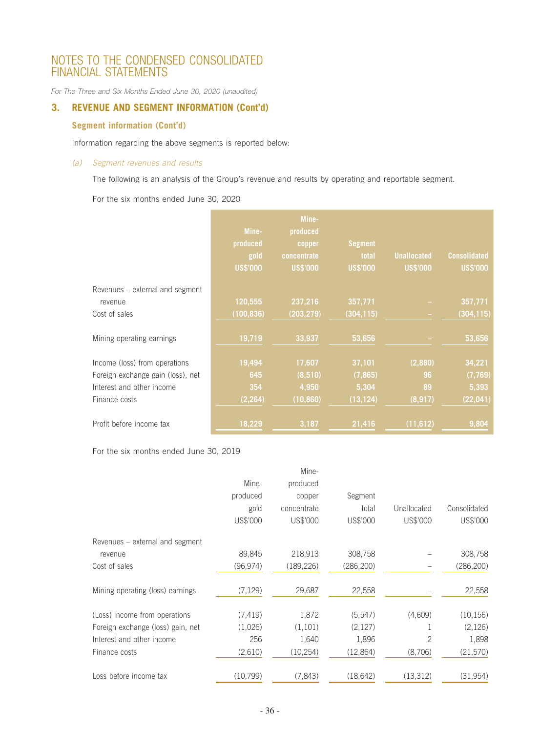# NOTES TO THE CONDENSED CONSOLIDATED FINANCIAL STATEMENTS

*For The Three and Six Months Ended June 30, 2020 (unaudited)*

## 3. REVENUE AND SEGMENT INFORMATION (Cont'd)

### Segment information (Cont'd)

Information regarding the above segments is reported below:

*(a) Segment revenues and results*

The following is an analysis of the Group's revenue and results by operating and reportable segment.

For the six months ended June 30, 2020

| | Mine-produced gold US$'000 | Mine-produced copper concentrate US$'000 | Segment total US$'000 | Unallocated US$'000 | Consolidated US$'000 |
|---|---|---|---|---|---|
| Revenues – external and segment revenue | 120,555 | 237,216 | 357,771 | – | 357,771 |
| Cost of sales | (100,836) | (203,279) | (304,115) | – | (304,115) |
| Mining operating earnings | 19,719 | 33,937 | 53,656 | – | 53,656 |
| Income (loss) from operations | 19,494 | 17,607 | 37,101 | (2,880) | 34,221 |
| Foreign exchange gain (loss), net | 645 | (8,510) | (7,865) | 96 | (7,769) |
| Interest and other income | 354 | 4,950 | 5,304 | 89 | 5,393 |
| Finance costs | (2,264) | (10,860) | (13,124) | (8,917) | (22,041) |
| Profit before income tax | 18,229 | 3,187 | 21,416 | (11,612) | 9,804 |

For the six months ended June 30, 2019

| | Mine-produced gold US$'000 | Mine-produced copper concentrate US$'000 | Segment total US$'000 | Unallocated US$'000 | Consolidated US$'000 |
|---|---|---|---|---|---|
| Revenues – external and segment revenue | 89,845 | 218,913 | 308,758 | – | 308,758 |
| Cost of sales | (96,974) | (189,226) | (286,200) | – | (286,200) |
| Mining operating (loss) earnings | (7,129) | 29,687 | 22,558 | – | 22,558 |
| (Loss) income from operations | (7,419) | 1,872 | (5,547) | (4,609) | (10,156) |
| Foreign exchange (loss) gain, net | (1,026) | (1,101) | (2,127) | 1 | (2,126) |
| Interest and other income | 256 | 1,640 | 1,896 | 2 | 1,898 |
| Finance costs | (2,610) | (10,254) | (12,864) | (8,706) | (21,570) |
| Loss before income tax | (10,799) | (7,843) | (18,642) | (13,312) | (31,954) |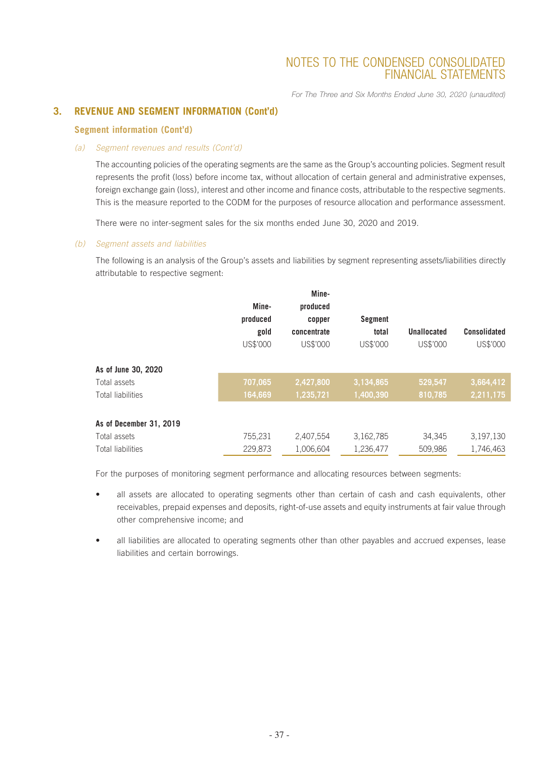## 3. REVENUE AND SEGMENT INFORMATION (Cont'd)

### Segment information (Cont'd)

*(a) Segment revenues and results (Cont'd)*

The accounting policies of the operating segments are the same as the Group's accounting policies. Segment result represents the profit (loss) before income tax, without allocation of certain general and administrative expenses, foreign exchange gain (loss), interest and other income and finance costs, attributable to the respective segments. This is the measure reported to the CODM for the purposes of resource allocation and performance assessment.

There were no inter-segment sales for the six months ended June 30, 2020 and 2019.

*(b) Segment assets and liabilities*

The following is an analysis of the Group's assets and liabilities by segment representing assets/liabilities directly attributable to respective segment:

| | Mine-produced gold | Mine-produced copper concentrate | Segment total | Unallocated | Consolidated |
|---|---|---|---|---|---|
| | US$'000 | US$'000 | US$'000 | US$'000 | US$'000 |
| **As of June 30, 2020** | | | | | |
| Total assets | 707,065 | 2,427,800 | 3,134,865 | 529,547 | 3,664,412 |
| Total liabilities | 164,669 | 1,235,721 | 1,400,390 | 810,785 | 2,211,175 |
| **As of December 31, 2019** | | | | | |
| Total assets | 755,231 | 2,407,554 | 3,162,785 | 34,345 | 3,197,130 |
| Total liabilities | 229,873 | 1,006,604 | 1,236,477 | 509,986 | 1,746,463 |

For the purposes of monitoring segment performance and allocating resources between segments:

- all assets are allocated to operating segments other than certain of cash and cash equivalents, other receivables, prepaid expenses and deposits, right-of-use assets and equity instruments at fair value through other comprehensive income; and
- all liabilities are allocated to operating segments other than other payables and accrued expenses, lease liabilities and certain borrowings.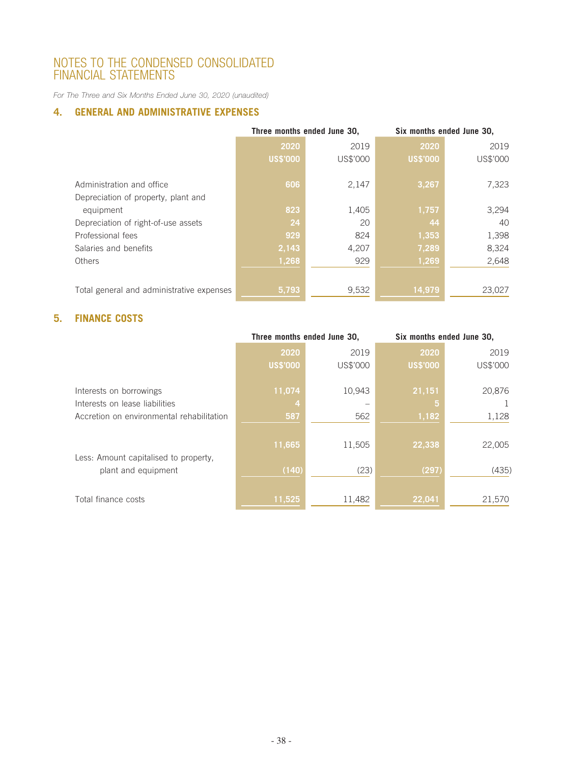# NOTES TO THE CONDENSED CONSOLIDATED FINANCIAL STATEMENTS

*For The Three and Six Months Ended June 30, 2020 (unaudited)*

## 4. GENERAL AND ADMINISTRATIVE EXPENSES

| | Three months ended June 30, | | Six months ended June 30, | |
|---|---|---|---|---|
| | **2020** | 2019 | **2020** | 2019 |
| | **US$'000** | US$'000 | **US$'000** | US$'000 |
| Administration and office | **606** | 2,147 | **3,267** | 7,323 |
| Depreciation of property, plant and equipment | **823** | 1,405 | **1,757** | 3,294 |
| Depreciation of right-of-use assets | **24** | 20 | **44** | 40 |
| Professional fees | **929** | 824 | **1,353** | 1,398 |
| Salaries and benefits | **2,143** | 4,207 | **7,289** | 8,324 |
| Others | **1,268** | 929 | **1,269** | 2,648 |
| Total general and administrative expenses | **5,793** | 9,532 | **14,979** | 23,027 |

## 5. FINANCE COSTS

| | Three months ended June 30, | | Six months ended June 30, | |
|---|---|---|---|---|
| | **2020** | 2019 | **2020** | 2019 |
| | **US$'000** | US$'000 | **US$'000** | US$'000 |
| Interests on borrowings | **11,074** | 10,943 | **21,151** | 20,876 |
| Interests on lease liabilities | **4** | – | **5** | 1 |
| Accretion on environmental rehabilitation | **587** | 562 | **1,182** | 1,128 |
| | **11,665** | 11,505 | **22,338** | 22,005 |
| Less: Amount capitalised to property, plant and equipment | **(140)** | (23) | **(297)** | (435) |
| Total finance costs | **11,525** | 11,482 | **22,041** | 21,570 |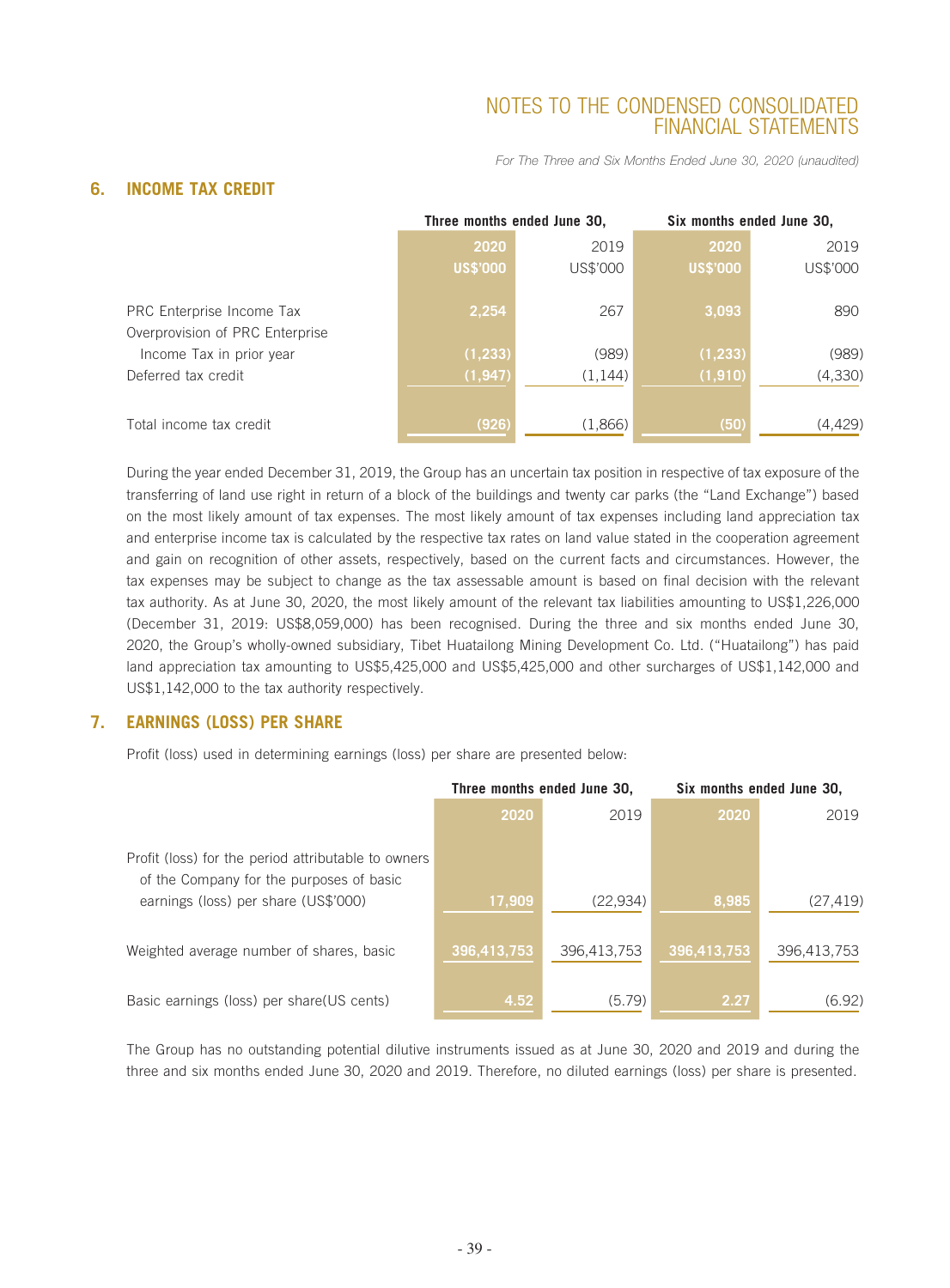## 6. INCOME TAX CREDIT

| | Three months ended June 30, | | Six months ended June 30, | |
|---|---|---|---|---|
| | 2020 | 2019 | 2020 | 2019 |
| | US$'000 | US$'000 | US$'000 | US$'000 |
| PRC Enterprise Income Tax | 2,254 | 267 | 3,093 | 890 |
| Overprovision of PRC Enterprise Income Tax in prior year | (1,233) | (989) | (1,233) | (989) |
| Deferred tax credit | (1,947) | (1,144) | (1,910) | (4,330) |
| Total income tax credit | (926) | (1,866) | (50) | (4,429) |

During the year ended December 31, 2019, the Group has an uncertain tax position in respective of tax exposure of the transferring of land use right in return of a block of the buildings and twenty car parks (the "Land Exchange") based on the most likely amount of tax expenses. The most likely amount of tax expenses including land appreciation tax and enterprise income tax is calculated by the respective tax rates on land value stated in the cooperation agreement and gain on recognition of other assets, respectively, based on the current facts and circumstances. However, the tax expenses may be subject to change as the tax assessable amount is based on final decision with the relevant tax authority. As at June 30, 2020, the most likely amount of the relevant tax liabilities amounting to US$1,226,000 (December 31, 2019: US$8,059,000) has been recognised. During the three and six months ended June 30, 2020, the Group's wholly-owned subsidiary, Tibet Huatailong Mining Development Co. Ltd. ("Huatailong") has paid land appreciation tax amounting to US$5,425,000 and US$5,425,000 and other surcharges of US$1,142,000 and US$1,142,000 to the tax authority respectively.

## 7. EARNINGS (LOSS) PER SHARE

Profit (loss) used in determining earnings (loss) per share are presented below:

| | Three months ended June 30, | | Six months ended June 30, | |
|---|---|---|---|---|
| | 2020 | 2019 | 2020 | 2019 |
| Profit (loss) for the period attributable to owners of the Company for the purposes of basic earnings (loss) per share (US$'000) | 17,909 | (22,934) | 8,985 | (27,419) |
| Weighted average number of shares, basic | 396,413,753 | 396,413,753 | 396,413,753 | 396,413,753 |
| Basic earnings (loss) per share(US cents) | 4.52 | (5.79) | 2.27 | (6.92) |

The Group has no outstanding potential dilutive instruments issued as at June 30, 2020 and 2019 and during the three and six months ended June 30, 2020 and 2019. Therefore, no diluted earnings (loss) per share is presented.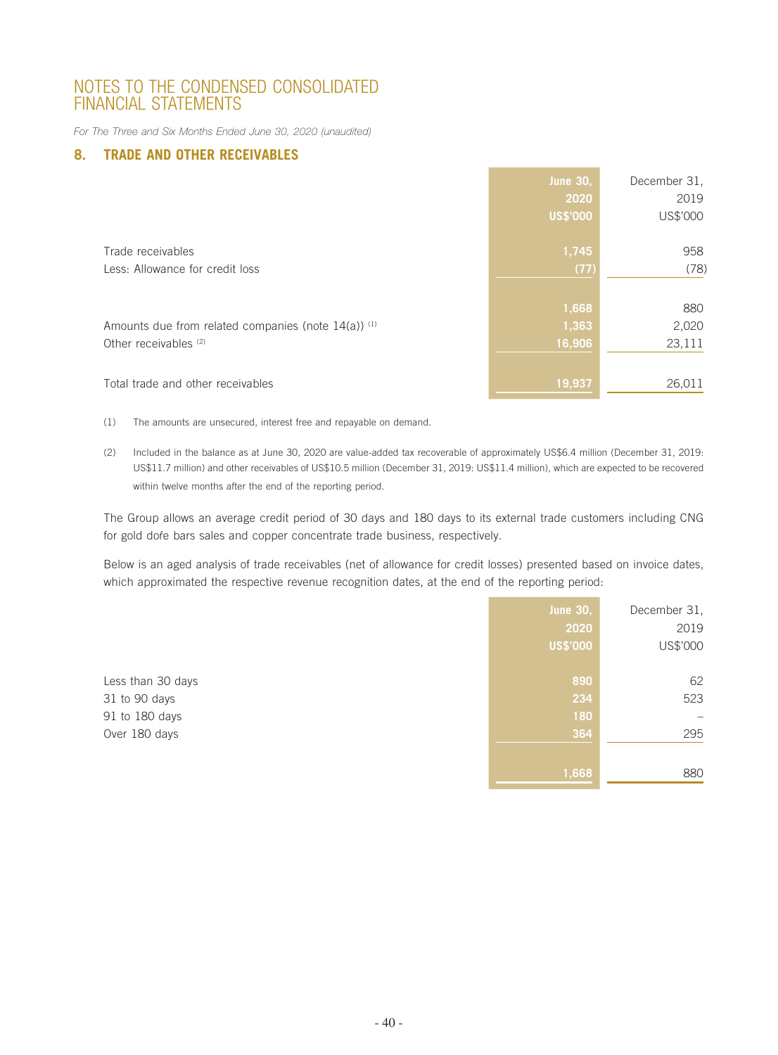# NOTES TO THE CONDENSED CONSOLIDATED FINANCIAL STATEMENTS

*For The Three and Six Months Ended June 30, 2020 (unaudited)*

## 8. TRADE AND OTHER RECEIVABLES

| | June 30, 2020 US$'000 | December 31, 2019 US$'000 |
|---|---|---|
| Trade receivables | 1,745 | 958 |
| Less: Allowance for credit loss | (77) | (78) |
| | 1,668 | 880 |
| Amounts due from related companies (note 14(a)) [(1)] | 1,363 | 2,020 |
| Other receivables [(2)] | 16,906 | 23,111 |
| Total trade and other receivables | 19,937 | 26,011 |

(1) The amounts are unsecured, interest free and repayable on demand.

(2) Included in the balance as at June 30, 2020 are value-added tax recoverable of approximately US$6.4 million (December 31, 2019: US$11.7 million) and other receivables of US$10.5 million (December 31, 2019: US$11.4 million), which are expected to be recovered within twelve months after the end of the reporting period.

The Group allows an average credit period of 30 days and 180 days to its external trade customers including CNG for gold doŕe bars sales and copper concentrate trade business, respectively.

Below is an aged analysis of trade receivables (net of allowance for credit losses) presented based on invoice dates, which approximated the respective revenue recognition dates, at the end of the reporting period:

| | June 30, 2020 US$'000 | December 31, 2019 US$'000 |
|---|---|---|
| Less than 30 days | 890 | 62 |
| 31 to 90 days | 234 | 523 |
| 91 to 180 days | 180 | – |
| Over 180 days | 364 | 295 |
| | 1,668 | 880 |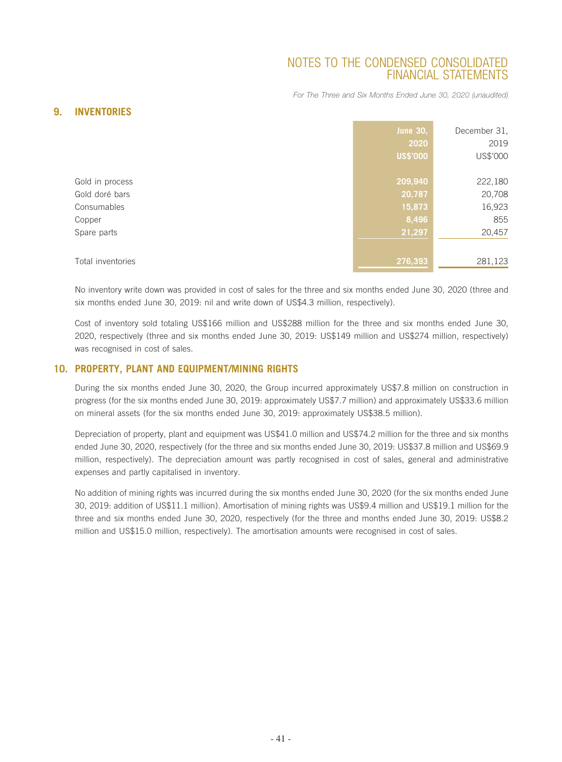## 9. INVENTORIES

| | June 30, 2020 US$'000 | December 31, 2019 US$'000 |
|---|---|---|
| Gold in process | 209,940 | 222,180 |
| Gold doré bars | 20,787 | 20,708 |
| Consumables | 15,873 | 16,923 |
| Copper | 8,496 | 855 |
| Spare parts | 21,297 | 20,457 |
| Total inventories | 276,393 | 281,123 |

No inventory write down was provided in cost of sales for the three and six months ended June 30, 2020 (three and six months ended June 30, 2019: nil and write down of US$4.3 million, respectively).

Cost of inventory sold totaling US$166 million and US$288 million for the three and six months ended June 30, 2020, respectively (three and six months ended June 30, 2019: US$149 million and US$274 million, respectively) was recognised in cost of sales.

## 10. PROPERTY, PLANT AND EQUIPMENT/MINING RIGHTS

During the six months ended June 30, 2020, the Group incurred approximately US$7.8 million on construction in progress (for the six months ended June 30, 2019: approximately US$7.7 million) and approximately US$33.6 million on mineral assets (for the six months ended June 30, 2019: approximately US$38.5 million).

Depreciation of property, plant and equipment was US$41.0 million and US$74.2 million for the three and six months ended June 30, 2020, respectively (for the three and six months ended June 30, 2019: US$37.8 million and US$69.9 million, respectively). The depreciation amount was partly recognised in cost of sales, general and administrative expenses and partly capitalised in inventory.

No addition of mining rights was incurred during the six months ended June 30, 2020 (for the six months ended June 30, 2019: addition of US$11.1 million). Amortisation of mining rights was US$9.4 million and US$19.1 million for the three and six months ended June 30, 2020, respectively (for the three and months ended June 30, 2019: US$8.2 million and US$15.0 million, respectively). The amortisation amounts were recognised in cost of sales.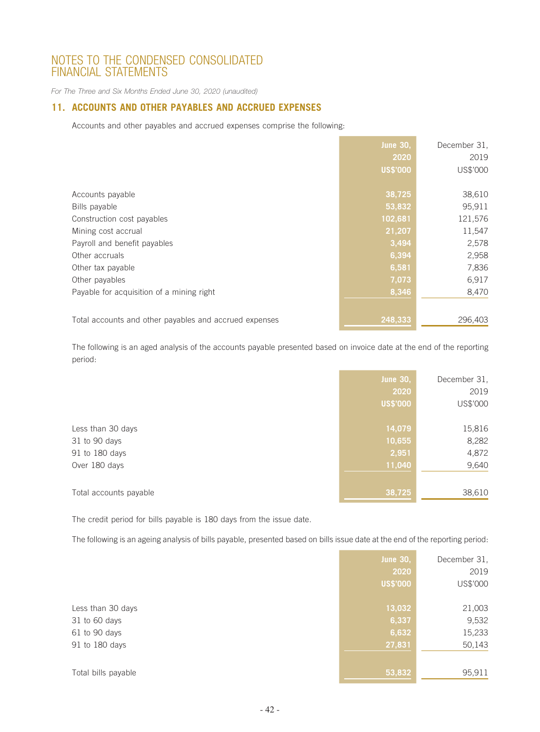# NOTES TO THE CONDENSED CONSOLIDATED FINANCIAL STATEMENTS

*For The Three and Six Months Ended June 30, 2020 (unaudited)*

## 11. ACCOUNTS AND OTHER PAYABLES AND ACCRUED EXPENSES

Accounts and other payables and accrued expenses comprise the following:

| | June 30, 2020 US$'000 | December 31, 2019 US$'000 |
|---|---|---|
| Accounts payable | 38,725 | 38,610 |
| Bills payable | 53,832 | 95,911 |
| Construction cost payables | 102,681 | 121,576 |
| Mining cost accrual | 21,207 | 11,547 |
| Payroll and benefit payables | 3,494 | 2,578 |
| Other accruals | 6,394 | 2,958 |
| Other tax payable | 6,581 | 7,836 |
| Other payables | 7,073 | 6,917 |
| Payable for acquisition of a mining right | 8,346 | 8,470 |
| Total accounts and other payables and accrued expenses | 248,333 | 296,403 |

The following is an aged analysis of the accounts payable presented based on invoice date at the end of the reporting period:

| | June 30, 2020 US$'000 | December 31, 2019 US$'000 |
|---|---|---|
| Less than 30 days | 14,079 | 15,816 |
| 31 to 90 days | 10,655 | 8,282 |
| 91 to 180 days | 2,951 | 4,872 |
| Over 180 days | 11,040 | 9,640 |
| Total accounts payable | 38,725 | 38,610 |

The credit period for bills payable is 180 days from the issue date.

The following is an ageing analysis of bills payable, presented based on bills issue date at the end of the reporting period:

| | June 30, 2020 US$'000 | December 31, 2019 US$'000 |
|---|---|---|
| Less than 30 days | 13,032 | 21,003 |
| 31 to 60 days | 6,337 | 9,532 |
| 61 to 90 days | 6,632 | 15,233 |
| 91 to 180 days | 27,831 | 50,143 |
| Total bills payable | 53,832 | 95,911 |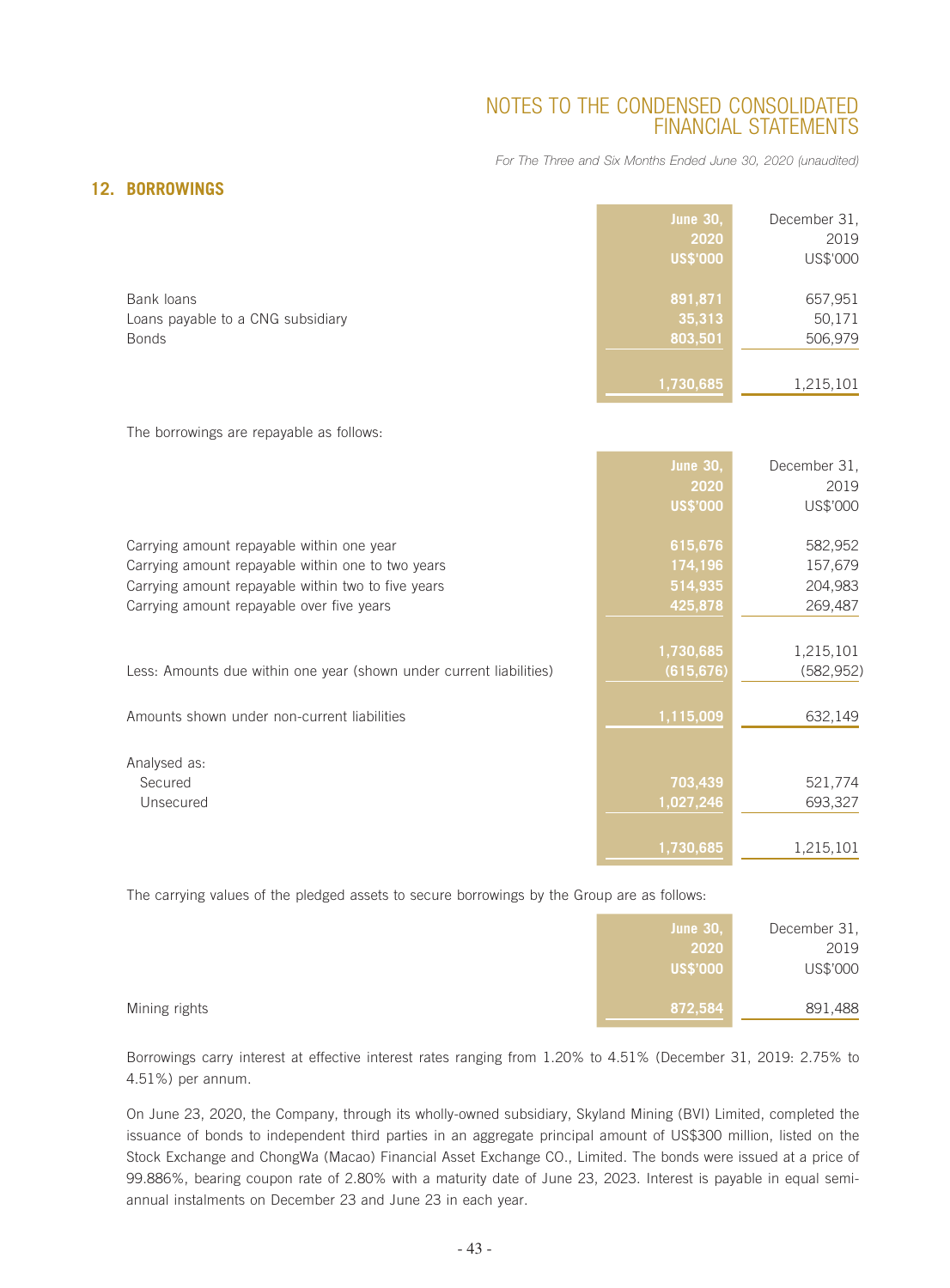## 12. BORROWINGS

| | June 30, 2020 US$'000 | December 31, 2019 US$'000 |
|---|---|---|
| Bank loans | 891,871 | 657,951 |
| Loans payable to a CNG subsidiary | 35,313 | 50,171 |
| Bonds | 803,501 | 506,979 |
| | 1,730,685 | 1,215,101 |

The borrowings are repayable as follows:

| | June 30, 2020 US$'000 | December 31, 2019 US$'000 |
|---|---|---|
| Carrying amount repayable within one year | 615,676 | 582,952 |
| Carrying amount repayable within one to two years | 174,196 | 157,679 |
| Carrying amount repayable within two to five years | 514,935 | 204,983 |
| Carrying amount repayable over five years | 425,878 | 269,487 |
| | 1,730,685 | 1,215,101 |
| Less: Amounts due within one year (shown under current liabilities) | (615,676) | (582,952) |
| Amounts shown under non-current liabilities | 1,115,009 | 632,149 |
| Analysed as: | | |
| Secured | 703,439 | 521,774 |
| Unsecured | 1,027,246 | 693,327 |
| | 1,730,685 | 1,215,101 |

The carrying values of the pledged assets to secure borrowings by the Group are as follows:

| | June 30, 2020 US$'000 | December 31, 2019 US$'000 |
|---|---|---|
| Mining rights | 872,584 | 891,488 |

Borrowings carry interest at effective interest rates ranging from 1.20% to 4.51% (December 31, 2019: 2.75% to 4.51%) per annum.

On June 23, 2020, the Company, through its wholly-owned subsidiary, Skyland Mining (BVI) Limited, completed the issuance of bonds to independent third parties in an aggregate principal amount of US$300 million, listed on the Stock Exchange and ChongWa (Macao) Financial Asset Exchange CO., Limited. The bonds were issued at a price of 99.886%, bearing coupon rate of 2.80% with a maturity date of June 23, 2023. Interest is payable in equal semi-annual instalments on December 23 and June 23 in each year.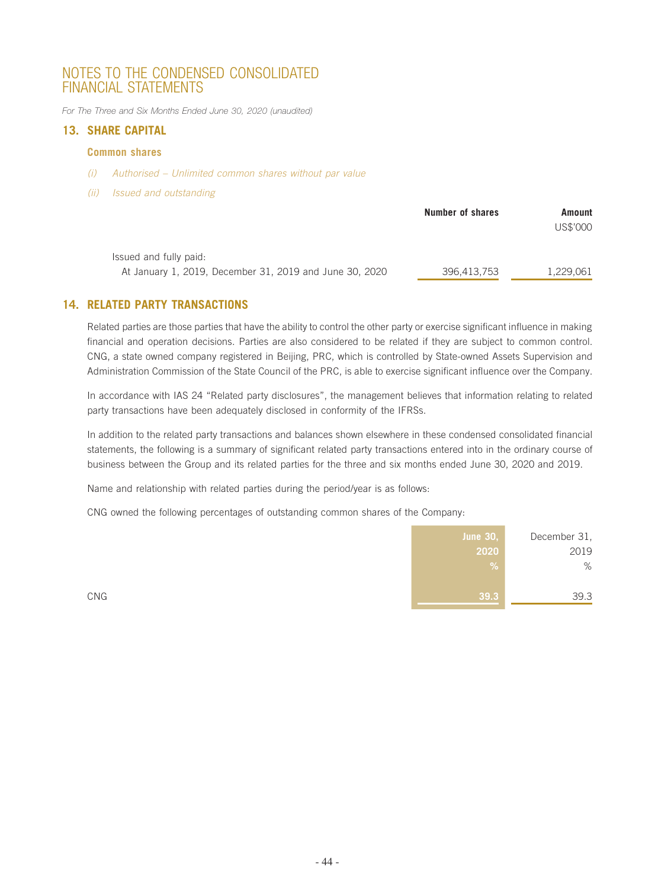# NOTES TO THE CONDENSED CONSOLIDATED FINANCIAL STATEMENTS

*For The Three and Six Months Ended June 30, 2020 (unaudited)*

## 13. SHARE CAPITAL

### Common shares

*(i) Authorised – Unlimited common shares without par value*

*(ii) Issued and outstanding*

| | Number of shares | Amount |
|---|---|---|
| | | US$'000 |
| Issued and fully paid: | | |
| At January 1, 2019, December 31, 2019 and June 30, 2020 | 396,413,753 | 1,229,061 |

## 14. RELATED PARTY TRANSACTIONS

Related parties are those parties that have the ability to control the other party or exercise significant influence in making financial and operation decisions. Parties are also considered to be related if they are subject to common control. CNG, a state owned company registered in Beijing, PRC, which is controlled by State-owned Assets Supervision and Administration Commission of the State Council of the PRC, is able to exercise significant influence over the Company.

In accordance with IAS 24 "Related party disclosures", the management believes that information relating to related party transactions have been adequately disclosed in conformity of the IFRSs.

In addition to the related party transactions and balances shown elsewhere in these condensed consolidated financial statements, the following is a summary of significant related party transactions entered into in the ordinary course of business between the Group and its related parties for the three and six months ended June 30, 2020 and 2019.

Name and relationship with related parties during the period/year is as follows:

CNG owned the following percentages of outstanding common shares of the Company:

| | June 30, 2020 | December 31, 2019 |
|---|---|---|
| | % | % |
| CNG | 39.3 | 39.3 |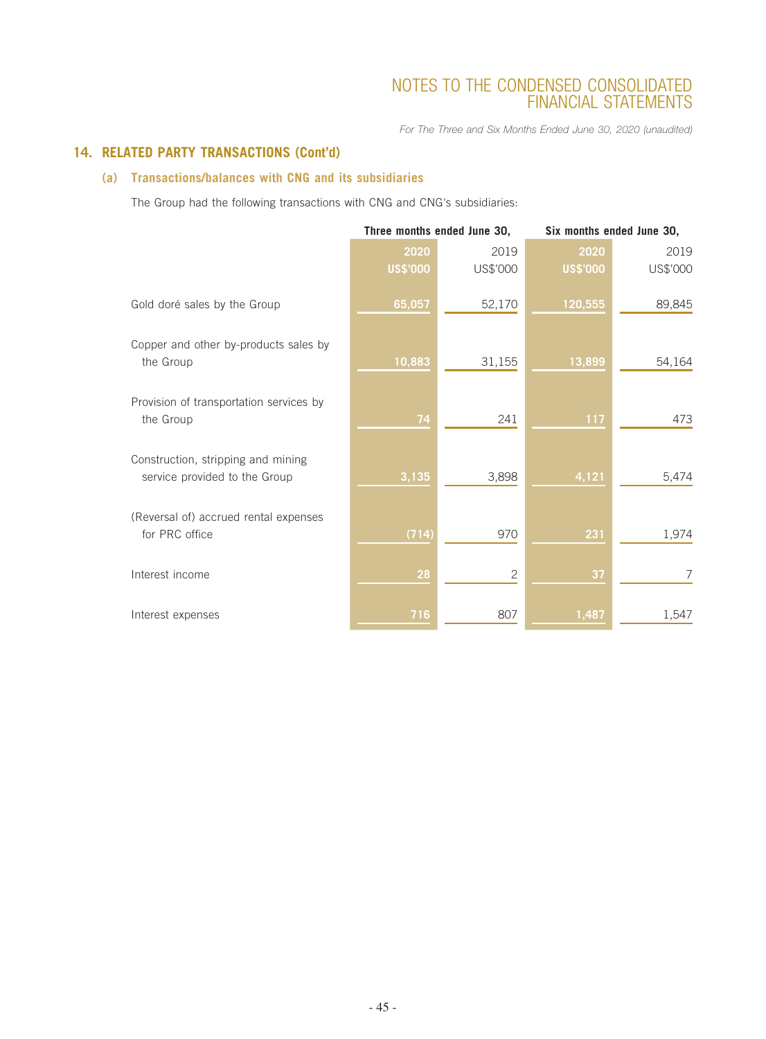## 14. RELATED PARTY TRANSACTIONS (Cont'd)

### (a) Transactions/balances with CNG and its subsidiaries

The Group had the following transactions with CNG and CNG's subsidiaries:

| | Three months ended June 30, | | Six months ended June 30, | |
|---|---|---|---|---|
| | **2020** | 2019 | **2020** | 2019 |
| | **US$'000** | US$'000 | **US$'000** | US$'000 |
| Gold doré sales by the Group | **65,057** | 52,170 | **120,555** | 89,845 |
| Copper and other by-products sales by the Group | **10,883** | 31,155 | **13,899** | 54,164 |
| Provision of transportation services by the Group | **74** | 241 | **117** | 473 |
| Construction, stripping and mining service provided to the Group | **3,135** | 3,898 | **4,121** | 5,474 |
| (Reversal of) accrued rental expenses for PRC office | **(714)** | 970 | **231** | 1,974 |
| Interest income | **28** | 2 | **37** | 7 |
| Interest expenses | **716** | 807 | **1,487** | 1,547 |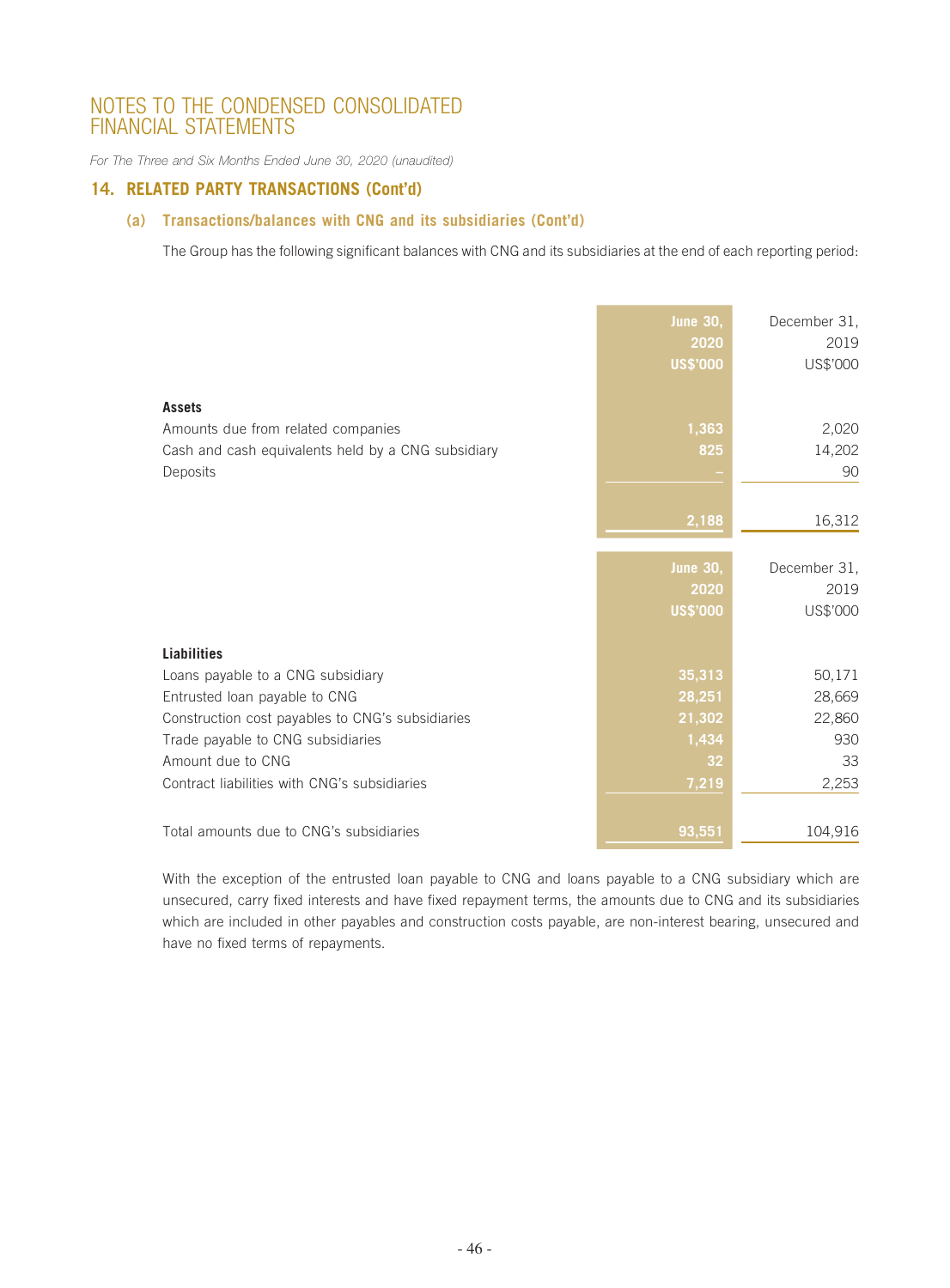# NOTES TO THE CONDENSED CONSOLIDATED FINANCIAL STATEMENTS

*For The Three and Six Months Ended June 30, 2020 (unaudited)*

## 14. RELATED PARTY TRANSACTIONS (Cont'd)

### (a) Transactions/balances with CNG and its subsidiaries (Cont'd)

The Group has the following significant balances with CNG and its subsidiaries at the end of each reporting period:

| | June 30, 2020 US$'000 | December 31, 2019 US$'000 |
|---|---|---|
| **Assets** | | |
| Amounts due from related companies | 1,363 | 2,020 |
| Cash and cash equivalents held by a CNG subsidiary | 825 | 14,202 |
| Deposits | – | 90 |
| | 2,188 | 16,312 |

| | June 30, 2020 US$'000 | December 31, 2019 US$'000 |
|---|---|---|
| **Liabilities** | | |
| Loans payable to a CNG subsidiary | 35,313 | 50,171 |
| Entrusted loan payable to CNG | 28,251 | 28,669 |
| Construction cost payables to CNG's subsidiaries | 21,302 | 22,860 |
| Trade payable to CNG subsidiaries | 1,434 | 930 |
| Amount due to CNG | 32 | 33 |
| Contract liabilities with CNG's subsidiaries | 7,219 | 2,253 |
| Total amounts due to CNG's subsidiaries | 93,551 | 104,916 |

With the exception of the entrusted loan payable to CNG and loans payable to a CNG subsidiary which are unsecured, carry fixed interests and have fixed repayment terms, the amounts due to CNG and its subsidiaries which are included in other payables and construction costs payable, are non-interest bearing, unsecured and have no fixed terms of repayments.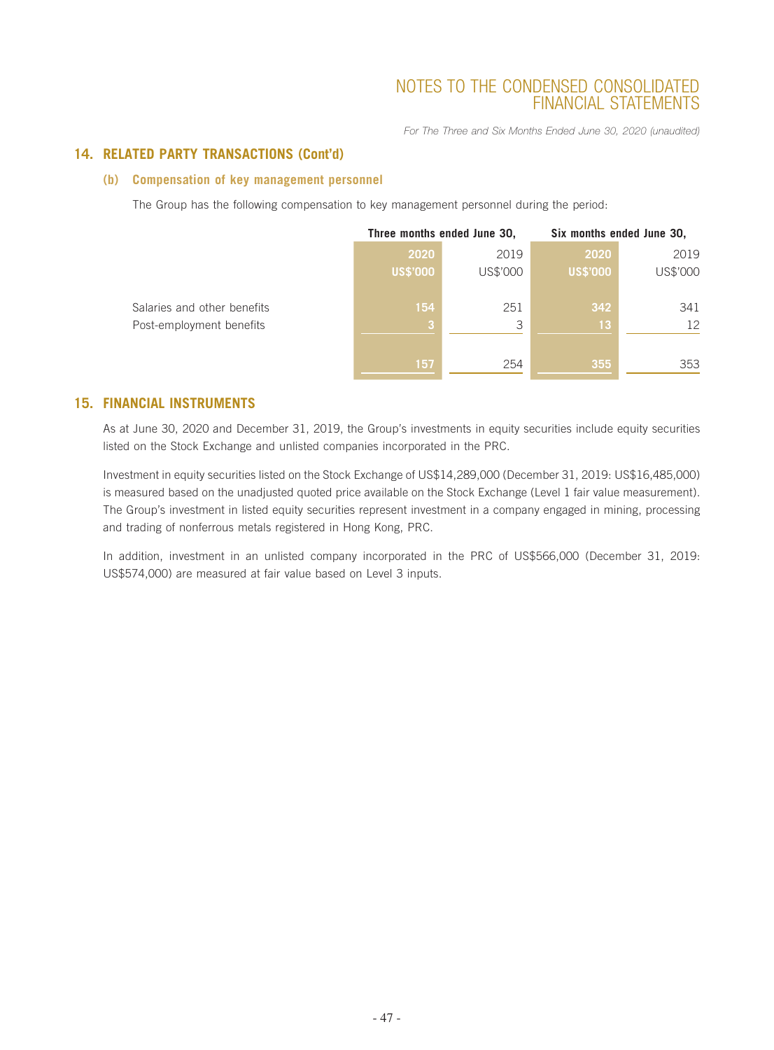## 14. RELATED PARTY TRANSACTIONS (Cont'd)

### (b) Compensation of key management personnel

The Group has the following compensation to key management personnel during the period:

| | Three months ended June 30, | | Six months ended June 30, | |
|---|---|---|---|---|
| | 2020 | 2019 | 2020 | 2019 |
| | US$'000 | US$'000 | US$'000 | US$'000 |
| Salaries and other benefits | 154 | 251 | 342 | 341 |
| Post-employment benefits | 3 | 3 | 13 | 12 |
| | 157 | 254 | 355 | 353 |

## 15. FINANCIAL INSTRUMENTS

As at June 30, 2020 and December 31, 2019, the Group's investments in equity securities include equity securities listed on the Stock Exchange and unlisted companies incorporated in the PRC.

Investment in equity securities listed on the Stock Exchange of US$14,289,000 (December 31, 2019: US$16,485,000) is measured based on the unadjusted quoted price available on the Stock Exchange (Level 1 fair value measurement). The Group's investment in listed equity securities represent investment in a company engaged in mining, processing and trading of nonferrous metals registered in Hong Kong, PRC.

In addition, investment in an unlisted company incorporated in the PRC of US$566,000 (December 31, 2019: US$574,000) are measured at fair value based on Level 3 inputs.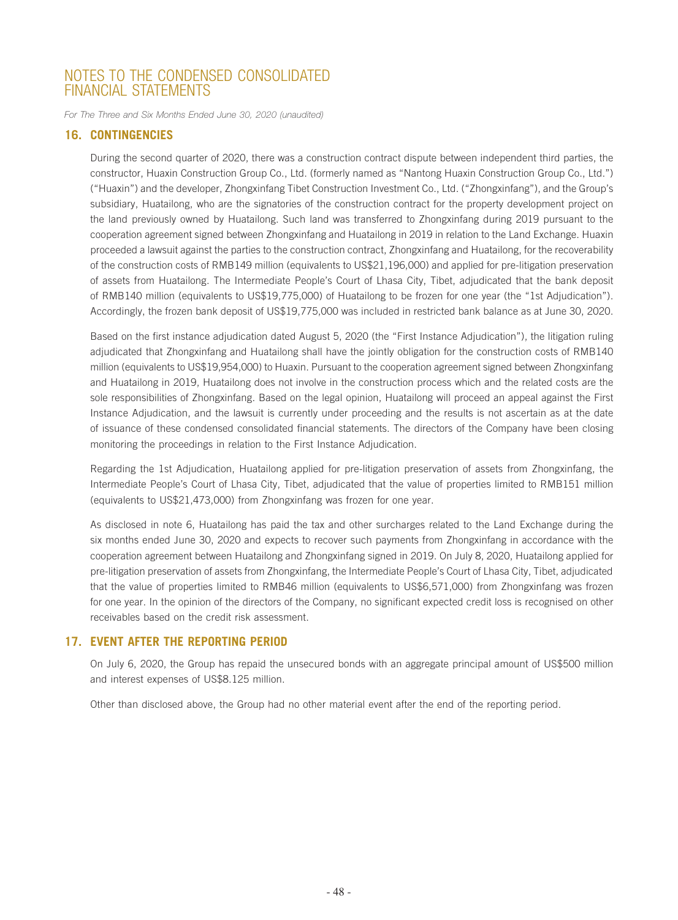# NOTES TO THE CONDENSED CONSOLIDATED FINANCIAL STATEMENTS

*For The Three and Six Months Ended June 30, 2020 (unaudited)*

## 16. CONTINGENCIES

During the second quarter of 2020, there was a construction contract dispute between independent third parties, the constructor, Huaxin Construction Group Co., Ltd. (formerly named as "Nantong Huaxin Construction Group Co., Ltd.") ("Huaxin") and the developer, Zhongxinfang Tibet Construction Investment Co., Ltd. ("Zhongxinfang"), and the Group's subsidiary, Huatailong, who are the signatories of the construction contract for the property development project on the land previously owned by Huatailong. Such land was transferred to Zhongxinfang during 2019 pursuant to the cooperation agreement signed between Zhongxinfang and Huatailong in 2019 in relation to the Land Exchange. Huaxin proceeded a lawsuit against the parties to the construction contract, Zhongxinfang and Huatailong, for the recoverability of the construction costs of RMB149 million (equivalents to US$21,196,000) and applied for pre-litigation preservation of assets from Huatailong. The Intermediate People's Court of Lhasa City, Tibet, adjudicated that the bank deposit of RMB140 million (equivalents to US$19,775,000) of Huatailong to be frozen for one year (the "1st Adjudication"). Accordingly, the frozen bank deposit of US$19,775,000 was included in restricted bank balance as at June 30, 2020.

Based on the first instance adjudication dated August 5, 2020 (the "First Instance Adjudication"), the litigation ruling adjudicated that Zhongxinfang and Huatailong shall have the jointly obligation for the construction costs of RMB140 million (equivalents to US$19,954,000) to Huaxin. Pursuant to the cooperation agreement signed between Zhongxinfang and Huatailong in 2019, Huatailong does not involve in the construction process which and the related costs are the sole responsibilities of Zhongxinfang. Based on the legal opinion, Huatailong will proceed an appeal against the First Instance Adjudication, and the lawsuit is currently under proceeding and the results is not ascertain as at the date of issuance of these condensed consolidated financial statements. The directors of the Company have been closing monitoring the proceedings in relation to the First Instance Adjudication.

Regarding the 1st Adjudication, Huatailong applied for pre-litigation preservation of assets from Zhongxinfang, the Intermediate People's Court of Lhasa City, Tibet, adjudicated that the value of properties limited to RMB151 million (equivalents to US$21,473,000) from Zhongxinfang was frozen for one year.

As disclosed in note 6, Huatailong has paid the tax and other surcharges related to the Land Exchange during the six months ended June 30, 2020 and expects to recover such payments from Zhongxinfang in accordance with the cooperation agreement between Huatailong and Zhongxinfang signed in 2019. On July 8, 2020, Huatailong applied for pre-litigation preservation of assets from Zhongxinfang, the Intermediate People's Court of Lhasa City, Tibet, adjudicated that the value of properties limited to RMB46 million (equivalents to US$6,571,000) from Zhongxinfang was frozen for one year. In the opinion of the directors of the Company, no significant expected credit loss is recognised on other receivables based on the credit risk assessment.

## 17. EVENT AFTER THE REPORTING PERIOD

On July 6, 2020, the Group has repaid the unsecured bonds with an aggregate principal amount of US$500 million and interest expenses of US$8.125 million.

Other than disclosed above, the Group had no other material event after the end of the reporting period.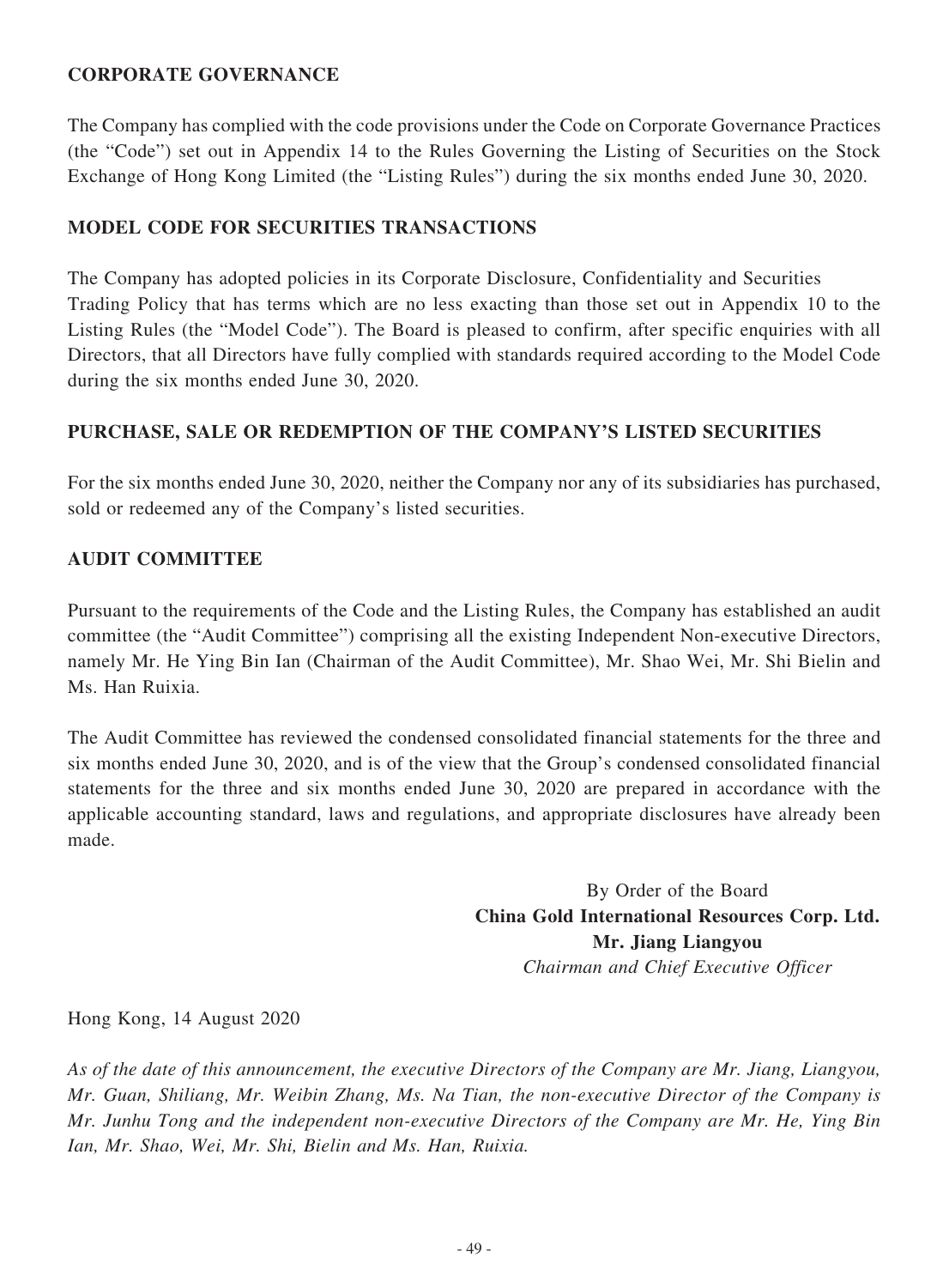## CORPORATE GOVERNANCE

The Company has complied with the code provisions under the Code on Corporate Governance Practices (the "Code") set out in Appendix 14 to the Rules Governing the Listing of Securities on the Stock Exchange of Hong Kong Limited (the "Listing Rules") during the six months ended June 30, 2020.

## MODEL CODE FOR SECURITIES TRANSACTIONS

The Company has adopted policies in its Corporate Disclosure, Confidentiality and Securities Trading Policy that has terms which are no less exacting than those set out in Appendix 10 to the Listing Rules (the "Model Code"). The Board is pleased to confirm, after specific enquiries with all Directors, that all Directors have fully complied with standards required according to the Model Code during the six months ended June 30, 2020.

## PURCHASE, SALE OR REDEMPTION OF THE COMPANY'S LISTED SECURITIES

For the six months ended June 30, 2020, neither the Company nor any of its subsidiaries has purchased, sold or redeemed any of the Company's listed securities.

## AUDIT COMMITTEE

Pursuant to the requirements of the Code and the Listing Rules, the Company has established an audit committee (the "Audit Committee") comprising all the existing Independent Non-executive Directors, namely Mr. He Ying Bin Ian (Chairman of the Audit Committee), Mr. Shao Wei, Mr. Shi Bielin and Ms. Han Ruixia.

The Audit Committee has reviewed the condensed consolidated financial statements for the three and six months ended June 30, 2020, and is of the view that the Group's condensed consolidated financial statements for the three and six months ended June 30, 2020 are prepared in accordance with the applicable accounting standard, laws and regulations, and appropriate disclosures have already been made.

By Order of the Board
**China Gold International Resources Corp. Ltd.**
**Mr. Jiang Liangyou**
*Chairman and Chief Executive Officer*

Hong Kong, 14 August 2020

*As of the date of this announcement, the executive Directors of the Company are Mr. Jiang, Liangyou, Mr. Guan, Shiliang, Mr. Weibin Zhang, Ms. Na Tian, the non-executive Director of the Company is Mr. Junhu Tong and the independent non-executive Directors of the Company are Mr. He, Ying Bin Ian, Mr. Shao, Wei, Mr. Shi, Bielin and Ms. Han, Ruixia.*